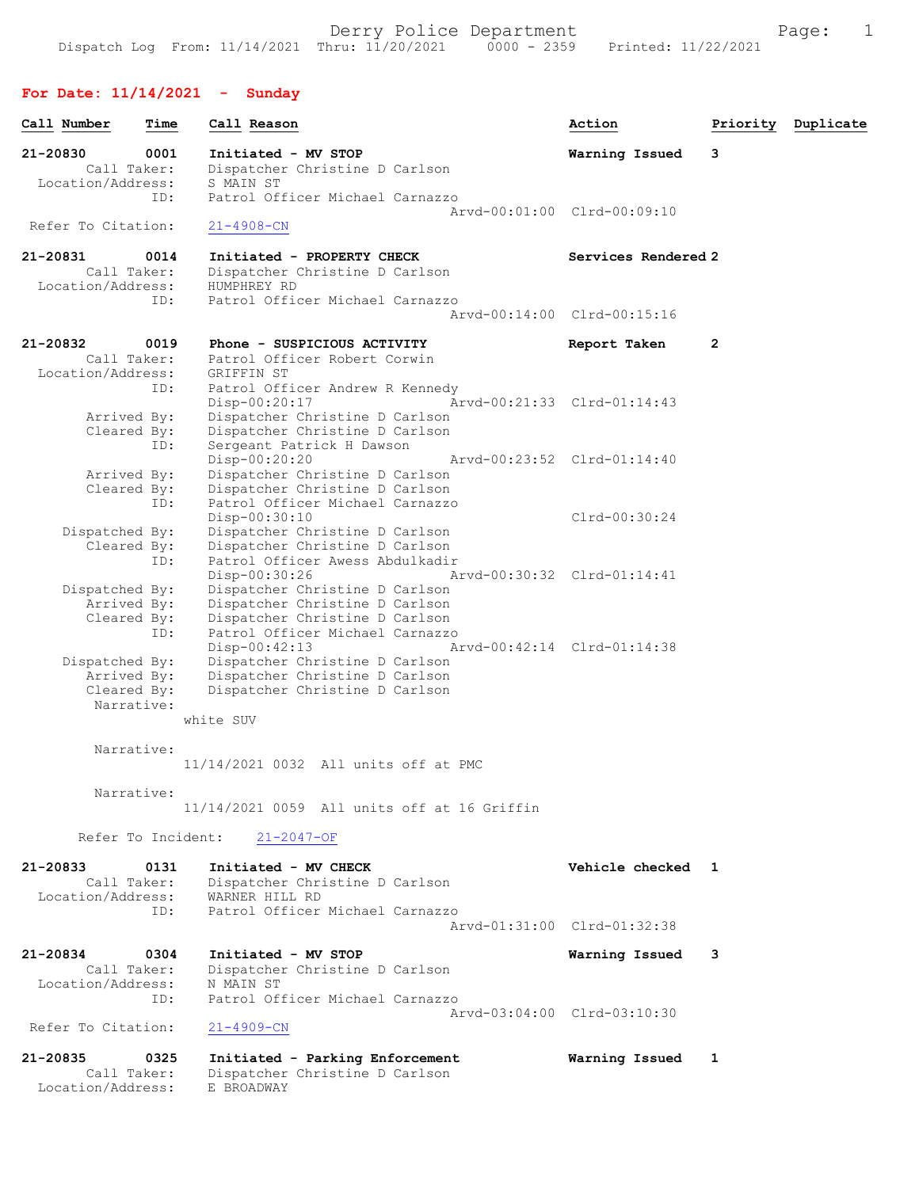Derry Police Department

Dispatch Log From: 11/14/2021 Thru: 11/20/2021 0000 - 2359 Printed: 11/22/2021

## For Date: 11/14/2021 - Sunday

| Call Number | Time | Call Reason | Action | Priority | Duplicate |
|---|---|---|---|---|---|

**21-20830** 0001 **Initiated - MV STOP** — **Warning Issued** 3
- Call Taker: Dispatcher Christine D Carlson
- Location/Address: S MAIN ST
- ID: Patrol Officer Michael Carnazzo
  - Arvd-00:01:00 Clrd-00:09:10
- Refer To Citation: 21-4908-CN

**21-20831** 0014 **Initiated - PROPERTY CHECK** — **Services Rendered** 2
- Call Taker: Dispatcher Christine D Carlson
- Location/Address: HUMPHREY RD
- ID: Patrol Officer Michael Carnazzo
  - Arvd-00:14:00 Clrd-00:15:16

**21-20832** 0019 **Phone - SUSPICIOUS ACTIVITY** — **Report Taken** 2
- Call Taker: Patrol Officer Robert Corwin
- Location/Address: GRIFFIN ST
- ID: Patrol Officer Andrew R Kennedy
  - Disp-00:20:17 Arvd-00:21:33 Clrd-01:14:43
  - Arrived By: Dispatcher Christine D Carlson
  - Cleared By: Dispatcher Christine D Carlson
- ID: Sergeant Patrick H Dawson
  - Disp-00:20:20 Arvd-00:23:52 Clrd-01:14:40
  - Arrived By: Dispatcher Christine D Carlson
  - Cleared By: Dispatcher Christine D Carlson
- ID: Patrol Officer Michael Carnazzo
  - Disp-00:30:10 Clrd-00:30:24
  - Dispatched By: Dispatcher Christine D Carlson
  - Cleared By: Dispatcher Christine D Carlson
- ID: Patrol Officer Awess Abdulkadir
  - Disp-00:30:26 Arvd-00:30:32 Clrd-01:14:41
  - Dispatched By: Dispatcher Christine D Carlson
  - Arrived By: Dispatcher Christine D Carlson
  - Cleared By: Dispatcher Christine D Carlson
- ID: Patrol Officer Michael Carnazzo
  - Disp-00:42:13 Arvd-00:42:14 Clrd-01:14:38
  - Dispatched By: Dispatcher Christine D Carlson
  - Arrived By: Dispatcher Christine D Carlson
  - Cleared By: Dispatcher Christine D Carlson
- Narrative: white SUV
- Narrative: 11/14/2021 0032 All units off at PMC
- Narrative: 11/14/2021 0059 All units off at 16 Griffin
- Refer To Incident: 21-2047-OF

**21-20833** 0131 **Initiated - MV CHECK** — **Vehicle checked** 1
- Call Taker: Dispatcher Christine D Carlson
- Location/Address: WARNER HILL RD
- ID: Patrol Officer Michael Carnazzo
  - Arvd-01:31:00 Clrd-01:32:38

**21-20834** 0304 **Initiated - MV STOP** — **Warning Issued** 3
- Call Taker: Dispatcher Christine D Carlson
- Location/Address: N MAIN ST
- ID: Patrol Officer Michael Carnazzo
  - Arvd-03:04:00 Clrd-03:10:30
- Refer To Citation: 21-4909-CN

**21-20835** 0325 **Initiated - Parking Enforcement** — **Warning Issued** 1
- Call Taker: Dispatcher Christine D Carlson
- Location/Address: E BROADWAY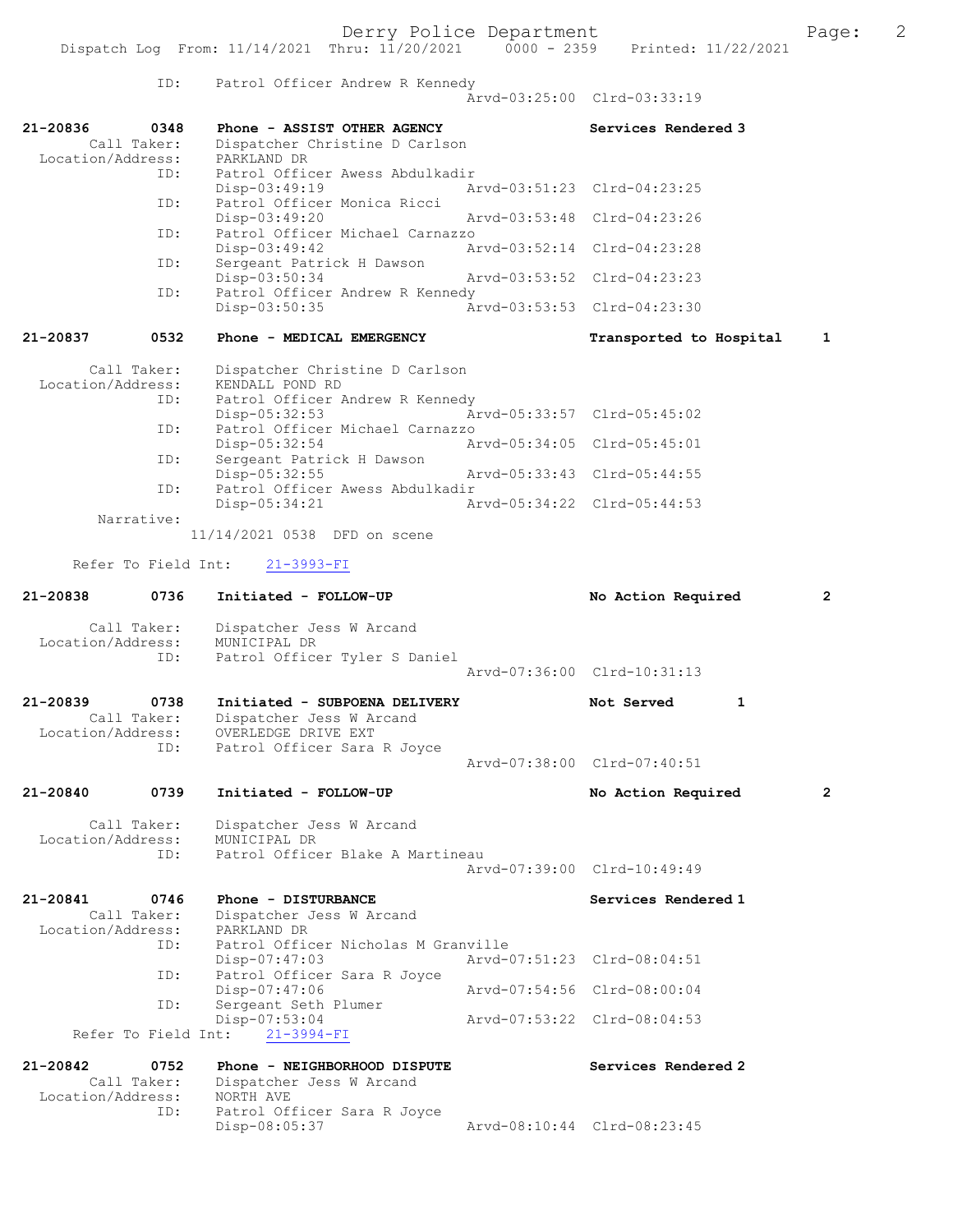ID: Patrol Officer Andrew R Kennedy
Arvd-03:25:00 Clrd-03:33:19

**21-20836 0348 Phone - ASSIST OTHER AGENCY** Services Rendered 3

Call Taker: Dispatcher Christine D Carlson
Location/Address: PARKLAND DR
ID: Patrol Officer Awess Abdulkadir
Disp-03:49:19 Arvd-03:51:23 Clrd-04:23:25
ID: Patrol Officer Monica Ricci
Disp-03:49:20 Arvd-03:53:48 Clrd-04:23:26
ID: Patrol Officer Michael Carnazzo
Disp-03:49:42 Arvd-03:52:14 Clrd-04:23:28
ID: Sergeant Patrick H Dawson
Disp-03:50:34 Arvd-03:53:52 Clrd-04:23:23
ID: Patrol Officer Andrew R Kennedy
Disp-03:50:35 Arvd-03:53:53 Clrd-04:23:30

**21-20837 0532 Phone - MEDICAL EMERGENCY** Transported to Hospital 1

Call Taker: Dispatcher Christine D Carlson
Location/Address: KENDALL POND RD
ID: Patrol Officer Andrew R Kennedy
Disp-05:32:53 Arvd-05:33:57 Clrd-05:45:02
ID: Patrol Officer Michael Carnazzo
Disp-05:32:54 Arvd-05:34:05 Clrd-05:45:01
ID: Sergeant Patrick H Dawson
Disp-05:32:55 Arvd-05:33:43 Clrd-05:44:55
ID: Patrol Officer Awess Abdulkadir
Disp-05:34:21 Arvd-05:34:22 Clrd-05:44:53
Narrative:
11/14/2021 0538 DFD on scene

Refer To Field Int: 21-3993-FI

**21-20838 0736 Initiated - FOLLOW-UP** No Action Required 2

Call Taker: Dispatcher Jess W Arcand
Location/Address: MUNICIPAL DR
ID: Patrol Officer Tyler S Daniel
Arvd-07:36:00 Clrd-10:31:13

**21-20839 0738 Initiated - SUBPOENA DELIVERY** Not Served 1

Call Taker: Dispatcher Jess W Arcand
Location/Address: OVERLEDGE DRIVE EXT
ID: Patrol Officer Sara R Joyce
Arvd-07:38:00 Clrd-07:40:51

**21-20840 0739 Initiated - FOLLOW-UP** No Action Required 2

Call Taker: Dispatcher Jess W Arcand
Location/Address: MUNICIPAL DR
ID: Patrol Officer Blake A Martineau
Arvd-07:39:00 Clrd-10:49:49

**21-20841 0746 Phone - DISTURBANCE** Services Rendered 1

Call Taker: Dispatcher Jess W Arcand
Location/Address: PARKLAND DR
ID: Patrol Officer Nicholas M Granville
Disp-07:47:03 Arvd-07:51:23 Clrd-08:04:51
ID: Patrol Officer Sara R Joyce
Disp-07:47:06 Arvd-07:54:56 Clrd-08:00:04
ID: Sergeant Seth Plumer
Disp-07:53:04 Arvd-07:53:22 Clrd-08:04:53
Refer To Field Int: 21-3994-FI

**21-20842 0752 Phone - NEIGHBORHOOD DISPUTE** Services Rendered 2

Call Taker: Dispatcher Jess W Arcand
Location/Address: NORTH AVE
ID: Patrol Officer Sara R Joyce
Disp-08:05:37 Arvd-08:10:44 Clrd-08:23:45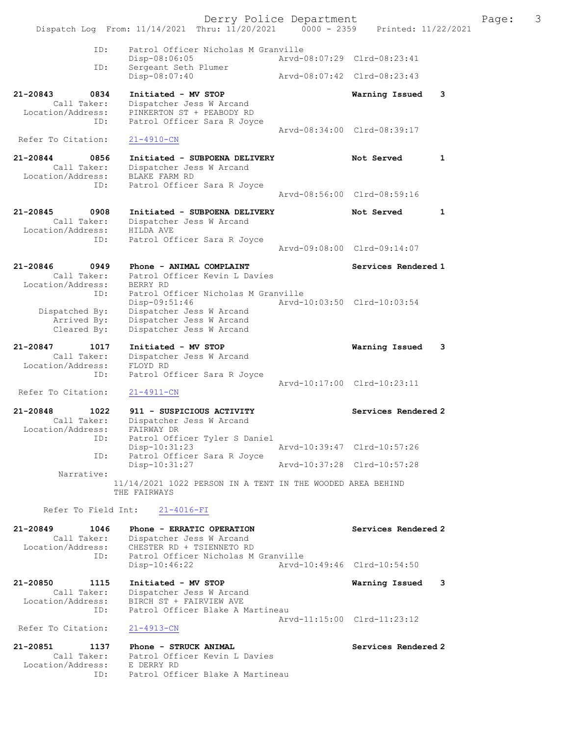```
            ID:     Patrol Officer Nicholas M Granville
                    Disp-08:06:05              Arvd-08:07:29  Clrd-08:23:41
            ID:     Sergeant Seth Plumer
                    Disp-08:07:40              Arvd-08:07:42  Clrd-08:23:43

21-20843       0834  Initiated - MV STOP                      Warning Issued    3
        Call Taker:  Dispatcher Jess W Arcand
  Location/Address:  PINKERTON ST + PEABODY RD
               ID:   Patrol Officer Sara R Joyce
                                               Arvd-08:34:00  Clrd-08:39:17
  Refer To Citation:  21-4910-CN

21-20844       0856  Initiated - SUBPOENA DELIVERY            Not Served        1
        Call Taker:  Dispatcher Jess W Arcand
  Location/Address:  BLAKE FARM RD
               ID:   Patrol Officer Sara R Joyce
                                               Arvd-08:56:00  Clrd-08:59:16

21-20845       0908  Initiated - SUBPOENA DELIVERY            Not Served        1
        Call Taker:  Dispatcher Jess W Arcand
  Location/Address:  HILDA AVE
               ID:   Patrol Officer Sara R Joyce
                                               Arvd-09:08:00  Clrd-09:14:07

21-20846       0949  Phone - ANIMAL COMPLAINT                 Services Rendered 1
        Call Taker:  Patrol Officer Kevin L Davies
  Location/Address:  BERRY RD
               ID:   Patrol Officer Nicholas M Granville
                     Disp-09:51:46             Arvd-10:03:50  Clrd-10:03:54
     Dispatched By:  Dispatcher Jess W Arcand
        Arrived By:  Dispatcher Jess W Arcand
        Cleared By:  Dispatcher Jess W Arcand

21-20847       1017  Initiated - MV STOP                      Warning Issued    3
        Call Taker:  Dispatcher Jess W Arcand
  Location/Address:  FLOYD RD
               ID:   Patrol Officer Sara R Joyce
                                               Arvd-10:17:00  Clrd-10:23:11
  Refer To Citation:  21-4911-CN

21-20848       1022  911 - SUSPICIOUS ACTIVITY                Services Rendered 2
        Call Taker:  Dispatcher Jess W Arcand
  Location/Address:  FAIRWAY DR
               ID:   Patrol Officer Tyler S Daniel
                     Disp-10:31:23             Arvd-10:39:47  Clrd-10:57:26
               ID:   Patrol Officer Sara R Joyce
                     Disp-10:31:27             Arvd-10:37:28  Clrd-10:57:28
         Narrative:
                   11/14/2021 1022 PERSON IN A TENT IN THE WOODED AREA BEHIND
                   THE FAIRWAYS

     Refer To Field Int:    21-4016-FI

21-20849       1046  Phone - ERRATIC OPERATION                Services Rendered 2
        Call Taker:  Dispatcher Jess W Arcand
  Location/Address:  CHESTER RD + TSIENNETO RD
               ID:   Patrol Officer Nicholas M Granville
                     Disp-10:46:22             Arvd-10:49:46  Clrd-10:54:50

21-20850       1115  Initiated - MV STOP                      Warning Issued    3
        Call Taker:  Dispatcher Jess W Arcand
  Location/Address:  BIRCH ST + FAIRVIEW AVE
               ID:   Patrol Officer Blake A Martineau
                                               Arvd-11:15:00  Clrd-11:23:12
  Refer To Citation:  21-4913-CN

21-20851       1137  Phone - STRUCK ANIMAL                    Services Rendered 2
        Call Taker:  Patrol Officer Kevin L Davies
  Location/Address:  E DERRY RD
               ID:   Patrol Officer Blake A Martineau
```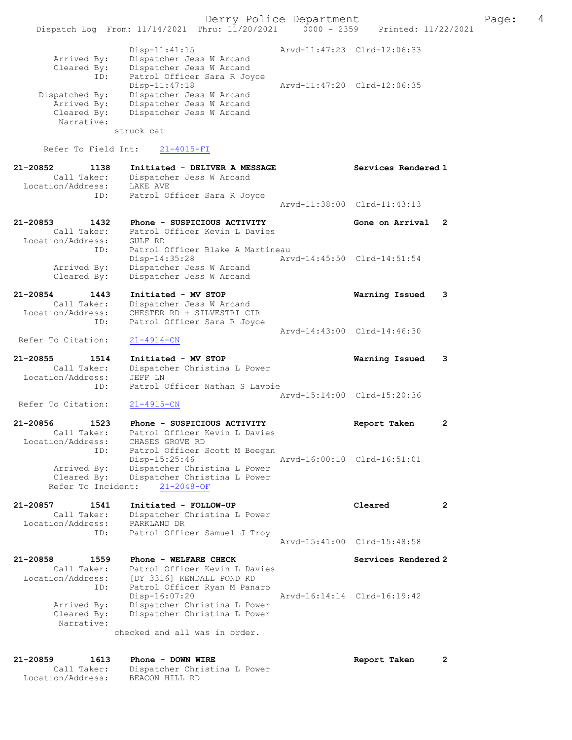```
                Disp-11:41:15                Arvd-11:47:23  Clrd-12:06:33
    Arrived By:     Dispatcher Jess W Arcand
    Cleared By:     Dispatcher Jess W Arcand
            ID:     Patrol Officer Sara R Joyce
                Disp-11:47:18                Arvd-11:47:20  Clrd-12:06:35
 Dispatched By:     Dispatcher Jess W Arcand
    Arrived By:     Dispatcher Jess W Arcand
    Cleared By:     Dispatcher Jess W Arcand
     Narrative:
              struck cat

   Refer To Field Int:    21-4015-FI

21-20852       1138    Initiated - DELIVER A MESSAGE           Services Rendered 1
       Call Taker:     Dispatcher Jess W Arcand
 Location/Address:     LAKE AVE
               ID:     Patrol Officer Sara R Joyce
                                                 Arvd-11:38:00  Clrd-11:43:13

21-20853       1432    Phone - SUSPICIOUS ACTIVITY             Gone on Arrival   2
       Call Taker:     Patrol Officer Kevin L Davies
 Location/Address:     GULF RD
               ID:     Patrol Officer Blake A Martineau
                   Disp-14:35:28                 Arvd-14:45:50  Clrd-14:51:54
       Arrived By:     Dispatcher Jess W Arcand
       Cleared By:     Dispatcher Jess W Arcand

21-20854       1443    Initiated - MV STOP                     Warning Issued    3
       Call Taker:     Dispatcher Jess W Arcand
 Location/Address:     CHESTER RD + SILVESTRI CIR
               ID:     Patrol Officer Sara R Joyce
                                                 Arvd-14:43:00  Clrd-14:46:30
Refer To Citation:     21-4914-CN

21-20855       1514    Initiated - MV STOP                     Warning Issued    3
       Call Taker:     Dispatcher Christina L Power
 Location/Address:     JEFF LN
               ID:     Patrol Officer Nathan S Lavoie
                                                 Arvd-15:14:00  Clrd-15:20:36
Refer To Citation:     21-4915-CN

21-20856       1523    Phone - SUSPICIOUS ACTIVITY             Report Taken      2
       Call Taker:     Patrol Officer Kevin L Davies
 Location/Address:     CHASES GROVE RD
               ID:     Patrol Officer Scott M Beegan
                   Disp-15:25:46                 Arvd-16:00:10  Clrd-16:51:01
       Arrived By:     Dispatcher Christina L Power
       Cleared By:     Dispatcher Christina L Power
   Refer To Incident:     21-2048-OF

21-20857       1541    Initiated - FOLLOW-UP                   Cleared           2
       Call Taker:     Dispatcher Christina L Power
 Location/Address:     PARKLAND DR
               ID:     Patrol Officer Samuel J Troy
                                                 Arvd-15:41:00  Clrd-15:48:58

21-20858       1559    Phone - WELFARE CHECK                   Services Rendered 2
       Call Taker:     Patrol Officer Kevin L Davies
 Location/Address:     [DY 3316] KENDALL POND RD
               ID:     Patrol Officer Ryan M Panaro
                   Disp-16:07:20                 Arvd-16:14:14  Clrd-16:19:42
       Arrived By:     Dispatcher Christina L Power
       Cleared By:     Dispatcher Christina L Power
        Narrative:
              checked and all was in order.

21-20859       1613    Phone - DOWN WIRE                       Report Taken      2
       Call Taker:     Dispatcher Christina L Power
 Location/Address:     BEACON HILL RD
```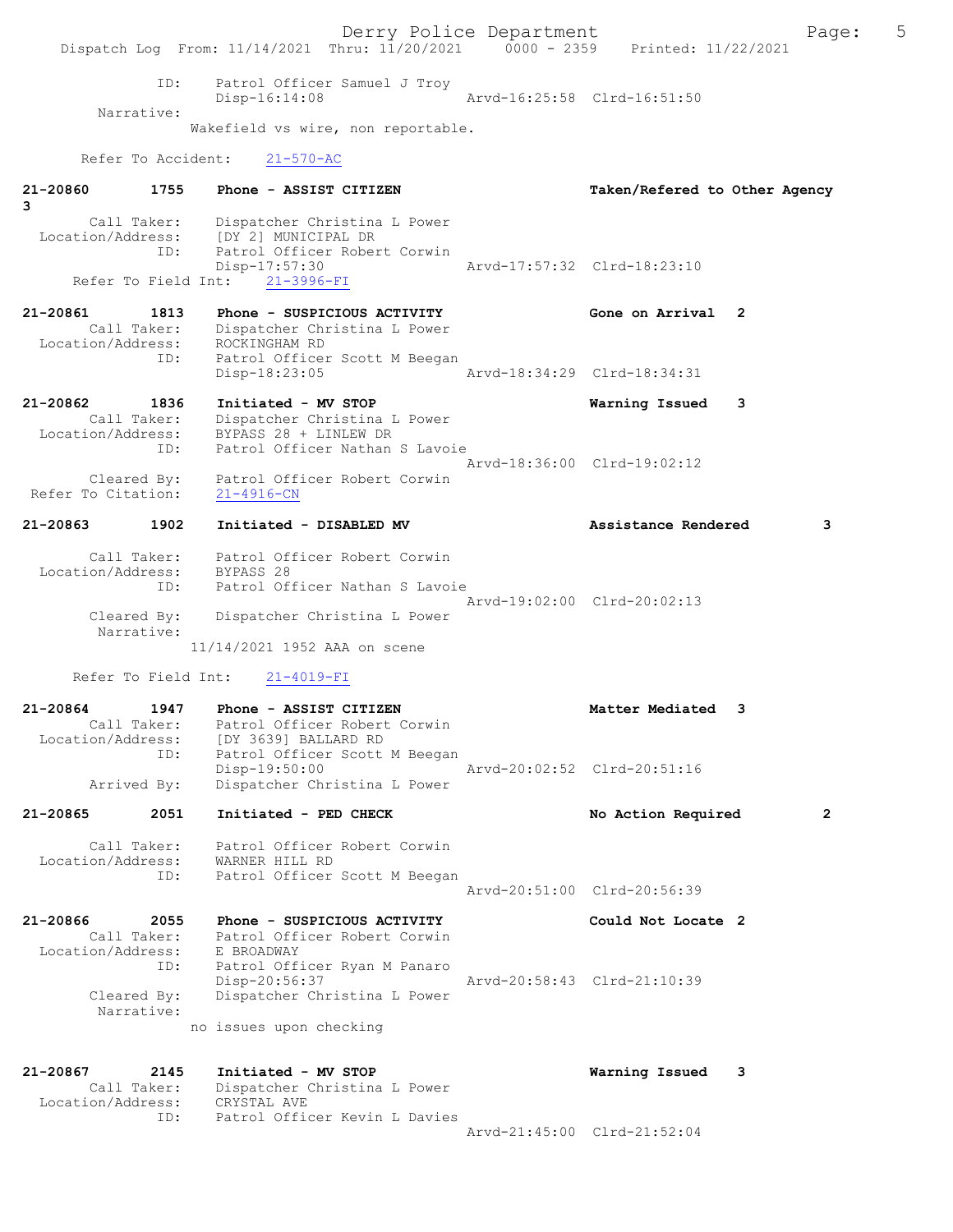```
           ID:      Patrol Officer Samuel J Troy
                    Disp-16:14:08                 Arvd-16:25:58  Clrd-16:51:50
      Narrative:
                  Wakefield vs wire, non reportable.

      Refer To Accident:    21-570-AC

21-20860        1755    Phone - ASSIST CITIZEN                    Taken/Refered to Other Agency
3
        Call Taker:     Dispatcher Christina L Power
   Location/Address:    [DY 2] MUNICIPAL DR
                ID:     Patrol Officer Robert Corwin
                        Disp-17:57:30             Arvd-17:57:32  Clrd-18:23:10
     Refer To Field Int:    21-3996-FI

21-20861        1813    Phone - SUSPICIOUS ACTIVITY               Gone on Arrival  2
        Call Taker:     Dispatcher Christina L Power
   Location/Address:    ROCKINGHAM RD
                ID:     Patrol Officer Scott M Beegan
                        Disp-18:23:05             Arvd-18:34:29  Clrd-18:34:31

21-20862        1836    Initiated - MV STOP                       Warning Issued   3
        Call Taker:     Dispatcher Christina L Power
   Location/Address:    BYPASS 28 + LINLEW DR
                ID:     Patrol Officer Nathan S Lavoie
                                                  Arvd-18:36:00  Clrd-19:02:12
        Cleared By:     Patrol Officer Robert Corwin
  Refer To Citation:    21-4916-CN

21-20863        1902    Initiated - DISABLED MV                   Assistance Rendered        3

        Call Taker:     Patrol Officer Robert Corwin
   Location/Address:    BYPASS 28
                ID:     Patrol Officer Nathan S Lavoie
                                                  Arvd-19:02:00  Clrd-20:02:13
        Cleared By:     Dispatcher Christina L Power
         Narrative:
                  11/14/2021 1952 AAA on scene

     Refer To Field Int:    21-4019-FI

21-20864        1947    Phone - ASSIST CITIZEN                    Matter Mediated  3
        Call Taker:     Patrol Officer Robert Corwin
   Location/Address:    [DY 3639] BALLARD RD
                ID:     Patrol Officer Scott M Beegan
                        Disp-19:50:00             Arvd-20:02:52  Clrd-20:51:16
        Arrived By:     Dispatcher Christina L Power

21-20865        2051    Initiated - PED CHECK                     No Action Required         2

        Call Taker:     Patrol Officer Robert Corwin
   Location/Address:    WARNER HILL RD
                ID:     Patrol Officer Scott M Beegan
                                                  Arvd-20:51:00  Clrd-20:56:39

21-20866        2055    Phone - SUSPICIOUS ACTIVITY               Could Not Locate 2
        Call Taker:     Patrol Officer Robert Corwin
   Location/Address:    E BROADWAY
                ID:     Patrol Officer Ryan M Panaro
                        Disp-20:56:37             Arvd-20:58:43  Clrd-21:10:39
        Cleared By:     Dispatcher Christina L Power
         Narrative:
                  no issues upon checking


21-20867        2145    Initiated - MV STOP                       Warning Issued   3
        Call Taker:     Dispatcher Christina L Power
   Location/Address:    CRYSTAL AVE
                ID:     Patrol Officer Kevin L Davies
                                                  Arvd-21:45:00  Clrd-21:52:04
```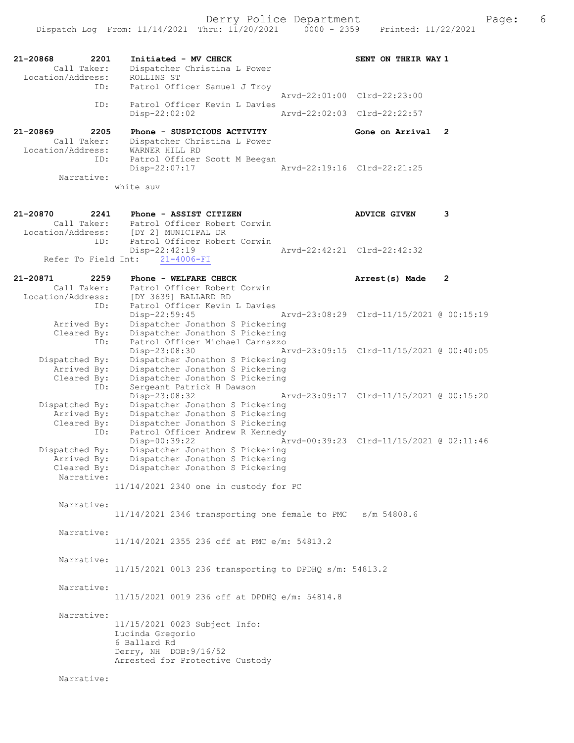```
21-20868      2201    Initiated - MV CHECK                          SENT ON THEIR WAY 1
        Call Taker:    Dispatcher Christina L Power
  Location/Address:    ROLLINS ST
               ID:     Patrol Officer Samuel J Troy
                                                       Arvd-22:01:00  Clrd-22:23:00
               ID:     Patrol Officer Kevin L Davies
                       Disp-22:02:02                   Arvd-22:02:03  Clrd-22:22:57

21-20869      2205    Phone - SUSPICIOUS ACTIVITY                   Gone on Arrival  2
        Call Taker:    Dispatcher Christina L Power
  Location/Address:    WARNER HILL RD
               ID:     Patrol Officer Scott M Beegan
                       Disp-22:07:17                   Arvd-22:19:16  Clrd-22:21:25
         Narrative:
                    white suv

21-20870      2241    Phone - ASSIST CITIZEN                        ADVICE GIVEN     3
        Call Taker:    Patrol Officer Robert Corwin
  Location/Address:    [DY 2] MUNICIPAL DR
               ID:     Patrol Officer Robert Corwin
                       Disp-22:42:19                   Arvd-22:42:21  Clrd-22:42:32
    Refer To Field Int:    21-4006-FI

21-20871      2259    Phone - WELFARE CHECK                         Arrest(s) Made   2
        Call Taker:    Patrol Officer Robert Corwin
  Location/Address:    [DY 3639] BALLARD RD
               ID:     Patrol Officer Kevin L Davies
                       Disp-22:59:45                   Arvd-23:08:29  Clrd-11/15/2021 @ 00:15:19
       Arrived By:     Dispatcher Jonathon S Pickering
       Cleared By:     Dispatcher Jonathon S Pickering
               ID:     Patrol Officer Michael Carnazzo
                       Disp-23:08:30                   Arvd-23:09:15  Clrd-11/15/2021 @ 00:40:05
    Dispatched By:     Dispatcher Jonathon S Pickering
       Arrived By:     Dispatcher Jonathon S Pickering
       Cleared By:     Dispatcher Jonathon S Pickering
               ID:     Sergeant Patrick H Dawson
                       Disp-23:08:32                   Arvd-23:09:17  Clrd-11/15/2021 @ 00:15:20
    Dispatched By:     Dispatcher Jonathon S Pickering
       Arrived By:     Dispatcher Jonathon S Pickering
       Cleared By:     Dispatcher Jonathon S Pickering
               ID:     Patrol Officer Andrew R Kennedy
                       Disp-00:39:22                   Arvd-00:39:23  Clrd-11/15/2021 @ 02:11:46
    Dispatched By:     Dispatcher Jonathon S Pickering
       Arrived By:     Dispatcher Jonathon S Pickering
       Cleared By:     Dispatcher Jonathon S Pickering
        Narrative:
                    11/14/2021 2340 one in custody for PC

        Narrative:
                    11/14/2021 2346 transporting one female to PMC   s/m 54808.6

        Narrative:
                    11/14/2021 2355 236 off at PMC e/m: 54813.2

        Narrative:
                    11/15/2021 0013 236 transporting to DPDHQ s/m: 54813.2

        Narrative:
                    11/15/2021 0019 236 off at DPDHQ e/m: 54814.8

        Narrative:
                    11/15/2021 0023 Subject Info:
                    Lucinda Gregorio
                    6 Ballard Rd
                    Derry, NH  DOB:9/16/52
                    Arrested for Protective Custody

        Narrative:
```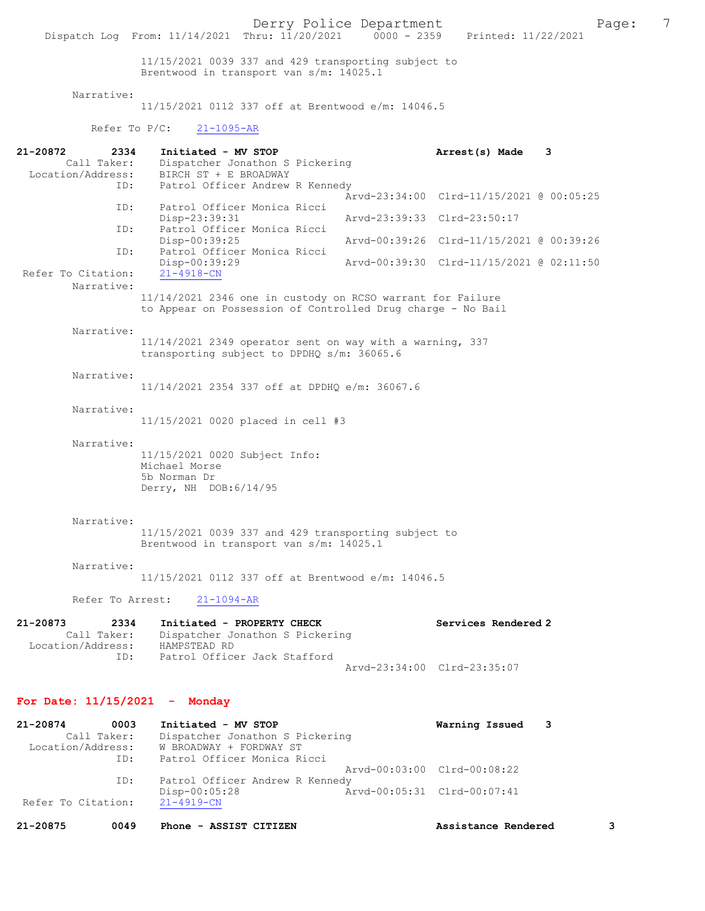11/15/2021 0039 337 and 429 transporting subject to Brentwood in transport van s/m: 14025.1

Narrative:
11/15/2021 0112 337 off at Brentwood e/m: 14046.5

Refer To P/C: 21-1095-AR

**21-20872 2334 Initiated - MV STOP — Arrest(s) Made 3**

Call Taker: Dispatcher Jonathon S Pickering
Location/Address: BIRCH ST + E BROADWAY
ID: Patrol Officer Andrew R Kennedy
Arvd-23:34:00 Clrd-11/15/2021 @ 00:05:25
ID: Patrol Officer Monica Ricci
Disp-23:39:31 Arvd-23:39:33 Clrd-23:50:17
ID: Patrol Officer Monica Ricci
Disp-00:39:25 Arvd-00:39:26 Clrd-11/15/2021 @ 00:39:26
ID: Patrol Officer Monica Ricci
Disp-00:39:29 Arvd-00:39:30 Clrd-11/15/2021 @ 02:11:50
Refer To Citation: 21-4918-CN

Narrative:
11/14/2021 2346 one in custody on RCSO warrant for Failure to Appear on Possession of Controlled Drug charge - No Bail

Narrative:
11/14/2021 2349 operator sent on way with a warning, 337 transporting subject to DPDHQ s/m: 36065.6

Narrative:
11/14/2021 2354 337 off at DPDHQ e/m: 36067.6

Narrative:
11/15/2021 0020 placed in cell #3

Narrative:
11/15/2021 0020 Subject Info:
Michael Morse
5b Norman Dr
Derry, NH DOB:6/14/95

Narrative:
11/15/2021 0039 337 and 429 transporting subject to Brentwood in transport van s/m: 14025.1

Narrative:
11/15/2021 0112 337 off at Brentwood e/m: 14046.5

Refer To Arrest: 21-1094-AR

**21-20873 2334 Initiated - PROPERTY CHECK — Services Rendered 2**

Call Taker: Dispatcher Jonathon S Pickering
Location/Address: HAMPSTEAD RD
ID: Patrol Officer Jack Stafford
Arvd-23:34:00 Clrd-23:35:07

## For Date: 11/15/2021 - Monday

**21-20874 0003 Initiated - MV STOP — Warning Issued 3**

Call Taker: Dispatcher Jonathon S Pickering
Location/Address: W BROADWAY + FORDWAY ST
ID: Patrol Officer Monica Ricci
Arvd-00:03:00 Clrd-00:08:22
ID: Patrol Officer Andrew R Kennedy
Disp-00:05:28 Arvd-00:05:31 Clrd-00:07:41
Refer To Citation: 21-4919-CN

**21-20875 0049 Phone - ASSIST CITIZEN — Assistance Rendered 3**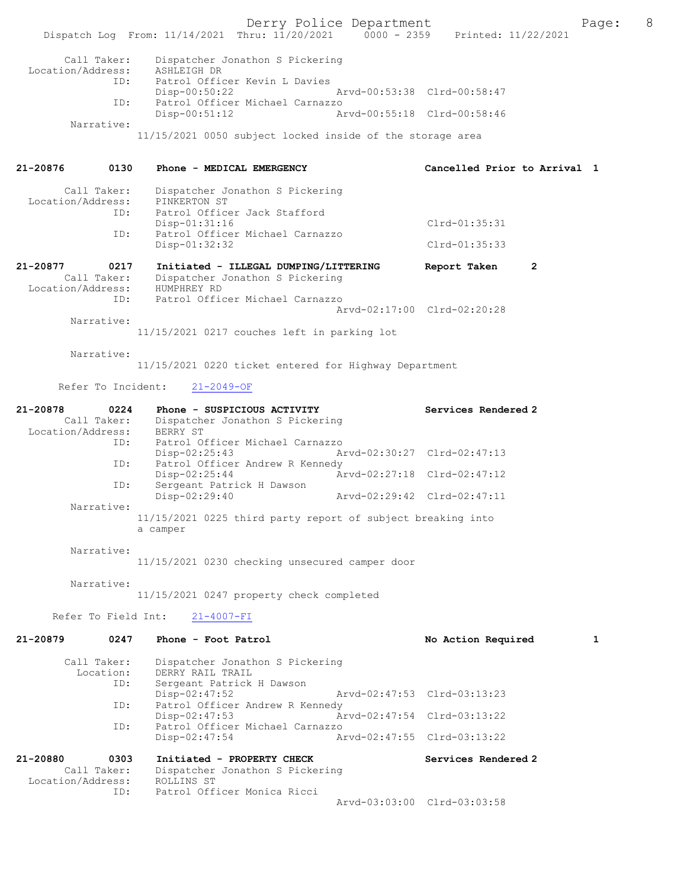Call Taker: Dispatcher Jonathon S Pickering
Location/Address: ASHLEIGH DR
ID: Patrol Officer Kevin L Davies
Disp-00:50:22 Arvd-00:53:38 Clrd-00:58:47
ID: Patrol Officer Michael Carnazzo
Disp-00:51:12 Arvd-00:55:18 Clrd-00:58:46
Narrative:
11/15/2021 0050 subject locked inside of the storage area

**21-20876 0130 Phone - MEDICAL EMERGENCY Cancelled Prior to Arrival 1**

Call Taker: Dispatcher Jonathon S Pickering
Location/Address: PINKERTON ST
ID: Patrol Officer Jack Stafford
Disp-01:31:16 Clrd-01:35:31
ID: Patrol Officer Michael Carnazzo
Disp-01:32:32 Clrd-01:35:33

**21-20877 0217 Initiated - ILLEGAL DUMPING/LITTERING Report Taken 2**

Call Taker: Dispatcher Jonathon S Pickering
Location/Address: HUMPHREY RD
ID: Patrol Officer Michael Carnazzo
Arvd-02:17:00 Clrd-02:20:28
Narrative:
11/15/2021 0217 couches left in parking lot

Narrative:
11/15/2021 0220 ticket entered for Highway Department

Refer To Incident: 21-2049-OF

**21-20878 0224 Phone - SUSPICIOUS ACTIVITY Services Rendered 2**

Call Taker: Dispatcher Jonathon S Pickering
Location/Address: BERRY ST
ID: Patrol Officer Michael Carnazzo
Disp-02:25:43 Arvd-02:30:27 Clrd-02:47:13
ID: Patrol Officer Andrew R Kennedy
Disp-02:25:44 Arvd-02:27:18 Clrd-02:47:12
ID: Sergeant Patrick H Dawson
Disp-02:29:40 Arvd-02:29:42 Clrd-02:47:11
Narrative:
11/15/2021 0225 third party report of subject breaking into a camper

Narrative:
11/15/2021 0230 checking unsecured camper door

Narrative:
11/15/2021 0247 property check completed

Refer To Field Int: 21-4007-FI

**21-20879 0247 Phone - Foot Patrol No Action Required 1**

Call Taker: Dispatcher Jonathon S Pickering
Location: DERRY RAIL TRAIL
ID: Sergeant Patrick H Dawson
Disp-02:47:52 Arvd-02:47:53 Clrd-03:13:23
ID: Patrol Officer Andrew R Kennedy
Disp-02:47:53 Arvd-02:47:54 Clrd-03:13:22
ID: Patrol Officer Michael Carnazzo
Disp-02:47:54 Arvd-02:47:55 Clrd-03:13:22

**21-20880 0303 Initiated - PROPERTY CHECK Services Rendered 2**

Call Taker: Dispatcher Jonathon S Pickering
Location/Address: ROLLINS ST
ID: Patrol Officer Monica Ricci
Arvd-03:03:00 Clrd-03:03:58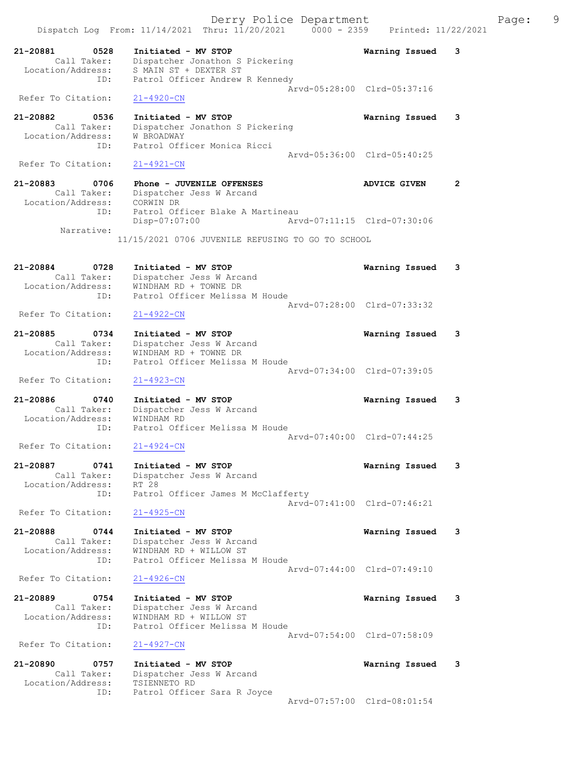21-20881 0528 Initiated - MV STOP Warning Issued 3
Call Taker: Dispatcher Jonathon S Pickering
Location/Address: S MAIN ST + DEXTER ST
ID: Patrol Officer Andrew R Kennedy
Arvd-05:28:00 Clrd-05:37:16
Refer To Citation: 21-4920-CN

21-20882 0536 Initiated - MV STOP Warning Issued 3
Call Taker: Dispatcher Jonathon S Pickering
Location/Address: W BROADWAY
ID: Patrol Officer Monica Ricci
Arvd-05:36:00 Clrd-05:40:25
Refer To Citation: 21-4921-CN

21-20883 0706 Phone - JUVENILE OFFENSES ADVICE GIVEN 2
Call Taker: Dispatcher Jess W Arcand
Location/Address: CORWIN DR
ID: Patrol Officer Blake A Martineau
Disp-07:07:00 Arvd-07:11:15 Clrd-07:30:06
Narrative:
11/15/2021 0706 JUVENILE REFUSING TO GO TO SCHOOL

21-20884 0728 Initiated - MV STOP Warning Issued 3
Call Taker: Dispatcher Jess W Arcand
Location/Address: WINDHAM RD + TOWNE DR
ID: Patrol Officer Melissa M Houde
Arvd-07:28:00 Clrd-07:33:32
Refer To Citation: 21-4922-CN

21-20885 0734 Initiated - MV STOP Warning Issued 3
Call Taker: Dispatcher Jess W Arcand
Location/Address: WINDHAM RD + TOWNE DR
ID: Patrol Officer Melissa M Houde
Arvd-07:34:00 Clrd-07:39:05
Refer To Citation: 21-4923-CN

21-20886 0740 Initiated - MV STOP Warning Issued 3
Call Taker: Dispatcher Jess W Arcand
Location/Address: WINDHAM RD
ID: Patrol Officer Melissa M Houde
Arvd-07:40:00 Clrd-07:44:25
Refer To Citation: 21-4924-CN

21-20887 0741 Initiated - MV STOP Warning Issued 3
Call Taker: Dispatcher Jess W Arcand
Location/Address: RT 28
ID: Patrol Officer James M McClafferty
Arvd-07:41:00 Clrd-07:46:21
Refer To Citation: 21-4925-CN

21-20888 0744 Initiated - MV STOP Warning Issued 3
Call Taker: Dispatcher Jess W Arcand
Location/Address: WINDHAM RD + WILLOW ST
ID: Patrol Officer Melissa M Houde
Arvd-07:44:00 Clrd-07:49:10
Refer To Citation: 21-4926-CN

21-20889 0754 Initiated - MV STOP Warning Issued 3
Call Taker: Dispatcher Jess W Arcand
Location/Address: WINDHAM RD + WILLOW ST
ID: Patrol Officer Melissa M Houde
Arvd-07:54:00 Clrd-07:58:09
Refer To Citation: 21-4927-CN

21-20890 0757 Initiated - MV STOP Warning Issued 3
Call Taker: Dispatcher Jess W Arcand
Location/Address: TSIENNETO RD
ID: Patrol Officer Sara R Joyce
Arvd-07:57:00 Clrd-08:01:54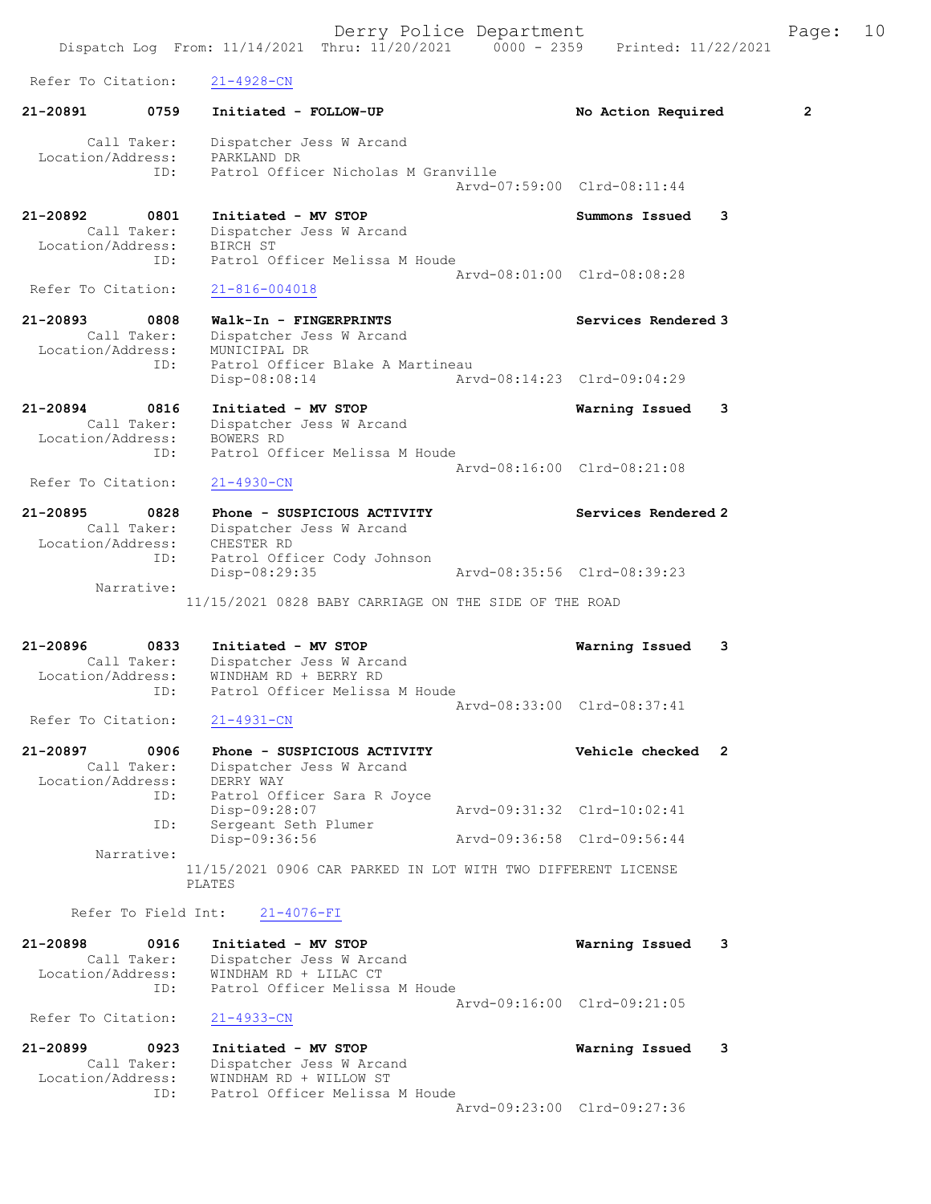Refer To Citation: 21-4928-CN

**21-20891 0759 Initiated - FOLLOW-UP** — No Action Required 2

Call Taker: Dispatcher Jess W Arcand
Location/Address: PARKLAND DR
ID: Patrol Officer Nicholas M Granville
Arvd-07:59:00 Clrd-08:11:44

**21-20892 0801 Initiated - MV STOP** — Summons Issued 3

Call Taker: Dispatcher Jess W Arcand
Location/Address: BIRCH ST
ID: Patrol Officer Melissa M Houde
Arvd-08:01:00 Clrd-08:08:28
Refer To Citation: 21-816-004018

**21-20893 0808 Walk-In - FINGERPRINTS** — Services Rendered 3

Call Taker: Dispatcher Jess W Arcand
Location/Address: MUNICIPAL DR
ID: Patrol Officer Blake A Martineau
Disp-08:08:14 Arvd-08:14:23 Clrd-09:04:29

**21-20894 0816 Initiated - MV STOP** — Warning Issued 3

Call Taker: Dispatcher Jess W Arcand
Location/Address: BOWERS RD
ID: Patrol Officer Melissa M Houde
Arvd-08:16:00 Clrd-08:21:08
Refer To Citation: 21-4930-CN

**21-20895 0828 Phone - SUSPICIOUS ACTIVITY** — Services Rendered 2

Call Taker: Dispatcher Jess W Arcand
Location/Address: CHESTER RD
ID: Patrol Officer Cody Johnson
Disp-08:29:35 Arvd-08:35:56 Clrd-08:39:23
Narrative:
11/15/2021 0828 BABY CARRIAGE ON THE SIDE OF THE ROAD

**21-20896 0833 Initiated - MV STOP** — Warning Issued 3

Call Taker: Dispatcher Jess W Arcand
Location/Address: WINDHAM RD + BERRY RD
ID: Patrol Officer Melissa M Houde
Arvd-08:33:00 Clrd-08:37:41
Refer To Citation: 21-4931-CN

**21-20897 0906 Phone - SUSPICIOUS ACTIVITY** — Vehicle checked 2

Call Taker: Dispatcher Jess W Arcand
Location/Address: DERRY WAY
ID: Patrol Officer Sara R Joyce
Disp-09:28:07 Arvd-09:31:32 Clrd-10:02:41
ID: Sergeant Seth Plumer
Disp-09:36:56 Arvd-09:36:58 Clrd-09:56:44
Narrative:
11/15/2021 0906 CAR PARKED IN LOT WITH TWO DIFFERENT LICENSE PLATES

Refer To Field Int: 21-4076-FI

**21-20898 0916 Initiated - MV STOP** — Warning Issued 3

Call Taker: Dispatcher Jess W Arcand
Location/Address: WINDHAM RD + LILAC CT
ID: Patrol Officer Melissa M Houde
Arvd-09:16:00 Clrd-09:21:05
Refer To Citation: 21-4933-CN

**21-20899 0923 Initiated - MV STOP** — Warning Issued 3

Call Taker: Dispatcher Jess W Arcand
Location/Address: WINDHAM RD + WILLOW ST
ID: Patrol Officer Melissa M Houde
Arvd-09:23:00 Clrd-09:27:36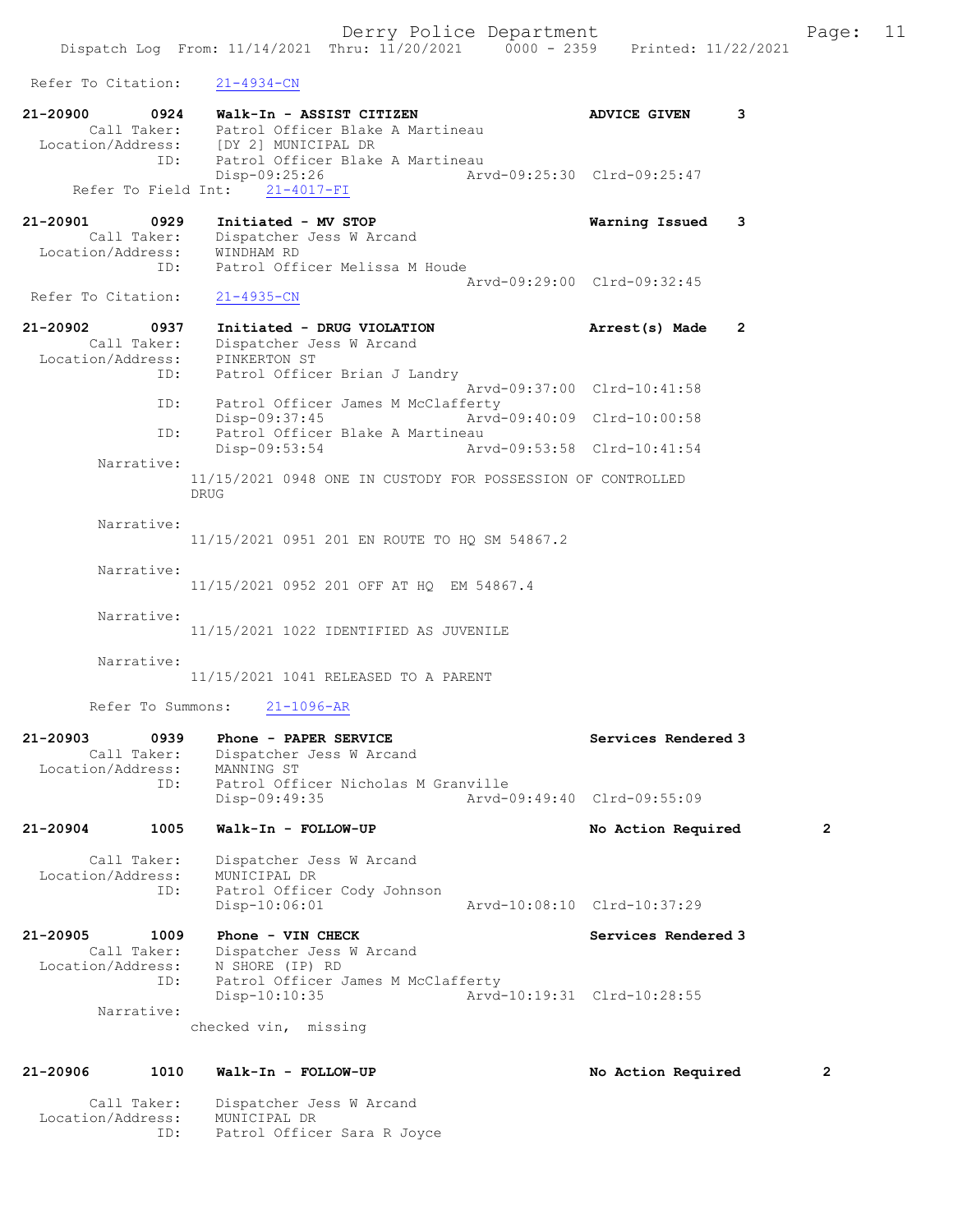Refer To Citation: 21-4934-CN

```
21-20900        0924    Walk-In - ASSIST CITIZEN                    ADVICE GIVEN     3
        Call Taker:     Patrol Officer Blake A Martineau
  Location/Address:     [DY 2] MUNICIPAL DR
                ID:     Patrol Officer Blake A Martineau
                        Disp-09:25:26              Arvd-09:25:30  Clrd-09:25:47
     Refer To Field Int:    21-4017-FI

21-20901        0929    Initiated - MV STOP                         Warning Issued   3
        Call Taker:     Dispatcher Jess W Arcand
  Location/Address:     WINDHAM RD
                ID:     Patrol Officer Melissa M Houde
                                                   Arvd-09:29:00  Clrd-09:32:45
  Refer To Citation:    21-4935-CN

21-20902        0937    Initiated - DRUG VIOLATION                  Arrest(s) Made   2
        Call Taker:     Dispatcher Jess W Arcand
  Location/Address:     PINKERTON ST
                ID:     Patrol Officer Brian J Landry
                                                   Arvd-09:37:00  Clrd-10:41:58
                ID:     Patrol Officer James M McClafferty
                        Disp-09:37:45              Arvd-09:40:09  Clrd-10:00:58
                ID:     Patrol Officer Blake A Martineau
                        Disp-09:53:54              Arvd-09:53:58  Clrd-10:41:54
         Narrative:
                        11/15/2021 0948 ONE IN CUSTODY FOR POSSESSION OF CONTROLLED
                        DRUG

         Narrative:
                        11/15/2021 0951 201 EN ROUTE TO HQ SM 54867.2

         Narrative:
                        11/15/2021 0952 201 OFF AT HQ  EM 54867.4

         Narrative:
                        11/15/2021 1022 IDENTIFIED AS JUVENILE

         Narrative:
                        11/15/2021 1041 RELEASED TO A PARENT

       Refer To Summons:    21-1096-AR

21-20903        0939    Phone - PAPER SERVICE                       Services Rendered 3
        Call Taker:     Dispatcher Jess W Arcand
  Location/Address:     MANNING ST
                ID:     Patrol Officer Nicholas M Granville
                        Disp-09:49:35              Arvd-09:49:40  Clrd-09:55:09

21-20904        1005    Walk-In - FOLLOW-UP                         No Action Required        2

        Call Taker:     Dispatcher Jess W Arcand
  Location/Address:     MUNICIPAL DR
                ID:     Patrol Officer Cody Johnson
                        Disp-10:06:01              Arvd-10:08:10  Clrd-10:37:29

21-20905        1009    Phone - VIN CHECK                           Services Rendered 3
        Call Taker:     Dispatcher Jess W Arcand
  Location/Address:     N SHORE (IP) RD
                ID:     Patrol Officer James M McClafferty
                        Disp-10:10:35              Arvd-10:19:31  Clrd-10:28:55
         Narrative:
                        checked vin,  missing

21-20906        1010    Walk-In - FOLLOW-UP                         No Action Required        2

        Call Taker:     Dispatcher Jess W Arcand
  Location/Address:     MUNICIPAL DR
                ID:     Patrol Officer Sara R Joyce
```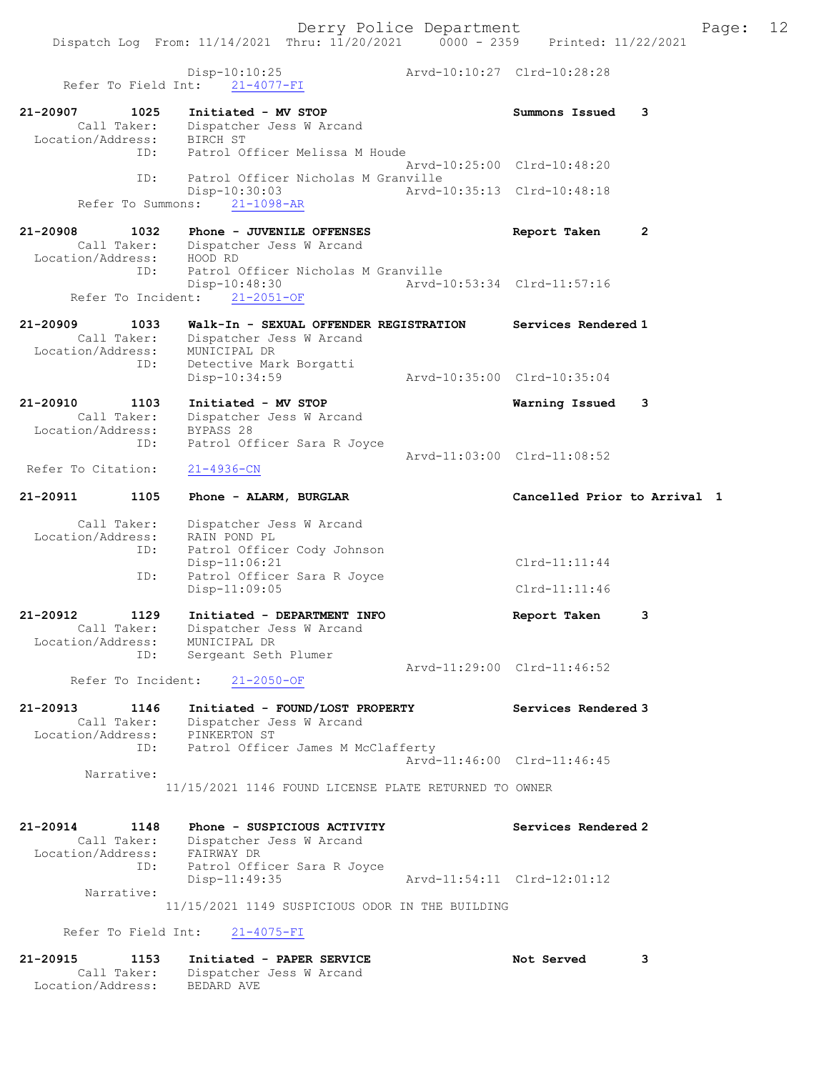Disp-10:10:25 Arvd-10:10:27 Clrd-10:28:28
Refer To Field Int: 21-4077-FI

21-20907 1025 Initiated - MV STOP Summons Issued 3
Call Taker: Dispatcher Jess W Arcand
Location/Address: BIRCH ST
ID: Patrol Officer Melissa M Houde
Arvd-10:25:00 Clrd-10:48:20
ID: Patrol Officer Nicholas M Granville
Disp-10:30:03 Arvd-10:35:13 Clrd-10:48:18
Refer To Summons: 21-1098-AR

21-20908 1032 Phone - JUVENILE OFFENSES Report Taken 2
Call Taker: Dispatcher Jess W Arcand
Location/Address: HOOD RD
ID: Patrol Officer Nicholas M Granville
Disp-10:48:30 Arvd-10:53:34 Clrd-11:57:16
Refer To Incident: 21-2051-OF

21-20909 1033 Walk-In - SEXUAL OFFENDER REGISTRATION Services Rendered 1
Call Taker: Dispatcher Jess W Arcand
Location/Address: MUNICIPAL DR
ID: Detective Mark Borgatti
Disp-10:34:59 Arvd-10:35:00 Clrd-10:35:04

21-20910 1103 Initiated - MV STOP Warning Issued 3
Call Taker: Dispatcher Jess W Arcand
Location/Address: BYPASS 28
ID: Patrol Officer Sara R Joyce
Arvd-11:03:00 Clrd-11:08:52
Refer To Citation: 21-4936-CN

21-20911 1105 Phone - ALARM, BURGLAR Cancelled Prior to Arrival 1
Call Taker: Dispatcher Jess W Arcand
Location/Address: RAIN POND PL
ID: Patrol Officer Cody Johnson
Disp-11:06:21 Clrd-11:11:44
ID: Patrol Officer Sara R Joyce
Disp-11:09:05 Clrd-11:11:46

21-20912 1129 Initiated - DEPARTMENT INFO Report Taken 3
Call Taker: Dispatcher Jess W Arcand
Location/Address: MUNICIPAL DR
ID: Sergeant Seth Plumer
Arvd-11:29:00 Clrd-11:46:52
Refer To Incident: 21-2050-OF

21-20913 1146 Initiated - FOUND/LOST PROPERTY Services Rendered 3
Call Taker: Dispatcher Jess W Arcand
Location/Address: PINKERTON ST
ID: Patrol Officer James M McClafferty
Arvd-11:46:00 Clrd-11:46:45
Narrative:
11/15/2021 1146 FOUND LICENSE PLATE RETURNED TO OWNER

21-20914 1148 Phone - SUSPICIOUS ACTIVITY Services Rendered 2
Call Taker: Dispatcher Jess W Arcand
Location/Address: FAIRWAY DR
ID: Patrol Officer Sara R Joyce
Disp-11:49:35 Arvd-11:54:11 Clrd-12:01:12
Narrative:
11/15/2021 1149 SUSPICIOUS ODOR IN THE BUILDING

Refer To Field Int: 21-4075-FI

21-20915 1153 Initiated - PAPER SERVICE Not Served 3
Call Taker: Dispatcher Jess W Arcand
Location/Address: BEDARD AVE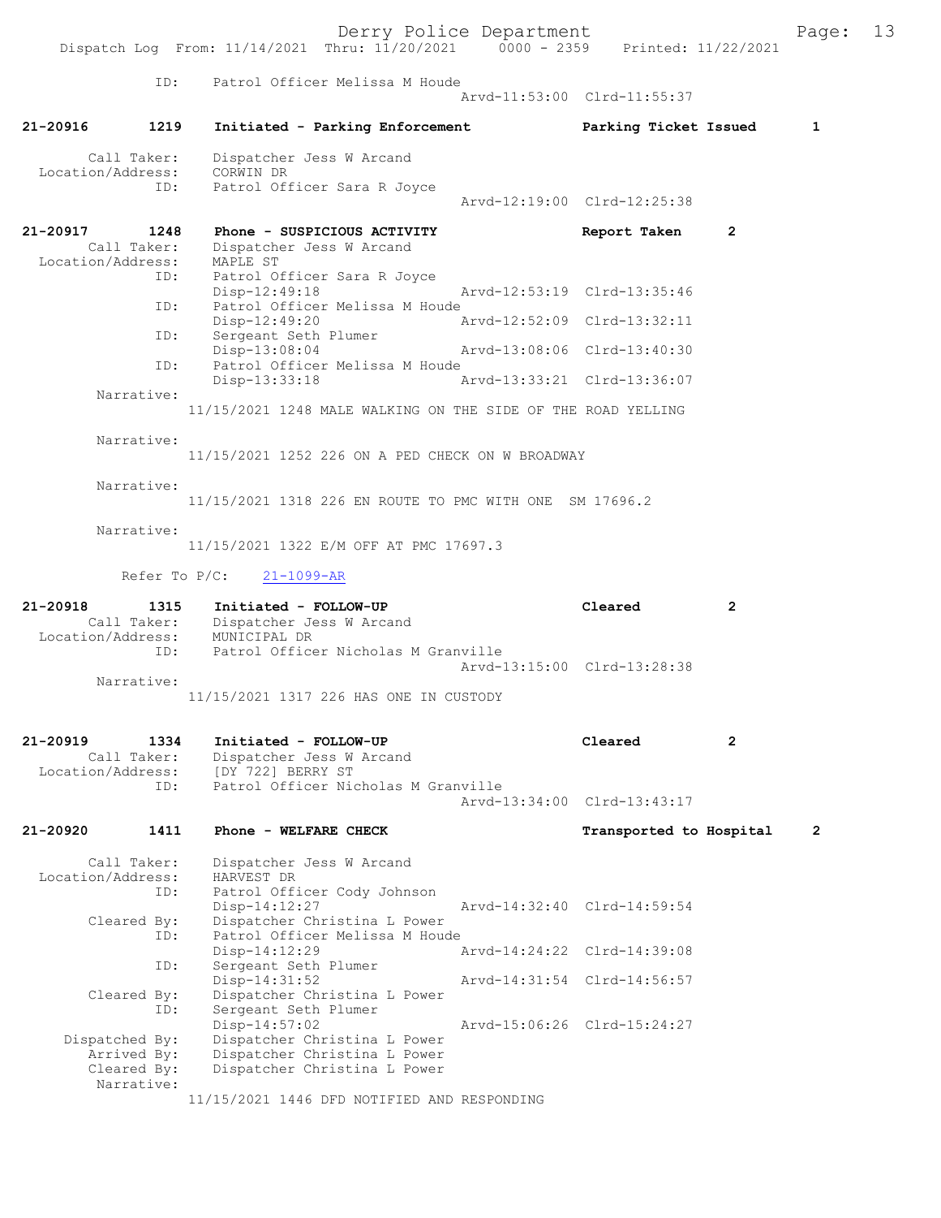ID: Patrol Officer Melissa M Houde
Arvd-11:53:00 Clrd-11:55:37

**21-20916 1219 Initiated - Parking Enforcement — Parking Ticket Issued 1**

Call Taker: Dispatcher Jess W Arcand
Location/Address: CORWIN DR
ID: Patrol Officer Sara R Joyce
Arvd-12:19:00 Clrd-12:25:38

**21-20917 1248 Phone - SUSPICIOUS ACTIVITY — Report Taken 2**

Call Taker: Dispatcher Jess W Arcand
Location/Address: MAPLE ST
ID: Patrol Officer Sara R Joyce
Disp-12:49:18 Arvd-12:53:19 Clrd-13:35:46
ID: Patrol Officer Melissa M Houde
Disp-12:49:20 Arvd-12:52:09 Clrd-13:32:11
ID: Sergeant Seth Plumer
Disp-13:08:04 Arvd-13:08:06 Clrd-13:40:30
ID: Patrol Officer Melissa M Houde
Disp-13:33:18 Arvd-13:33:21 Clrd-13:36:07

Narrative:
11/15/2021 1248 MALE WALKING ON THE SIDE OF THE ROAD YELLING

Narrative:
11/15/2021 1252 226 ON A PED CHECK ON W BROADWAY

Narrative:
11/15/2021 1318 226 EN ROUTE TO PMC WITH ONE SM 17696.2

Narrative:
11/15/2021 1322 E/M OFF AT PMC 17697.3

Refer To P/C: 21-1099-AR

**21-20918 1315 Initiated - FOLLOW-UP — Cleared 2**

Call Taker: Dispatcher Jess W Arcand
Location/Address: MUNICIPAL DR
ID: Patrol Officer Nicholas M Granville
Arvd-13:15:00 Clrd-13:28:38

Narrative:
11/15/2021 1317 226 HAS ONE IN CUSTODY

**21-20919 1334 Initiated - FOLLOW-UP — Cleared 2**

Call Taker: Dispatcher Jess W Arcand
Location/Address: [DY 722] BERRY ST
ID: Patrol Officer Nicholas M Granville
Arvd-13:34:00 Clrd-13:43:17

**21-20920 1411 Phone - WELFARE CHECK — Transported to Hospital 2**

Call Taker: Dispatcher Jess W Arcand
Location/Address: HARVEST DR
ID: Patrol Officer Cody Johnson
Disp-14:12:27 Arvd-14:32:40 Clrd-14:59:54
Cleared By: Dispatcher Christina L Power
ID: Patrol Officer Melissa M Houde
Disp-14:12:29 Arvd-14:24:22 Clrd-14:39:08
ID: Sergeant Seth Plumer
Disp-14:31:52 Arvd-14:31:54 Clrd-14:56:57
Cleared By: Dispatcher Christina L Power
ID: Sergeant Seth Plumer
Disp-14:57:02 Arvd-15:06:26 Clrd-15:24:27
Dispatched By: Dispatcher Christina L Power
Arrived By: Dispatcher Christina L Power
Cleared By: Dispatcher Christina L Power

Narrative:
11/15/2021 1446 DFD NOTIFIED AND RESPONDING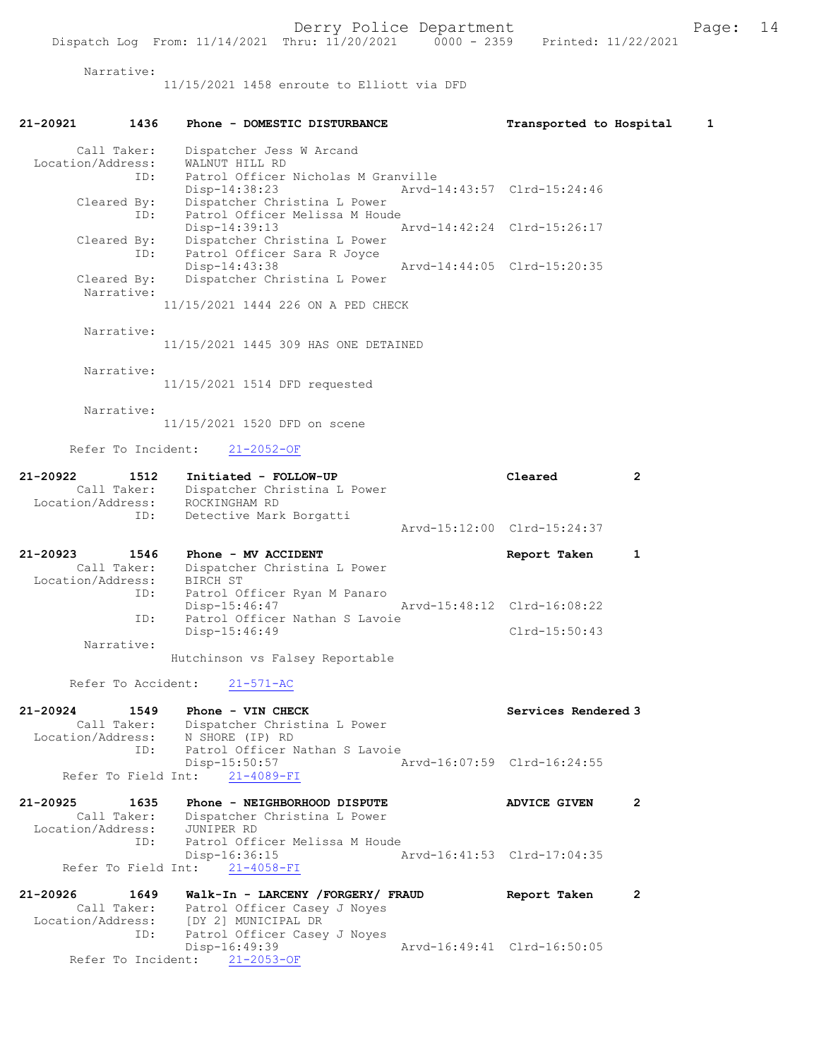Narrative:
11/15/2021 1458 enroute to Elliott via DFD

**21-20921 1436 Phone - DOMESTIC DISTURBANCE — Transported to Hospital 1**

Call Taker: Dispatcher Jess W Arcand
Location/Address: WALNUT HILL RD
ID: Patrol Officer Nicholas M Granville
Disp-14:38:23 Arvd-14:43:57 Clrd-15:24:46
Cleared By: Dispatcher Christina L Power
ID: Patrol Officer Melissa M Houde
Disp-14:39:13 Arvd-14:42:24 Clrd-15:26:17
Cleared By: Dispatcher Christina L Power
ID: Patrol Officer Sara R Joyce
Disp-14:43:38 Arvd-14:44:05 Clrd-15:20:35
Cleared By: Dispatcher Christina L Power
Narrative:
11/15/2021 1444 226 ON A PED CHECK

Narrative:
11/15/2021 1445 309 HAS ONE DETAINED

Narrative:
11/15/2021 1514 DFD requested

Narrative:
11/15/2021 1520 DFD on scene

Refer To Incident: 21-2052-OF

**21-20922 1512 Initiated - FOLLOW-UP — Cleared 2**

Call Taker: Dispatcher Christina L Power
Location/Address: ROCKINGHAM RD
ID: Detective Mark Borgatti
Arvd-15:12:00 Clrd-15:24:37

**21-20923 1546 Phone - MV ACCIDENT — Report Taken 1**

Call Taker: Dispatcher Christina L Power
Location/Address: BIRCH ST
ID: Patrol Officer Ryan M Panaro
Disp-15:46:47 Arvd-15:48:12 Clrd-16:08:22
ID: Patrol Officer Nathan S Lavoie
Disp-15:46:49 Clrd-15:50:43
Narrative:
Hutchinson vs Falsey Reportable

Refer To Accident: 21-571-AC

**21-20924 1549 Phone - VIN CHECK — Services Rendered 3**

Call Taker: Dispatcher Christina L Power
Location/Address: N SHORE (IP) RD
ID: Patrol Officer Nathan S Lavoie
Disp-15:50:57 Arvd-16:07:59 Clrd-16:24:55
Refer To Field Int: 21-4089-FI

**21-20925 1635 Phone - NEIGHBORHOOD DISPUTE — ADVICE GIVEN 2**

Call Taker: Dispatcher Christina L Power
Location/Address: JUNIPER RD
ID: Patrol Officer Melissa M Houde
Disp-16:36:15 Arvd-16:41:53 Clrd-17:04:35
Refer To Field Int: 21-4058-FI

**21-20926 1649 Walk-In - LARCENY /FORGERY/ FRAUD — Report Taken 2**

Call Taker: Patrol Officer Casey J Noyes
Location/Address: [DY 2] MUNICIPAL DR
ID: Patrol Officer Casey J Noyes
Disp-16:49:39 Arvd-16:49:41 Clrd-16:50:05
Refer To Incident: 21-2053-OF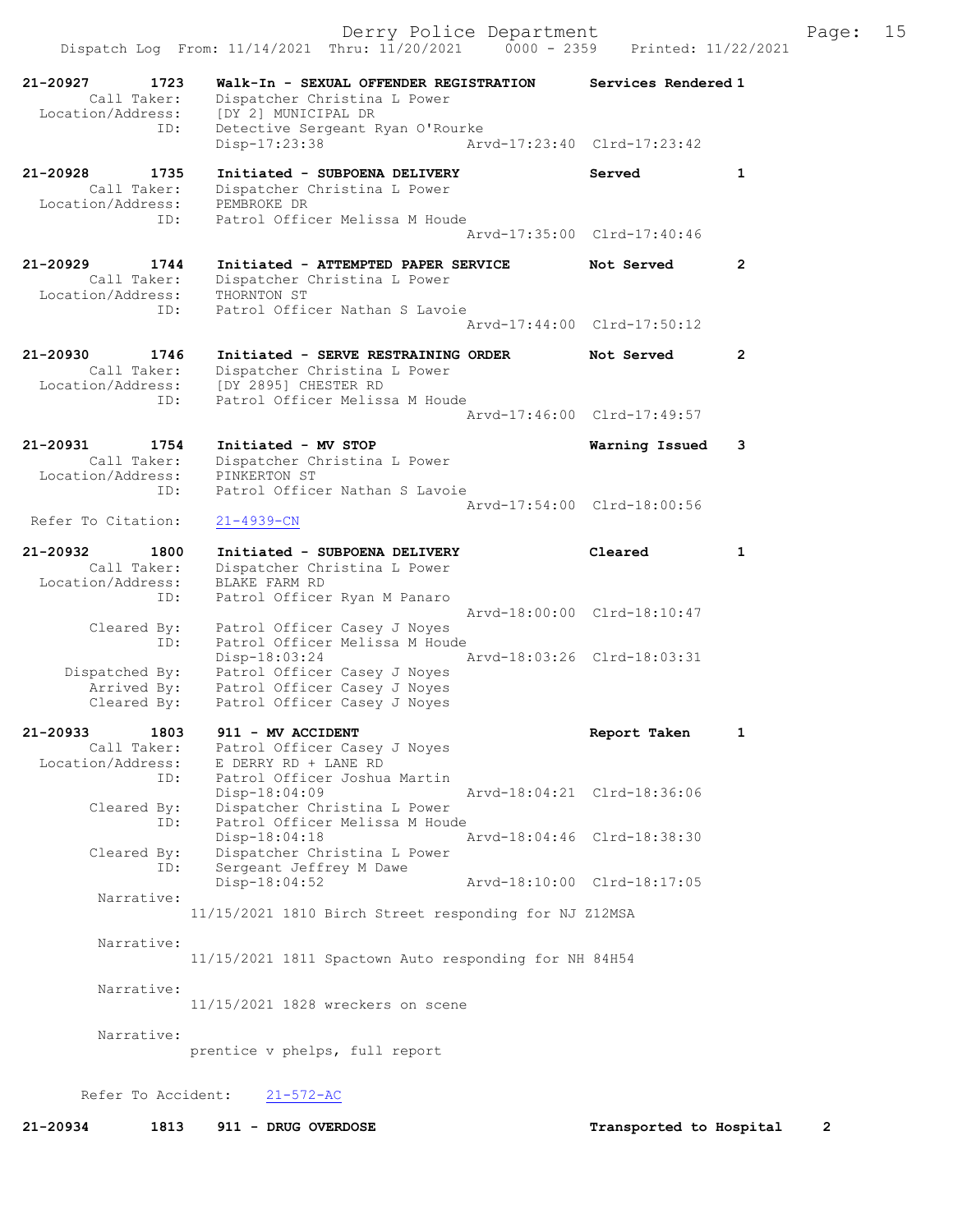```
21-20927     1723    Walk-In - SEXUAL OFFENDER REGISTRATION     Services Rendered 1
       Call Taker:    Dispatcher Christina L Power
  Location/Address:   [DY 2] MUNICIPAL DR
               ID:    Detective Sergeant Ryan O'Rourke
                      Disp-17:23:38                Arvd-17:23:40  Clrd-17:23:42

21-20928     1735    Initiated - SUBPOENA DELIVERY              Served           1
       Call Taker:    Dispatcher Christina L Power
  Location/Address:   PEMBROKE DR
               ID:    Patrol Officer Melissa M Houde
                                                   Arvd-17:35:00  Clrd-17:40:46

21-20929     1744    Initiated - ATTEMPTED PAPER SERVICE        Not Served       2
       Call Taker:    Dispatcher Christina L Power
  Location/Address:   THORNTON ST
               ID:    Patrol Officer Nathan S Lavoie
                                                   Arvd-17:44:00  Clrd-17:50:12

21-20930     1746    Initiated - SERVE RESTRAINING ORDER        Not Served       2
       Call Taker:    Dispatcher Christina L Power
  Location/Address:   [DY 2895] CHESTER RD
               ID:    Patrol Officer Melissa M Houde
                                                   Arvd-17:46:00  Clrd-17:49:57

21-20931     1754    Initiated - MV STOP                        Warning Issued   3
       Call Taker:    Dispatcher Christina L Power
  Location/Address:   PINKERTON ST
               ID:    Patrol Officer Nathan S Lavoie
                                                   Arvd-17:54:00  Clrd-18:00:56
  Refer To Citation:  21-4939-CN

21-20932     1800    Initiated - SUBPOENA DELIVERY              Cleared          1
       Call Taker:    Dispatcher Christina L Power
  Location/Address:   BLAKE FARM RD
               ID:    Patrol Officer Ryan M Panaro
                                                   Arvd-18:00:00  Clrd-18:10:47
       Cleared By:    Patrol Officer Casey J Noyes
               ID:    Patrol Officer Melissa M Houde
                      Disp-18:03:24                Arvd-18:03:26  Clrd-18:03:31
    Dispatched By:    Patrol Officer Casey J Noyes
       Arrived By:    Patrol Officer Casey J Noyes
       Cleared By:    Patrol Officer Casey J Noyes

21-20933     1803    911 - MV ACCIDENT                          Report Taken     1
       Call Taker:    Patrol Officer Casey J Noyes
  Location/Address:   E DERRY RD + LANE RD
               ID:    Patrol Officer Joshua Martin
                      Disp-18:04:09                Arvd-18:04:21  Clrd-18:36:06
       Cleared By:    Dispatcher Christina L Power
               ID:    Patrol Officer Melissa M Houde
                      Disp-18:04:18                Arvd-18:04:46  Clrd-18:38:30
       Cleared By:    Dispatcher Christina L Power
               ID:    Sergeant Jeffrey M Dawe
                      Disp-18:04:52                Arvd-18:10:00  Clrd-18:17:05
        Narrative:
                    11/15/2021 1810 Birch Street responding for NJ Z12MSA

        Narrative:
                    11/15/2021 1811 Spactown Auto responding for NH 84H54

        Narrative:
                    11/15/2021 1828 wreckers on scene

        Narrative:
                    prentice v phelps, full report

      Refer To Accident:    21-572-AC

21-20934     1813    911 - DRUG OVERDOSE                        Transported to Hospital    2
```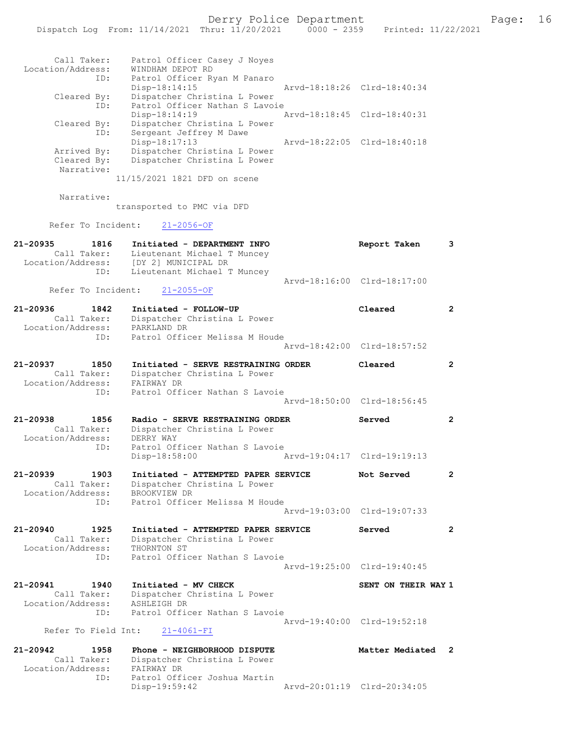```
        Call Taker:    Patrol Officer Casey J Noyes
  Location/Address:    WINDHAM DEPOT RD
                ID:    Patrol Officer Ryan M Panaro
                       Disp-18:14:15                 Arvd-18:18:26  Clrd-18:40:34
        Cleared By:    Dispatcher Christina L Power
                ID:    Patrol Officer Nathan S Lavoie
                       Disp-18:14:19                 Arvd-18:18:45  Clrd-18:40:31
        Cleared By:    Dispatcher Christina L Power
                ID:    Sergeant Jeffrey M Dawe
                       Disp-18:17:13                 Arvd-18:22:05  Clrd-18:40:18
        Arrived By:    Dispatcher Christina L Power
        Cleared By:    Dispatcher Christina L Power
         Narrative:
                     11/15/2021 1821 DFD on scene

         Narrative:
                     transported to PMC via DFD

      Refer To Incident:    21-2056-OF

21-20935        1816    Initiated - DEPARTMENT INFO              Report Taken       3
        Call Taker:    Lieutenant Michael T Muncey
  Location/Address:    [DY 2] MUNICIPAL DR
                ID:    Lieutenant Michael T Muncey
                                                     Arvd-18:16:00  Clrd-18:17:00
      Refer To Incident:    21-2055-OF

21-20936        1842    Initiated - FOLLOW-UP                    Cleared            2
        Call Taker:    Dispatcher Christina L Power
  Location/Address:    PARKLAND DR
                ID:    Patrol Officer Melissa M Houde
                                                     Arvd-18:42:00  Clrd-18:57:52

21-20937        1850    Initiated - SERVE RESTRAINING ORDER      Cleared            2
        Call Taker:    Dispatcher Christina L Power
  Location/Address:    FAIRWAY DR
                ID:    Patrol Officer Nathan S Lavoie
                                                     Arvd-18:50:00  Clrd-18:56:45

21-20938        1856    Radio - SERVE RESTRAINING ORDER          Served             2
        Call Taker:    Dispatcher Christina L Power
  Location/Address:    DERRY WAY
                ID:    Patrol Officer Nathan S Lavoie
                       Disp-18:58:00                 Arvd-19:04:17  Clrd-19:19:13

21-20939        1903    Initiated - ATTEMPTED PAPER SERVICE      Not Served         2
        Call Taker:    Dispatcher Christina L Power
  Location/Address:    BROOKVIEW DR
                ID:    Patrol Officer Melissa M Houde
                                                     Arvd-19:03:00  Clrd-19:07:33

21-20940        1925    Initiated - ATTEMPTED PAPER SERVICE      Served             2
        Call Taker:    Dispatcher Christina L Power
  Location/Address:    THORNTON ST
                ID:    Patrol Officer Nathan S Lavoie
                                                     Arvd-19:25:00  Clrd-19:40:45

21-20941        1940    Initiated - MV CHECK                     SENT ON THEIR WAY 1
        Call Taker:    Dispatcher Christina L Power
  Location/Address:    ASHLEIGH DR
                ID:    Patrol Officer Nathan S Lavoie
                                                     Arvd-19:40:00  Clrd-19:52:18
     Refer To Field Int:    21-4061-FI

21-20942        1958    Phone - NEIGHBORHOOD DISPUTE             Matter Mediated  2
        Call Taker:    Dispatcher Christina L Power
  Location/Address:    FAIRWAY DR
                ID:    Patrol Officer Joshua Martin
                       Disp-19:59:42                 Arvd-20:01:19  Clrd-20:34:05
```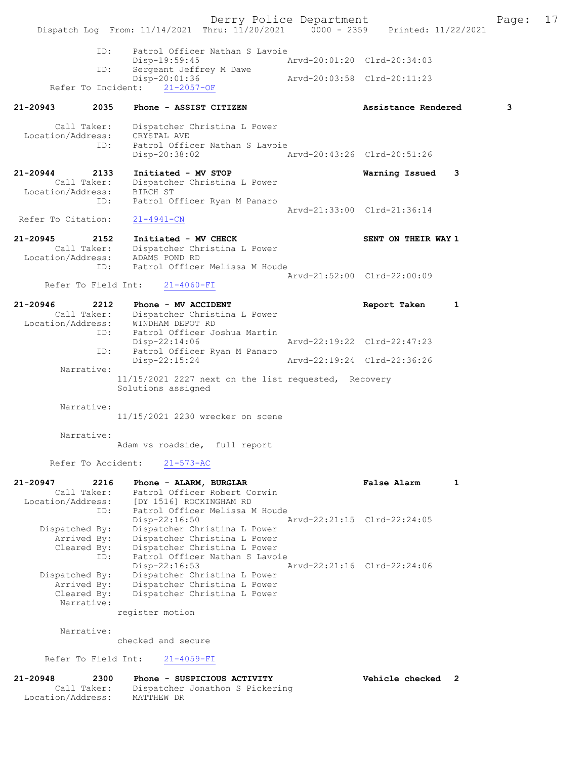```
            ID:    Patrol Officer Nathan S Lavoie
                   Disp-19:59:45                Arvd-20:01:20  Clrd-20:34:03
            ID:    Sergeant Jeffrey M Dawe
                   Disp-20:01:36                Arvd-20:03:58  Clrd-20:11:23
      Refer To Incident:    21-2057-OF

21-20943        2035    Phone - ASSIST CITIZEN                  Assistance Rendered        3

        Call Taker:    Dispatcher Christina L Power
  Location/Address:    CRYSTAL AVE
               ID:    Patrol Officer Nathan S Lavoie
                      Disp-20:38:02             Arvd-20:43:26  Clrd-20:51:26

21-20944        2133    Initiated - MV STOP                     Warning Issued    3
        Call Taker:    Dispatcher Christina L Power
  Location/Address:    BIRCH ST
               ID:    Patrol Officer Ryan M Panaro
                                                Arvd-21:33:00  Clrd-21:36:14
  Refer To Citation:    21-4941-CN

21-20945        2152    Initiated - MV CHECK                    SENT ON THEIR WAY 1
        Call Taker:    Dispatcher Christina L Power
  Location/Address:    ADAMS POND RD
               ID:    Patrol Officer Melissa M Houde
                                                Arvd-21:52:00  Clrd-22:00:09
     Refer To Field Int:    21-4060-FI

21-20946        2212    Phone - MV ACCIDENT                     Report Taken      1
        Call Taker:    Dispatcher Christina L Power
  Location/Address:    WINDHAM DEPOT RD
               ID:    Patrol Officer Joshua Martin
                      Disp-22:14:06             Arvd-22:19:22  Clrd-22:47:23
               ID:    Patrol Officer Ryan M Panaro
                      Disp-22:15:24             Arvd-22:19:24  Clrd-22:36:26
         Narrative:
                   11/15/2021 2227 next on the list requested,  Recovery
                   Solutions assigned

         Narrative:
                   11/15/2021 2230 wrecker on scene

         Narrative:
                   Adam vs roadside,  full report

      Refer To Accident:    21-573-AC

21-20947        2216    Phone - ALARM, BURGLAR                  False Alarm       1
        Call Taker:    Patrol Officer Robert Corwin
  Location/Address:    [DY 1516] ROCKINGHAM RD
               ID:    Patrol Officer Melissa M Houde
                      Disp-22:16:50             Arvd-22:21:15  Clrd-22:24:05
     Dispatched By:    Dispatcher Christina L Power
        Arrived By:    Dispatcher Christina L Power
        Cleared By:    Dispatcher Christina L Power
               ID:    Patrol Officer Nathan S Lavoie
                      Disp-22:16:53             Arvd-22:21:16  Clrd-22:24:06
     Dispatched By:    Dispatcher Christina L Power
        Arrived By:    Dispatcher Christina L Power
        Cleared By:    Dispatcher Christina L Power
         Narrative:
                   register motion

         Narrative:
                   checked and secure

     Refer To Field Int:    21-4059-FI

21-20948        2300    Phone - SUSPICIOUS ACTIVITY             Vehicle checked   2
        Call Taker:    Dispatcher Jonathon S Pickering
  Location/Address:    MATTHEW DR
```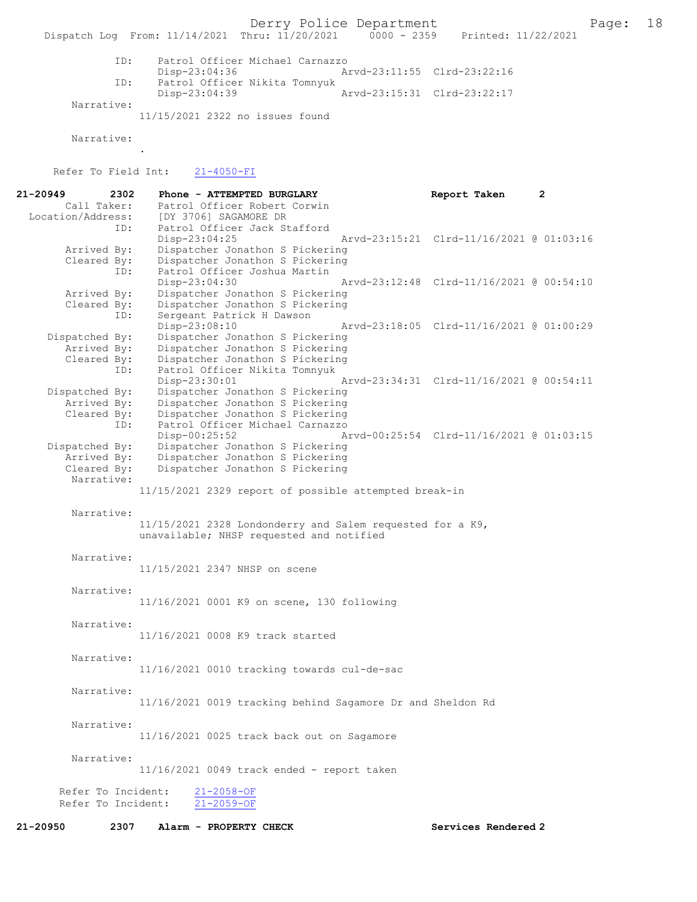```
            ID:     Patrol Officer Michael Carnazzo
                    Disp-23:04:36                 Arvd-23:11:55  Clrd-23:22:16
            ID:     Patrol Officer Nikita Tomnyuk
                    Disp-23:04:39                 Arvd-23:15:31  Clrd-23:22:17
     Narrative:
                   11/15/2021 2322 no issues found

     Narrative:
                   .

     Refer To Field Int:     21-4050-FI

21-20949      2302     Phone - ATTEMPTED BURGLARY                     Report Taken      2
        Call Taker:    Patrol Officer Robert Corwin
  Location/Address:    [DY 3706] SAGAMORE DR
               ID:     Patrol Officer Jack Stafford
                       Disp-23:04:25              Arvd-23:15:21  Clrd-11/16/2021 @ 01:03:16
       Arrived By:     Dispatcher Jonathon S Pickering
       Cleared By:     Dispatcher Jonathon S Pickering
               ID:     Patrol Officer Joshua Martin
                       Disp-23:04:30              Arvd-23:12:48  Clrd-11/16/2021 @ 00:54:10
       Arrived By:     Dispatcher Jonathon S Pickering
       Cleared By:     Dispatcher Jonathon S Pickering
               ID:     Sergeant Patrick H Dawson
                       Disp-23:08:10              Arvd-23:18:05  Clrd-11/16/2021 @ 01:00:29
    Dispatched By:     Dispatcher Jonathon S Pickering
       Arrived By:     Dispatcher Jonathon S Pickering
       Cleared By:     Dispatcher Jonathon S Pickering
               ID:     Patrol Officer Nikita Tomnyuk
                       Disp-23:30:01              Arvd-23:34:31  Clrd-11/16/2021 @ 00:54:11
    Dispatched By:     Dispatcher Jonathon S Pickering
       Arrived By:     Dispatcher Jonathon S Pickering
       Cleared By:     Dispatcher Jonathon S Pickering
               ID:     Patrol Officer Michael Carnazzo
                       Disp-00:25:52              Arvd-00:25:54  Clrd-11/16/2021 @ 01:03:15
    Dispatched By:     Dispatcher Jonathon S Pickering
       Arrived By:     Dispatcher Jonathon S Pickering
       Cleared By:     Dispatcher Jonathon S Pickering
        Narrative:
                   11/15/2021 2329 report of possible attempted break-in

        Narrative:
                   11/15/2021 2328 Londonderry and Salem requested for a K9,
                   unavailable; NHSP requested and notified

        Narrative:
                   11/15/2021 2347 NHSP on scene

        Narrative:
                   11/16/2021 0001 K9 on scene, 130 following

        Narrative:
                   11/16/2021 0008 K9 track started

        Narrative:
                   11/16/2021 0010 tracking towards cul-de-sac

        Narrative:
                   11/16/2021 0019 tracking behind Sagamore Dr and Sheldon Rd

        Narrative:
                   11/16/2021 0025 track back out on Sagamore

        Narrative:
                   11/16/2021 0049 track ended - report taken

      Refer To Incident:     21-2058-OF
      Refer To Incident:     21-2059-OF

21-20950      2307     Alarm - PROPERTY CHECK                         Services Rendered 2
```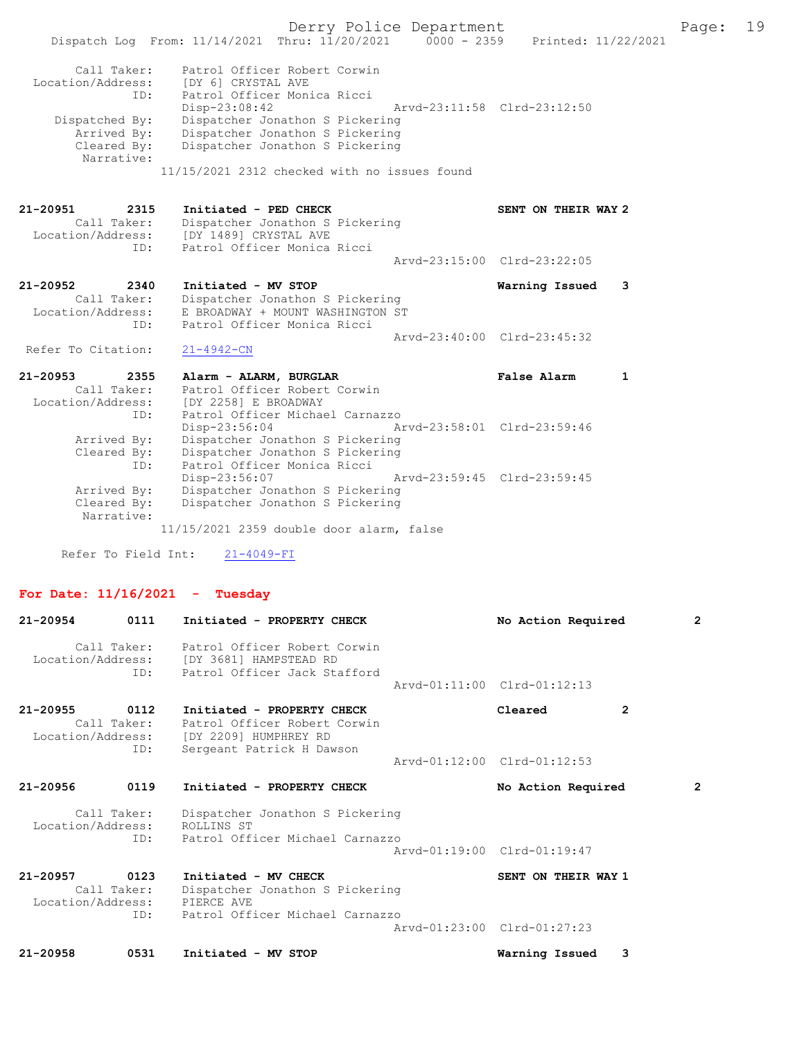Call Taker: Patrol Officer Robert Corwin
Location/Address: [DY 6] CRYSTAL AVE
ID: Patrol Officer Monica Ricci
Disp-23:08:42 Arvd-23:11:58 Clrd-23:12:50
Dispatched By: Dispatcher Jonathon S Pickering
Arrived By: Dispatcher Jonathon S Pickering
Cleared By: Dispatcher Jonathon S Pickering
Narrative:
11/15/2021 2312 checked with no issues found

**21-20951 2315 Initiated - PED CHECK — SENT ON THEIR WAY 2**
Call Taker: Dispatcher Jonathon S Pickering
Location/Address: [DY 1489] CRYSTAL AVE
ID: Patrol Officer Monica Ricci
Arvd-23:15:00 Clrd-23:22:05

**21-20952 2340 Initiated - MV STOP — Warning Issued 3**
Call Taker: Dispatcher Jonathon S Pickering
Location/Address: E BROADWAY + MOUNT WASHINGTON ST
ID: Patrol Officer Monica Ricci
Arvd-23:40:00 Clrd-23:45:32
Refer To Citation: 21-4942-CN

**21-20953 2355 Alarm - ALARM, BURGLAR — False Alarm 1**
Call Taker: Patrol Officer Robert Corwin
Location/Address: [DY 2258] E BROADWAY
ID: Patrol Officer Michael Carnazzo
Disp-23:56:04 Arvd-23:58:01 Clrd-23:59:46
Arrived By: Dispatcher Jonathon S Pickering
Cleared By: Dispatcher Jonathon S Pickering
ID: Patrol Officer Monica Ricci
Disp-23:56:07 Arvd-23:59:45 Clrd-23:59:45
Arrived By: Dispatcher Jonathon S Pickering
Cleared By: Dispatcher Jonathon S Pickering
Narrative:
11/15/2021 2359 double door alarm, false

Refer To Field Int: 21-4049-FI

## For Date: 11/16/2021 - Tuesday

**21-20954 0111 Initiated - PROPERTY CHECK — No Action Required 2**
Call Taker: Patrol Officer Robert Corwin
Location/Address: [DY 3681] HAMPSTEAD RD
ID: Patrol Officer Jack Stafford
Arvd-01:11:00 Clrd-01:12:13

**21-20955 0112 Initiated - PROPERTY CHECK — Cleared 2**
Call Taker: Patrol Officer Robert Corwin
Location/Address: [DY 2209] HUMPHREY RD
ID: Sergeant Patrick H Dawson
Arvd-01:12:00 Clrd-01:12:53

**21-20956 0119 Initiated - PROPERTY CHECK — No Action Required 2**
Call Taker: Dispatcher Jonathon S Pickering
Location/Address: ROLLINS ST
ID: Patrol Officer Michael Carnazzo
Arvd-01:19:00 Clrd-01:19:47

**21-20957 0123 Initiated - MV CHECK — SENT ON THEIR WAY 1**
Call Taker: Dispatcher Jonathon S Pickering
Location/Address: PIERCE AVE
ID: Patrol Officer Michael Carnazzo
Arvd-01:23:00 Clrd-01:27:23

**21-20958 0531 Initiated - MV STOP — Warning Issued 3**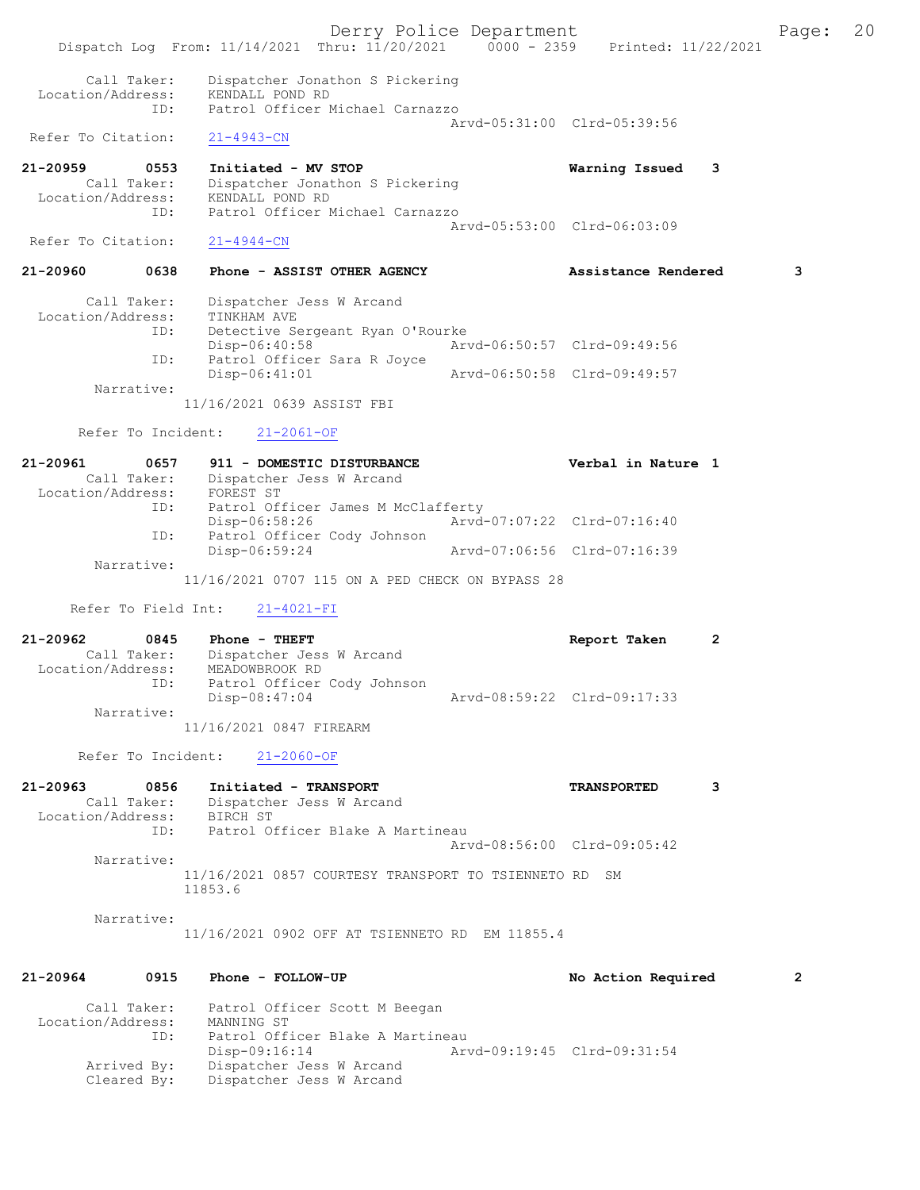```
        Call Taker:    Dispatcher Jonathon S Pickering
  Location/Address:    KENDALL POND RD
                ID:    Patrol Officer Michael Carnazzo
                                              Arvd-05:31:00  Clrd-05:39:56
 Refer To Citation:    21-4943-CN

21-20959        0553    Initiated - MV STOP                       Warning Issued    3
        Call Taker:    Dispatcher Jonathon S Pickering
  Location/Address:    KENDALL POND RD
                ID:    Patrol Officer Michael Carnazzo
                                              Arvd-05:53:00  Clrd-06:03:09
 Refer To Citation:    21-4944-CN

21-20960        0638    Phone - ASSIST OTHER AGENCY               Assistance Rendered        3

        Call Taker:    Dispatcher Jess W Arcand
  Location/Address:    TINKHAM AVE
                ID:    Detective Sergeant Ryan O'Rourke
                       Disp-06:40:58          Arvd-06:50:57  Clrd-09:49:56
                ID:    Patrol Officer Sara R Joyce
                       Disp-06:41:01          Arvd-06:50:58  Clrd-09:49:57
         Narrative:
                    11/16/2021 0639 ASSIST FBI

       Refer To Incident:    21-2061-OF

21-20961        0657    911 - DOMESTIC DISTURBANCE                Verbal in Nature  1
        Call Taker:    Dispatcher Jess W Arcand
  Location/Address:    FOREST ST
                ID:    Patrol Officer James M McClafferty
                       Disp-06:58:26          Arvd-07:07:22  Clrd-07:16:40
                ID:    Patrol Officer Cody Johnson
                       Disp-06:59:24          Arvd-07:06:56  Clrd-07:16:39
         Narrative:
                    11/16/2021 0707 115 ON A PED CHECK ON BYPASS 28

      Refer To Field Int:    21-4021-FI

21-20962        0845    Phone - THEFT                             Report Taken      2
        Call Taker:    Dispatcher Jess W Arcand
  Location/Address:    MEADOWBROOK RD
                ID:    Patrol Officer Cody Johnson
                       Disp-08:47:04          Arvd-08:59:22  Clrd-09:17:33
         Narrative:
                    11/16/2021 0847 FIREARM

       Refer To Incident:    21-2060-OF

21-20963        0856    Initiated - TRANSPORT                     TRANSPORTED       3
        Call Taker:    Dispatcher Jess W Arcand
  Location/Address:    BIRCH ST
                ID:    Patrol Officer Blake A Martineau
                                              Arvd-08:56:00  Clrd-09:05:42
         Narrative:
                    11/16/2021 0857 COURTESY TRANSPORT TO TSIENNETO RD  SM
                    11853.6

         Narrative:
                    11/16/2021 0902 OFF AT TSIENNETO RD  EM 11855.4

21-20964        0915    Phone - FOLLOW-UP                         No Action Required         2

        Call Taker:    Patrol Officer Scott M Beegan
  Location/Address:    MANNING ST
                ID:    Patrol Officer Blake A Martineau
                       Disp-09:16:14          Arvd-09:19:45  Clrd-09:31:54
       Arrived By:    Dispatcher Jess W Arcand
       Cleared By:    Dispatcher Jess W Arcand
```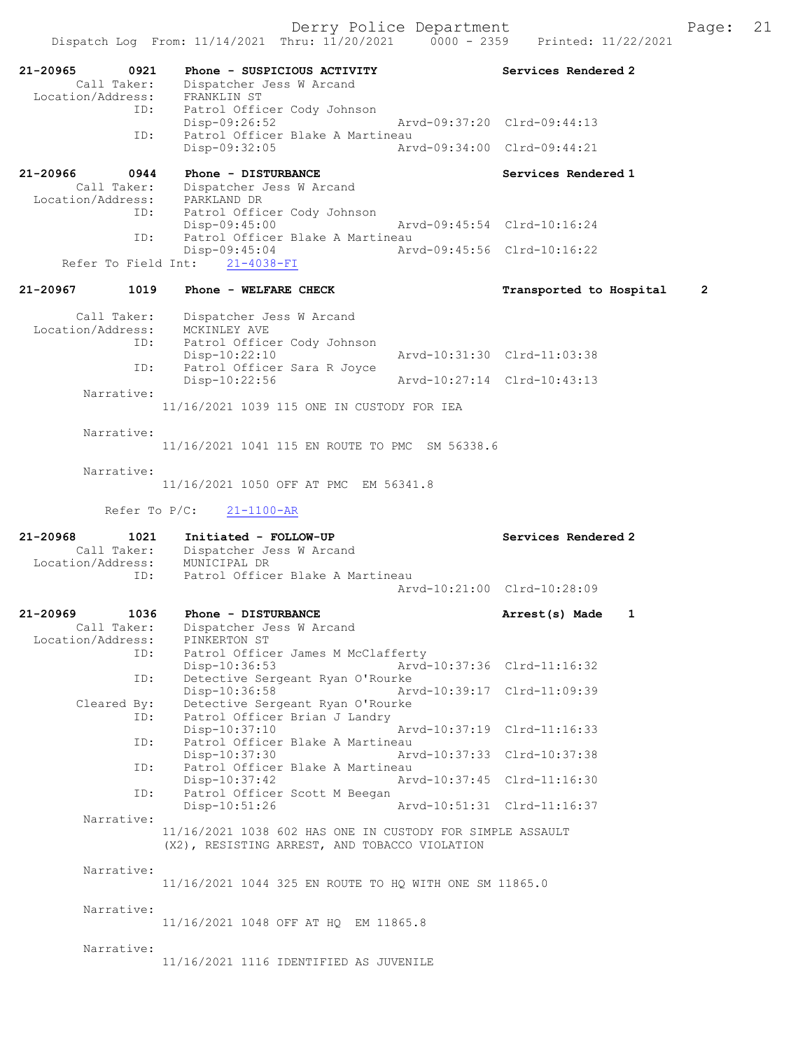```
21-20965      0921    Phone - SUSPICIOUS ACTIVITY                Services Rendered 2
        Call Taker:   Dispatcher Jess W Arcand
  Location/Address:   FRANKLIN ST
               ID:    Patrol Officer Cody Johnson
                      Disp-09:26:52                 Arvd-09:37:20  Clrd-09:44:13
               ID:    Patrol Officer Blake A Martineau
                      Disp-09:32:05                 Arvd-09:34:00  Clrd-09:44:21

21-20966      0944    Phone - DISTURBANCE                        Services Rendered 1
        Call Taker:   Dispatcher Jess W Arcand
  Location/Address:   PARKLAND DR
               ID:    Patrol Officer Cody Johnson
                      Disp-09:45:00                 Arvd-09:45:54  Clrd-10:16:24
               ID:    Patrol Officer Blake A Martineau
                      Disp-09:45:04                 Arvd-09:45:56  Clrd-10:16:22
     Refer To Field Int:    21-4038-FI

21-20967      1019    Phone - WELFARE CHECK                      Transported to Hospital     2

        Call Taker:   Dispatcher Jess W Arcand
  Location/Address:   MCKINLEY AVE
               ID:    Patrol Officer Cody Johnson
                      Disp-10:22:10                 Arvd-10:31:30  Clrd-11:03:38
               ID:    Patrol Officer Sara R Joyce
                      Disp-10:22:56                 Arvd-10:27:14  Clrd-10:43:13
         Narrative:
                    11/16/2021 1039 115 ONE IN CUSTODY FOR IEA

         Narrative:
                    11/16/2021 1041 115 EN ROUTE TO PMC  SM 56338.6

         Narrative:
                    11/16/2021 1050 OFF AT PMC  EM 56341.8

           Refer To P/C:    21-1100-AR

21-20968      1021    Initiated - FOLLOW-UP                      Services Rendered 2
        Call Taker:   Dispatcher Jess W Arcand
  Location/Address:   MUNICIPAL DR
               ID:    Patrol Officer Blake A Martineau
                                                    Arvd-10:21:00  Clrd-10:28:09

21-20969      1036    Phone - DISTURBANCE                        Arrest(s) Made    1
        Call Taker:   Dispatcher Jess W Arcand
  Location/Address:   PINKERTON ST
               ID:    Patrol Officer James M McClafferty
                      Disp-10:36:53                 Arvd-10:37:36  Clrd-11:16:32
               ID:    Detective Sergeant Ryan O'Rourke
                      Disp-10:36:58                 Arvd-10:39:17  Clrd-11:09:39
        Cleared By:   Detective Sergeant Ryan O'Rourke
               ID:    Patrol Officer Brian J Landry
                      Disp-10:37:10                 Arvd-10:37:19  Clrd-11:16:33
               ID:    Patrol Officer Blake A Martineau
                      Disp-10:37:30                 Arvd-10:37:33  Clrd-10:37:38
               ID:    Patrol Officer Blake A Martineau
                      Disp-10:37:42                 Arvd-10:37:45  Clrd-11:16:30
               ID:    Patrol Officer Scott M Beegan
                      Disp-10:51:26                 Arvd-10:51:31  Clrd-11:16:37
         Narrative:
                    11/16/2021 1038 602 HAS ONE IN CUSTODY FOR SIMPLE ASSAULT
                    (X2), RESISTING ARREST, AND TOBACCO VIOLATION

         Narrative:
                    11/16/2021 1044 325 EN ROUTE TO HQ WITH ONE SM 11865.0

         Narrative:
                    11/16/2021 1048 OFF AT HQ  EM 11865.8

         Narrative:
                    11/16/2021 1116 IDENTIFIED AS JUVENILE
```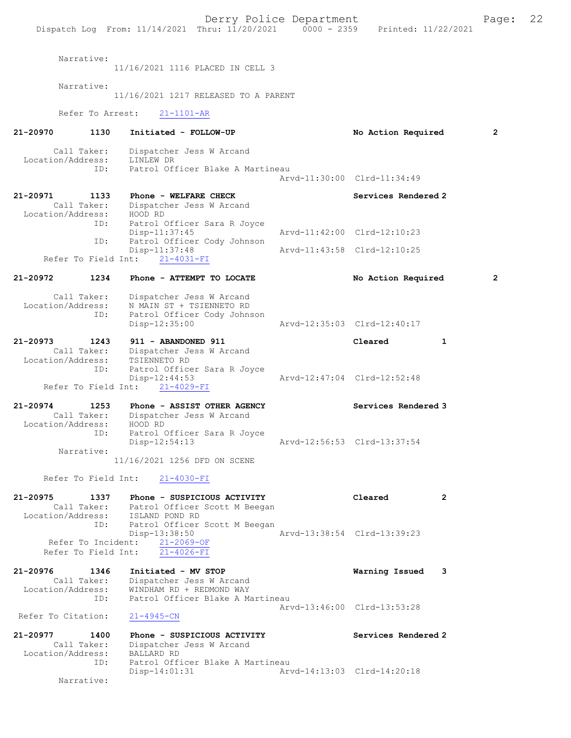Narrative:
11/16/2021 1116 PLACED IN CELL 3

Narrative:
11/16/2021 1217 RELEASED TO A PARENT

Refer To Arrest: 21-1101-AR

**21-20970 1130 Initiated - FOLLOW-UP** No Action Required 2

Call Taker: Dispatcher Jess W Arcand
Location/Address: LINLEW DR
ID: Patrol Officer Blake A Martineau
Arvd-11:30:00 Clrd-11:34:49

**21-20971 1133 Phone - WELFARE CHECK** Services Rendered 2

Call Taker: Dispatcher Jess W Arcand
Location/Address: HOOD RD
ID: Patrol Officer Sara R Joyce
Disp-11:37:45 Arvd-11:42:00 Clrd-12:10:23
ID: Patrol Officer Cody Johnson
Disp-11:37:48 Arvd-11:43:58 Clrd-12:10:25
Refer To Field Int: 21-4031-FI

**21-20972 1234 Phone - ATTEMPT TO LOCATE** No Action Required 2

Call Taker: Dispatcher Jess W Arcand
Location/Address: N MAIN ST + TSIENNETO RD
ID: Patrol Officer Cody Johnson
Disp-12:35:00 Arvd-12:35:03 Clrd-12:40:17

**21-20973 1243 911 - ABANDONED 911** Cleared 1

Call Taker: Dispatcher Jess W Arcand
Location/Address: TSIENNETO RD
ID: Patrol Officer Sara R Joyce
Disp-12:44:53 Arvd-12:47:04 Clrd-12:52:48
Refer To Field Int: 21-4029-FI

**21-20974 1253 Phone - ASSIST OTHER AGENCY** Services Rendered 3

Call Taker: Dispatcher Jess W Arcand
Location/Address: HOOD RD
ID: Patrol Officer Sara R Joyce
Disp-12:54:13 Arvd-12:56:53 Clrd-13:37:54
Narrative:
11/16/2021 1256 DFD ON SCENE

Refer To Field Int: 21-4030-FI

**21-20975 1337 Phone - SUSPICIOUS ACTIVITY** Cleared 2

Call Taker: Patrol Officer Scott M Beegan
Location/Address: ISLAND POND RD
ID: Patrol Officer Scott M Beegan
Disp-13:38:50 Arvd-13:38:54 Clrd-13:39:23
Refer To Incident: 21-2069-OF
Refer To Field Int: 21-4026-FI

**21-20976 1346 Initiated - MV STOP** Warning Issued 3

Call Taker: Dispatcher Jess W Arcand
Location/Address: WINDHAM RD + REDMOND WAY
ID: Patrol Officer Blake A Martineau
Arvd-13:46:00 Clrd-13:53:28
Refer To Citation: 21-4945-CN

**21-20977 1400 Phone - SUSPICIOUS ACTIVITY** Services Rendered 2

Call Taker: Dispatcher Jess W Arcand
Location/Address: BALLARD RD
ID: Patrol Officer Blake A Martineau
Disp-14:01:31 Arvd-14:13:03 Clrd-14:20:18
Narrative: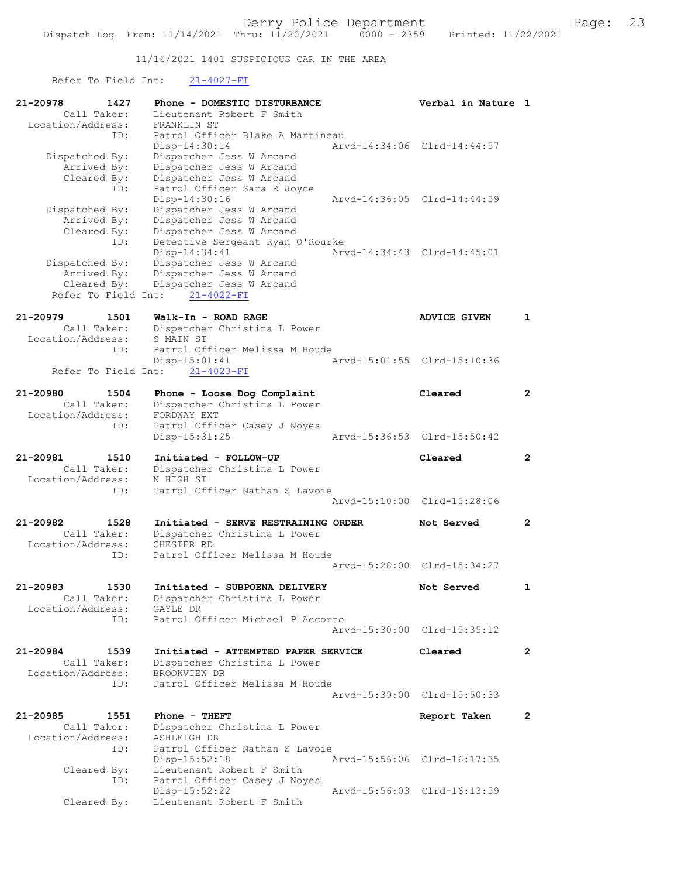11/16/2021 1401 SUSPICIOUS CAR IN THE AREA

Refer To Field Int: 21-4027-FI

```
21-20978        1427   Phone - DOMESTIC DISTURBANCE              Verbal in Nature 1
        Call Taker:    Lieutenant Robert F Smith
  Location/Address:    FRANKLIN ST
                ID:    Patrol Officer Blake A Martineau
                       Disp-14:30:14                  Arvd-14:34:06  Clrd-14:44:57
     Dispatched By:    Dispatcher Jess W Arcand
        Arrived By:    Dispatcher Jess W Arcand
        Cleared By:    Dispatcher Jess W Arcand
                ID:    Patrol Officer Sara R Joyce
                       Disp-14:30:16                  Arvd-14:36:05  Clrd-14:44:59
     Dispatched By:    Dispatcher Jess W Arcand
        Arrived By:    Dispatcher Jess W Arcand
        Cleared By:    Dispatcher Jess W Arcand
                ID:    Detective Sergeant Ryan O'Rourke
                       Disp-14:34:41                  Arvd-14:34:43  Clrd-14:45:01
     Dispatched By:    Dispatcher Jess W Arcand
        Arrived By:    Dispatcher Jess W Arcand
        Cleared By:    Dispatcher Jess W Arcand
   Refer To Field Int:    21-4022-FI

21-20979        1501   Walk-In - ROAD RAGE                       ADVICE GIVEN     1
        Call Taker:    Dispatcher Christina L Power
  Location/Address:    S MAIN ST
                ID:    Patrol Officer Melissa M Houde
                       Disp-15:01:41                  Arvd-15:01:55  Clrd-15:10:36
   Refer To Field Int:    21-4023-FI

21-20980        1504   Phone - Loose Dog Complaint               Cleared          2
        Call Taker:    Dispatcher Christina L Power
  Location/Address:    FORDWAY EXT
                ID:    Patrol Officer Casey J Noyes
                       Disp-15:31:25                  Arvd-15:36:53  Clrd-15:50:42

21-20981        1510   Initiated - FOLLOW-UP                     Cleared          2
        Call Taker:    Dispatcher Christina L Power
  Location/Address:    N HIGH ST
                ID:    Patrol Officer Nathan S Lavoie
                                                      Arvd-15:10:00  Clrd-15:28:06

21-20982        1528   Initiated - SERVE RESTRAINING ORDER       Not Served       2
        Call Taker:    Dispatcher Christina L Power
  Location/Address:    CHESTER RD
                ID:    Patrol Officer Melissa M Houde
                                                      Arvd-15:28:00  Clrd-15:34:27

21-20983        1530   Initiated - SUBPOENA DELIVERY             Not Served       1
        Call Taker:    Dispatcher Christina L Power
  Location/Address:    GAYLE DR
                ID:    Patrol Officer Michael P Accorto
                                                      Arvd-15:30:00  Clrd-15:35:12

21-20984        1539   Initiated - ATTEMPTED PAPER SERVICE       Cleared          2
        Call Taker:    Dispatcher Christina L Power
  Location/Address:    BROOKVIEW DR
                ID:    Patrol Officer Melissa M Houde
                                                      Arvd-15:39:00  Clrd-15:50:33

21-20985        1551   Phone - THEFT                             Report Taken     2
        Call Taker:    Dispatcher Christina L Power
  Location/Address:    ASHLEIGH DR
                ID:    Patrol Officer Nathan S Lavoie
                       Disp-15:52:18                  Arvd-15:56:06  Clrd-16:17:35
        Cleared By:    Lieutenant Robert F Smith
                ID:    Patrol Officer Casey J Noyes
                       Disp-15:52:22                  Arvd-15:56:03  Clrd-16:13:59
        Cleared By:    Lieutenant Robert F Smith
```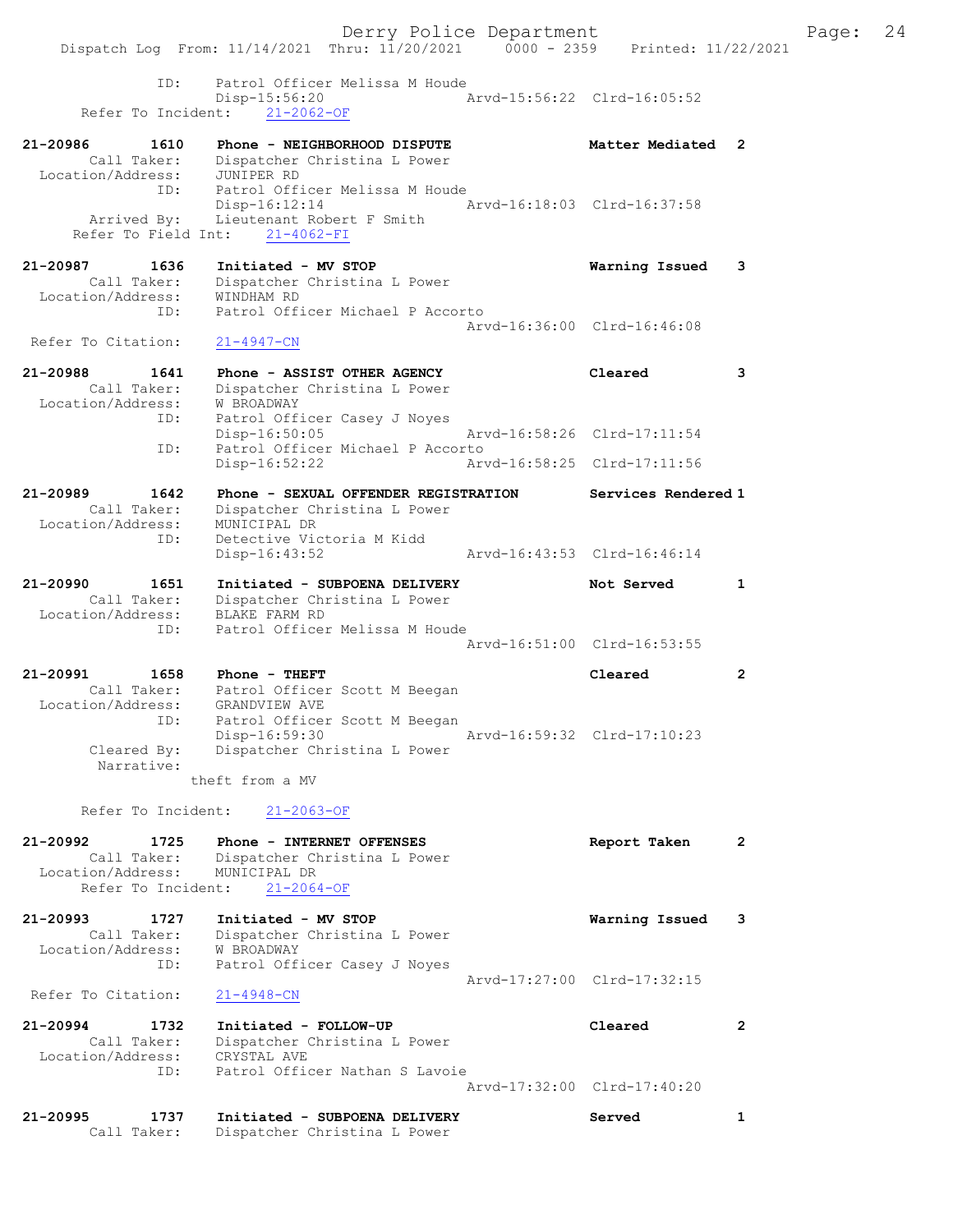```
              ID:     Patrol Officer Melissa M Houde
                      Disp-15:56:20                 Arvd-15:56:22  Clrd-16:05:52
      Refer To Incident:    21-2062-OF

21-20986       1610   Phone - NEIGHBORHOOD DISPUTE                Matter Mediated  2
          Call Taker:   Dispatcher Christina L Power
    Location/Address:   JUNIPER RD
                 ID:   Patrol Officer Melissa M Houde
                       Disp-16:12:14                 Arvd-16:18:03  Clrd-16:37:58
         Arrived By:   Lieutenant Robert F Smith
      Refer To Field Int:    21-4062-FI

21-20987       1636   Initiated - MV STOP                         Warning Issued   3
          Call Taker:   Dispatcher Christina L Power
    Location/Address:   WINDHAM RD
                 ID:   Patrol Officer Michael P Accorto
                                                     Arvd-16:36:00  Clrd-16:46:08
  Refer To Citation:   21-4947-CN

21-20988       1641   Phone - ASSIST OTHER AGENCY                 Cleared          3
          Call Taker:   Dispatcher Christina L Power
    Location/Address:   W BROADWAY
                 ID:   Patrol Officer Casey J Noyes
                       Disp-16:50:05                 Arvd-16:58:26  Clrd-17:11:54
                 ID:   Patrol Officer Michael P Accorto
                       Disp-16:52:22                 Arvd-16:58:25  Clrd-17:11:56

21-20989       1642   Phone - SEXUAL OFFENDER REGISTRATION        Services Rendered 1
          Call Taker:   Dispatcher Christina L Power
    Location/Address:   MUNICIPAL DR
                 ID:   Detective Victoria M Kidd
                       Disp-16:43:52                 Arvd-16:43:53  Clrd-16:46:14

21-20990       1651   Initiated - SUBPOENA DELIVERY               Not Served       1
          Call Taker:   Dispatcher Christina L Power
    Location/Address:   BLAKE FARM RD
                 ID:   Patrol Officer Melissa M Houde
                                                     Arvd-16:51:00  Clrd-16:53:55

21-20991       1658   Phone - THEFT                               Cleared          2
          Call Taker:   Patrol Officer Scott M Beegan
    Location/Address:   GRANDVIEW AVE
                 ID:   Patrol Officer Scott M Beegan
                       Disp-16:59:30                 Arvd-16:59:32  Clrd-17:10:23
         Cleared By:   Dispatcher Christina L Power
          Narrative:
                    theft from a MV

      Refer To Incident:    21-2063-OF

21-20992       1725   Phone - INTERNET OFFENSES                   Report Taken     2
          Call Taker:   Dispatcher Christina L Power
    Location/Address:   MUNICIPAL DR
      Refer To Incident:    21-2064-OF

21-20993       1727   Initiated - MV STOP                         Warning Issued   3
          Call Taker:   Dispatcher Christina L Power
    Location/Address:   W BROADWAY
                 ID:   Patrol Officer Casey J Noyes
                                                     Arvd-17:27:00  Clrd-17:32:15
  Refer To Citation:   21-4948-CN

21-20994       1732   Initiated - FOLLOW-UP                       Cleared          2
          Call Taker:   Dispatcher Christina L Power
    Location/Address:   CRYSTAL AVE
                 ID:   Patrol Officer Nathan S Lavoie
                                                     Arvd-17:32:00  Clrd-17:40:20

21-20995       1737   Initiated - SUBPOENA DELIVERY               Served           1
          Call Taker:   Dispatcher Christina L Power
```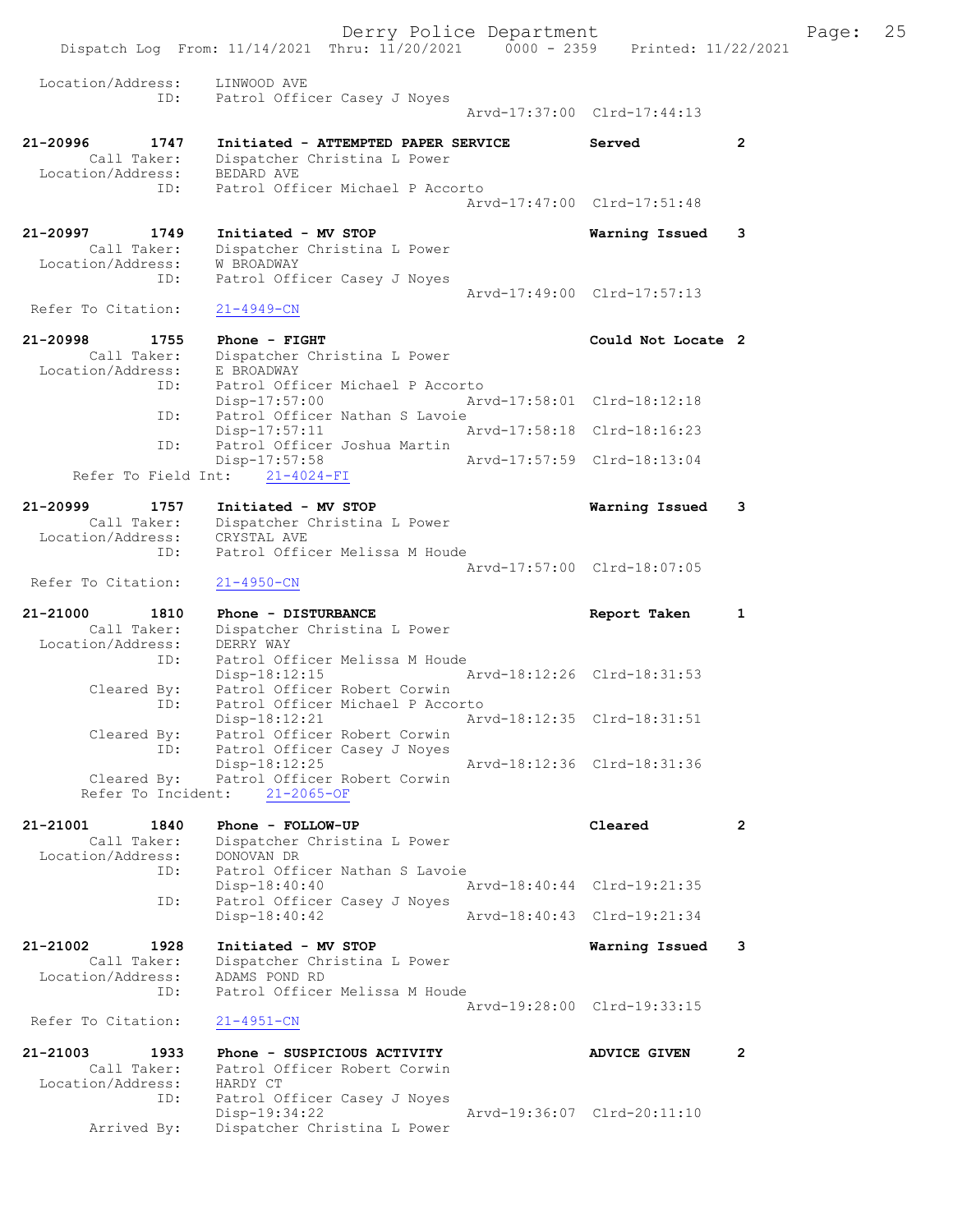```
 Location/Address:     LINWOOD AVE
               ID:     Patrol Officer Casey J Noyes
                                               Arvd-17:37:00  Clrd-17:44:13

21-20996       1747    Initiated - ATTEMPTED PAPER SERVICE        Served            2
       Call Taker:     Dispatcher Christina L Power
 Location/Address:     BEDARD AVE
               ID:     Patrol Officer Michael P Accorto
                                               Arvd-17:47:00  Clrd-17:51:48

21-20997       1749    Initiated - MV STOP                        Warning Issued    3
       Call Taker:     Dispatcher Christina L Power
 Location/Address:     W BROADWAY
               ID:     Patrol Officer Casey J Noyes
                                               Arvd-17:49:00  Clrd-17:57:13
  Refer To Citation:   21-4949-CN

21-20998       1755    Phone - FIGHT                              Could Not Locate  2
       Call Taker:     Dispatcher Christina L Power
 Location/Address:     E BROADWAY
               ID:     Patrol Officer Michael P Accorto
                       Disp-17:57:00           Arvd-17:58:01  Clrd-18:12:18
               ID:     Patrol Officer Nathan S Lavoie
                       Disp-17:57:11           Arvd-17:58:18  Clrd-18:16:23
               ID:     Patrol Officer Joshua Martin
                       Disp-17:57:58           Arvd-17:57:59  Clrd-18:13:04
       Refer To Field Int:    21-4024-FI

21-20999       1757    Initiated - MV STOP                        Warning Issued    3
       Call Taker:     Dispatcher Christina L Power
 Location/Address:     CRYSTAL AVE
               ID:     Patrol Officer Melissa M Houde
                                               Arvd-17:57:00  Clrd-18:07:05
  Refer To Citation:   21-4950-CN

21-21000       1810    Phone - DISTURBANCE                        Report Taken      1
       Call Taker:     Dispatcher Christina L Power
 Location/Address:     DERRY WAY
               ID:     Patrol Officer Melissa M Houde
                       Disp-18:12:15           Arvd-18:12:26  Clrd-18:31:53
       Cleared By:     Patrol Officer Robert Corwin
               ID:     Patrol Officer Michael P Accorto
                       Disp-18:12:21           Arvd-18:12:35  Clrd-18:31:51
       Cleared By:     Patrol Officer Robert Corwin
               ID:     Patrol Officer Casey J Noyes
                       Disp-18:12:25           Arvd-18:12:36  Clrd-18:31:36
       Cleared By:     Patrol Officer Robert Corwin
        Refer To Incident:    21-2065-OF

21-21001       1840    Phone - FOLLOW-UP                          Cleared           2
       Call Taker:     Dispatcher Christina L Power
 Location/Address:     DONOVAN DR
               ID:     Patrol Officer Nathan S Lavoie
                       Disp-18:40:40           Arvd-18:40:44  Clrd-19:21:35
               ID:     Patrol Officer Casey J Noyes
                       Disp-18:40:42           Arvd-18:40:43  Clrd-19:21:34

21-21002       1928    Initiated - MV STOP                        Warning Issued    3
       Call Taker:     Dispatcher Christina L Power
 Location/Address:     ADAMS POND RD
               ID:     Patrol Officer Melissa M Houde
                                               Arvd-19:28:00  Clrd-19:33:15
  Refer To Citation:   21-4951-CN

21-21003       1933    Phone - SUSPICIOUS ACTIVITY                ADVICE GIVEN      2
       Call Taker:     Patrol Officer Robert Corwin
 Location/Address:     HARDY CT
               ID:     Patrol Officer Casey J Noyes
                       Disp-19:34:22           Arvd-19:36:07  Clrd-20:11:10
       Arrived By:     Dispatcher Christina L Power
```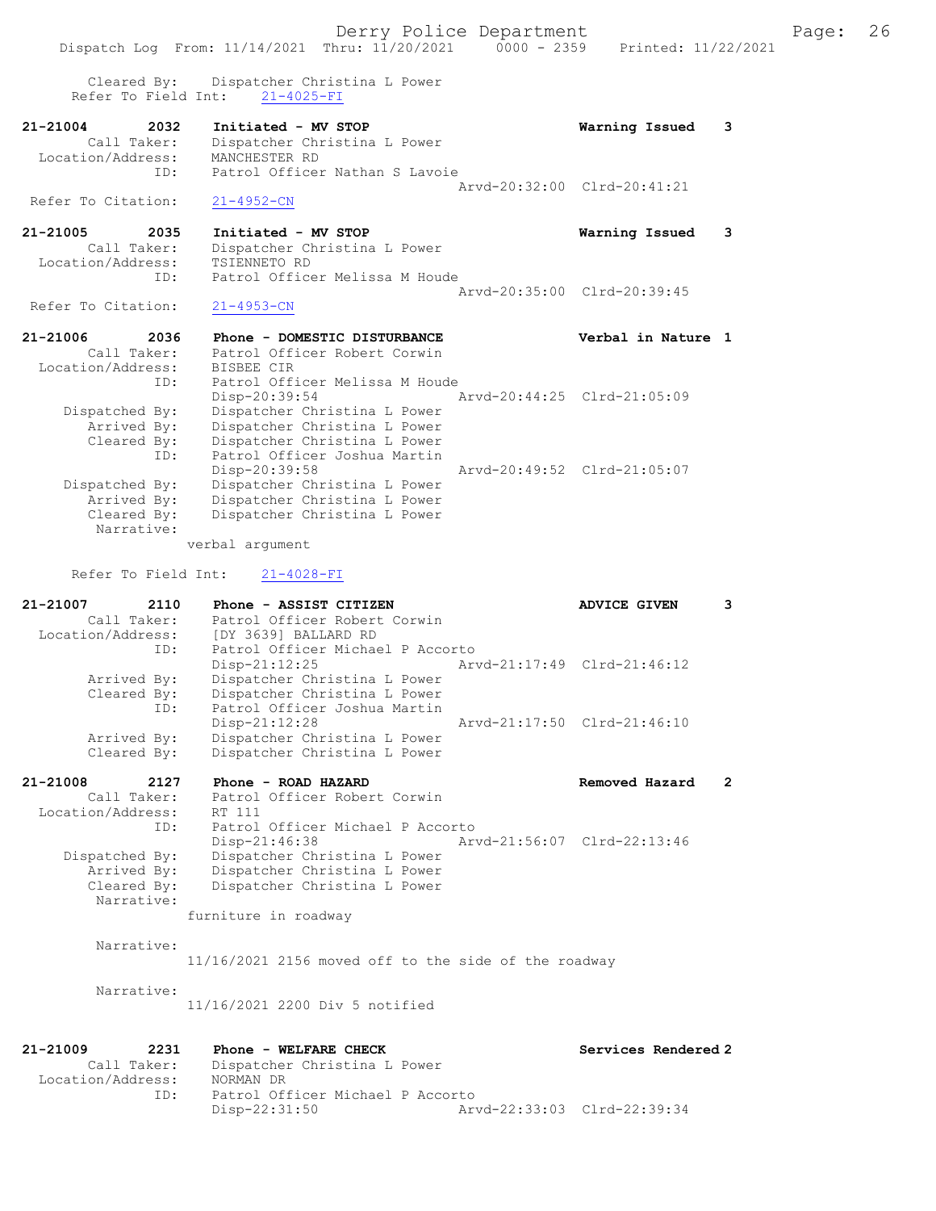Cleared By: Dispatcher Christina L Power
Refer To Field Int: 21-4025-FI

**21-21004 2032 Initiated - MV STOP** — Warning Issued 3
Call Taker: Dispatcher Christina L Power
Location/Address: MANCHESTER RD
ID: Patrol Officer Nathan S Lavoie
Arvd-20:32:00 Clrd-20:41:21
Refer To Citation: 21-4952-CN

**21-21005 2035 Initiated - MV STOP** — Warning Issued 3
Call Taker: Dispatcher Christina L Power
Location/Address: TSIENNETO RD
ID: Patrol Officer Melissa M Houde
Arvd-20:35:00 Clrd-20:39:45
Refer To Citation: 21-4953-CN

**21-21006 2036 Phone - DOMESTIC DISTURBANCE** — Verbal in Nature 1
Call Taker: Patrol Officer Robert Corwin
Location/Address: BISBEE CIR
ID: Patrol Officer Melissa M Houde
Disp-20:39:54 Arvd-20:44:25 Clrd-21:05:09
Dispatched By: Dispatcher Christina L Power
Arrived By: Dispatcher Christina L Power
Cleared By: Dispatcher Christina L Power
ID: Patrol Officer Joshua Martin
Disp-20:39:58 Arvd-20:49:52 Clrd-21:05:07
Dispatched By: Dispatcher Christina L Power
Arrived By: Dispatcher Christina L Power
Cleared By: Dispatcher Christina L Power
Narrative:
verbal argument

Refer To Field Int: 21-4028-FI

**21-21007 2110 Phone - ASSIST CITIZEN** — ADVICE GIVEN 3
Call Taker: Patrol Officer Robert Corwin
Location/Address: [DY 3639] BALLARD RD
ID: Patrol Officer Michael P Accorto
Disp-21:12:25 Arvd-21:17:49 Clrd-21:46:12
Arrived By: Dispatcher Christina L Power
Cleared By: Dispatcher Christina L Power
ID: Patrol Officer Joshua Martin
Disp-21:12:28 Arvd-21:17:50 Clrd-21:46:10
Arrived By: Dispatcher Christina L Power
Cleared By: Dispatcher Christina L Power

**21-21008 2127 Phone - ROAD HAZARD** — Removed Hazard 2
Call Taker: Patrol Officer Robert Corwin
Location/Address: RT 111
ID: Patrol Officer Michael P Accorto
Disp-21:46:38 Arvd-21:56:07 Clrd-22:13:46
Dispatched By: Dispatcher Christina L Power
Arrived By: Dispatcher Christina L Power
Cleared By: Dispatcher Christina L Power
Narrative:
furniture in roadway

Narrative:
11/16/2021 2156 moved off to the side of the roadway

Narrative:
11/16/2021 2200 Div 5 notified

**21-21009 2231 Phone - WELFARE CHECK** — Services Rendered 2
Call Taker: Dispatcher Christina L Power
Location/Address: NORMAN DR
ID: Patrol Officer Michael P Accorto
Disp-22:31:50 Arvd-22:33:03 Clrd-22:39:34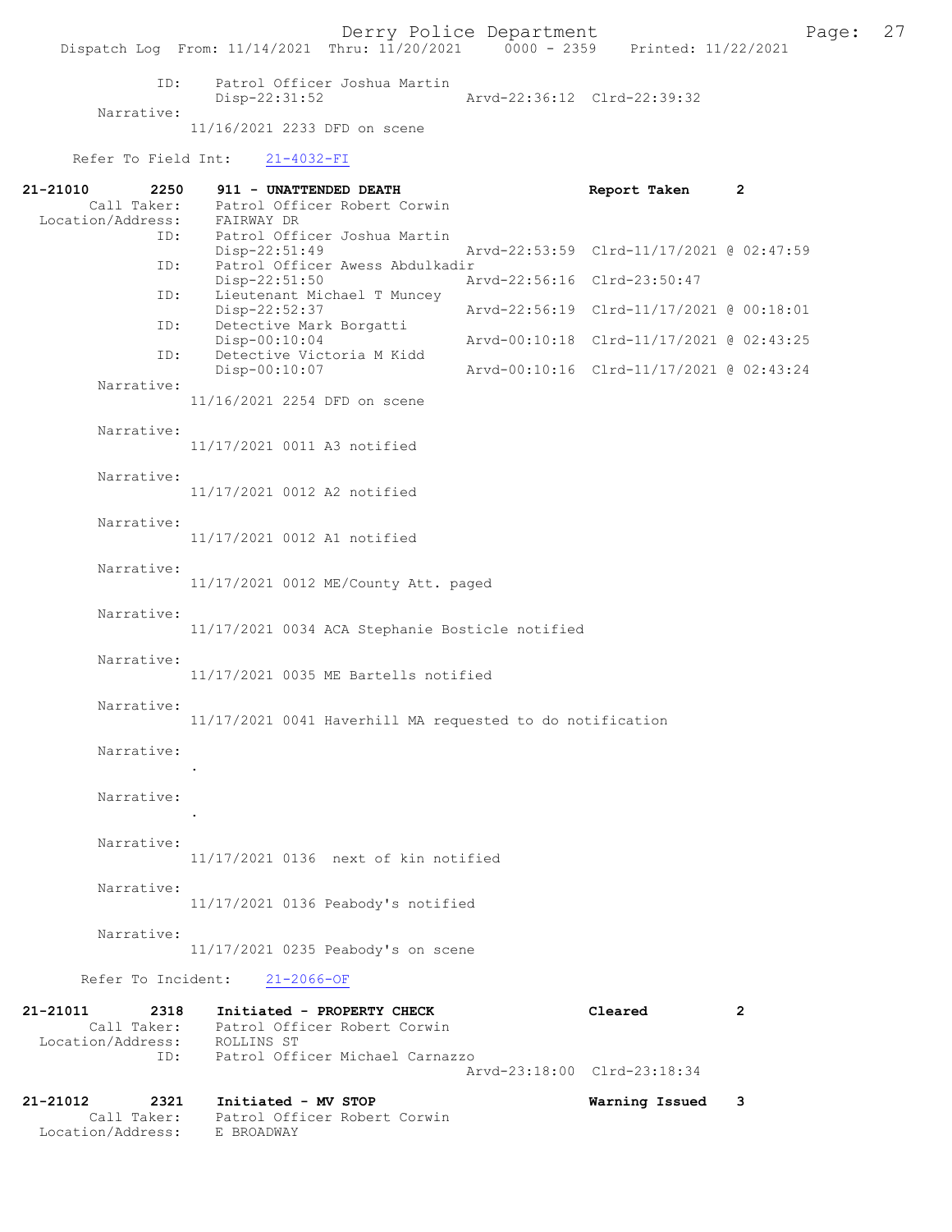ID: Patrol Officer Joshua Martin
Disp-22:31:52 Arvd-22:36:12 Clrd-22:39:32

Narrative:
11/16/2021 2233 DFD on scene

Refer To Field Int: 21-4032-FI

**21-21010 2250 911 - UNATTENDED DEATH Report Taken 2**

Call Taker: Patrol Officer Robert Corwin
Location/Address: FAIRWAY DR

ID: Patrol Officer Joshua Martin
Disp-22:51:49 Arvd-22:53:59 Clrd-11/17/2021 @ 02:47:59

ID: Patrol Officer Awess Abdulkadir
Disp-22:51:50 Arvd-22:56:16 Clrd-23:50:47

ID: Lieutenant Michael T Muncey
Disp-22:52:37 Arvd-22:56:19 Clrd-11/17/2021 @ 00:18:01

ID: Detective Mark Borgatti
Disp-00:10:04 Arvd-00:10:18 Clrd-11/17/2021 @ 02:43:25

ID: Detective Victoria M Kidd
Disp-00:10:07 Arvd-00:10:16 Clrd-11/17/2021 @ 02:43:24

Narrative:
11/16/2021 2254 DFD on scene

Narrative:
11/17/2021 0011 A3 notified

Narrative:
11/17/2021 0012 A2 notified

Narrative:
11/17/2021 0012 A1 notified

Narrative:
11/17/2021 0012 ME/County Att. paged

Narrative:
11/17/2021 0034 ACA Stephanie Bosticle notified

Narrative:
11/17/2021 0035 ME Bartells notified

Narrative:
11/17/2021 0041 Haverhill MA requested to do notification

Narrative:
.

Narrative:
.

Narrative:
11/17/2021 0136 next of kin notified

Narrative:
11/17/2021 0136 Peabody's notified

Narrative:
11/17/2021 0235 Peabody's on scene

Refer To Incident: 21-2066-OF

**21-21011 2318 Initiated - PROPERTY CHECK Cleared 2**

Call Taker: Patrol Officer Robert Corwin
Location/Address: ROLLINS ST

ID: Patrol Officer Michael Carnazzo
Arvd-23:18:00 Clrd-23:18:34

**21-21012 2321 Initiated - MV STOP Warning Issued 3**

Call Taker: Patrol Officer Robert Corwin
Location/Address: E BROADWAY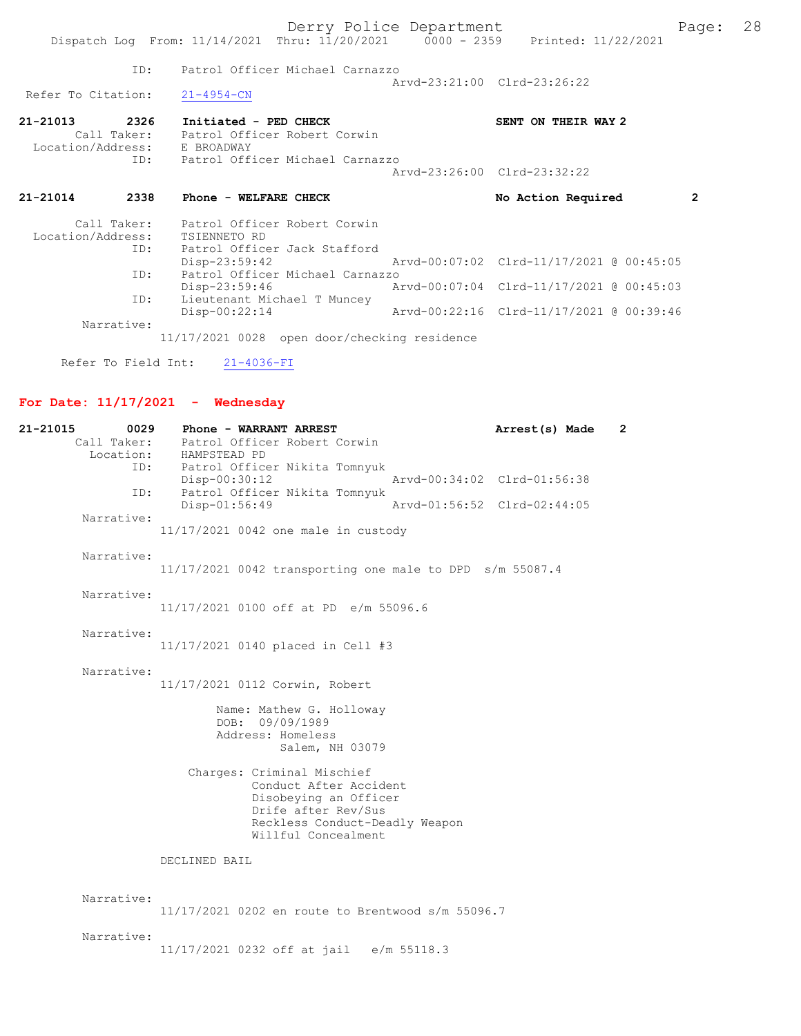```
             ID:       Patrol Officer Michael Carnazzo
                                                   Arvd-23:21:00  Clrd-23:26:22
  Refer To Citation:     21-4954-CN

21-21013        2326     Initiated - PED CHECK                         SENT ON THEIR WAY 2
         Call Taker:     Patrol Officer Robert Corwin
   Location/Address:     E BROADWAY
                 ID:     Patrol Officer Michael Carnazzo
                                                   Arvd-23:26:00  Clrd-23:32:22

21-21014        2338     Phone - WELFARE CHECK                         No Action Required          2

         Call Taker:     Patrol Officer Robert Corwin
   Location/Address:     TSIENNETO RD
                 ID:     Patrol Officer Jack Stafford
                         Disp-23:59:42             Arvd-00:07:02  Clrd-11/17/2021 @ 00:45:05
                 ID:     Patrol Officer Michael Carnazzo
                         Disp-23:59:46             Arvd-00:07:04  Clrd-11/17/2021 @ 00:45:03
                 ID:     Lieutenant Michael T Muncey
                         Disp-00:22:14             Arvd-00:22:16  Clrd-11/17/2021 @ 00:39:46
         Narrative:
                     11/17/2021 0028  open door/checking residence

      Refer To Field Int:     21-4036-FI
```

## For Date: 11/17/2021 - Wednesday

```
21-21015        0029     Phone - WARRANT ARREST                        Arrest(s) Made    2
         Call Taker:     Patrol Officer Robert Corwin
           Location:     HAMPSTEAD PD
                 ID:     Patrol Officer Nikita Tomnyuk
                         Disp-00:30:12             Arvd-00:34:02  Clrd-01:56:38
                 ID:     Patrol Officer Nikita Tomnyuk
                         Disp-01:56:49             Arvd-01:56:52  Clrd-02:44:05
         Narrative:
                     11/17/2021 0042 one male in custody

         Narrative:
                     11/17/2021 0042 transporting one male to DPD  s/m 55087.4

         Narrative:
                     11/17/2021 0100 off at PD  e/m 55096.6

         Narrative:
                     11/17/2021 0140 placed in Cell #3

         Narrative:
                     11/17/2021 0112 Corwin, Robert

                            Name: Mathew G. Holloway
                            DOB:  09/09/1989
                            Address: Homeless
                                     Salem, NH 03079

                        Charges: Criminal Mischief
                                 Conduct After Accident
                                 Disobeying an Officer
                                 Drife after Rev/Sus
                                 Reckless Conduct-Deadly Weapon
                                 Willful Concealment

                     DECLINED BAIL


         Narrative:
                     11/17/2021 0202 en route to Brentwood s/m 55096.7

         Narrative:
                     11/17/2021 0232 off at jail   e/m 55118.3
```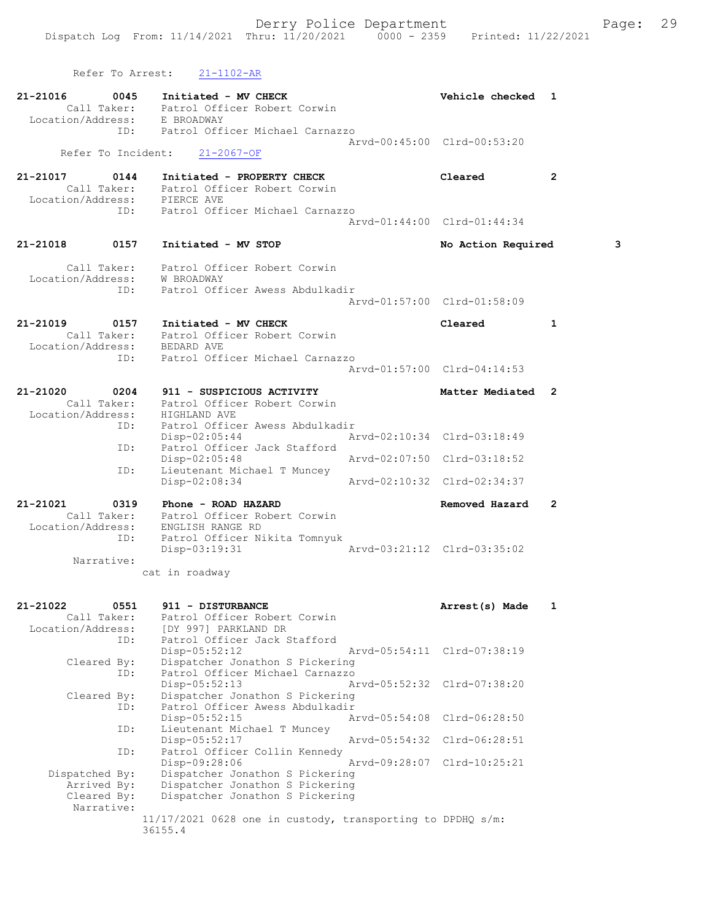Refer To Arrest: 21-1102-AR

```
21-21016        0045    Initiated - MV CHECK                        Vehicle checked  1
        Call Taker:     Patrol Officer Robert Corwin
  Location/Address:     E BROADWAY
                ID:     Patrol Officer Michael Carnazzo
                                                    Arvd-00:45:00  Clrd-00:53:20
     Refer To Incident:     21-2067-OF

21-21017        0144    Initiated - PROPERTY CHECK                  Cleared          2
        Call Taker:     Patrol Officer Robert Corwin
  Location/Address:     PIERCE AVE
                ID:     Patrol Officer Michael Carnazzo
                                                    Arvd-01:44:00  Clrd-01:44:34

21-21018        0157    Initiated - MV STOP                         No Action Required        3

        Call Taker:     Patrol Officer Robert Corwin
  Location/Address:     W BROADWAY
                ID:     Patrol Officer Awess Abdulkadir
                                                    Arvd-01:57:00  Clrd-01:58:09

21-21019        0157    Initiated - MV CHECK                        Cleared          1
        Call Taker:     Patrol Officer Robert Corwin
  Location/Address:     BEDARD AVE
                ID:     Patrol Officer Michael Carnazzo
                                                    Arvd-01:57:00  Clrd-04:14:53

21-21020        0204    911 - SUSPICIOUS ACTIVITY                   Matter Mediated  2
        Call Taker:     Patrol Officer Robert Corwin
  Location/Address:     HIGHLAND AVE
                ID:     Patrol Officer Awess Abdulkadir
                        Disp-02:05:44               Arvd-02:10:34  Clrd-03:18:49
                ID:     Patrol Officer Jack Stafford
                        Disp-02:05:48               Arvd-02:07:50  Clrd-03:18:52
                ID:     Lieutenant Michael T Muncey
                        Disp-02:08:34               Arvd-02:10:32  Clrd-02:34:37

21-21021        0319    Phone - ROAD HAZARD                         Removed Hazard   2
        Call Taker:     Patrol Officer Robert Corwin
  Location/Address:     ENGLISH RANGE RD
                ID:     Patrol Officer Nikita Tomnyuk
                        Disp-03:19:31               Arvd-03:21:12  Clrd-03:35:02
         Narrative:
                    cat in roadway

21-21022        0551    911 - DISTURBANCE                           Arrest(s) Made   1
        Call Taker:     Patrol Officer Robert Corwin
  Location/Address:     [DY 997] PARKLAND DR
                ID:     Patrol Officer Jack Stafford
                        Disp-05:52:12               Arvd-05:54:11  Clrd-07:38:19
        Cleared By:     Dispatcher Jonathon S Pickering
                ID:     Patrol Officer Michael Carnazzo
                        Disp-05:52:13               Arvd-05:52:32  Clrd-07:38:20
        Cleared By:     Dispatcher Jonathon S Pickering
                ID:     Patrol Officer Awess Abdulkadir
                        Disp-05:52:15               Arvd-05:54:08  Clrd-06:28:50
                ID:     Lieutenant Michael T Muncey
                        Disp-05:52:17               Arvd-05:54:32  Clrd-06:28:51
                ID:     Patrol Officer Collin Kennedy
                        Disp-09:28:06               Arvd-09:28:07  Clrd-10:25:21
     Dispatched By:     Dispatcher Jonathon S Pickering
        Arrived By:     Dispatcher Jonathon S Pickering
        Cleared By:     Dispatcher Jonathon S Pickering
         Narrative:
                    11/17/2021 0628 one in custody, transporting to DPDHQ s/m:
                    36155.4
```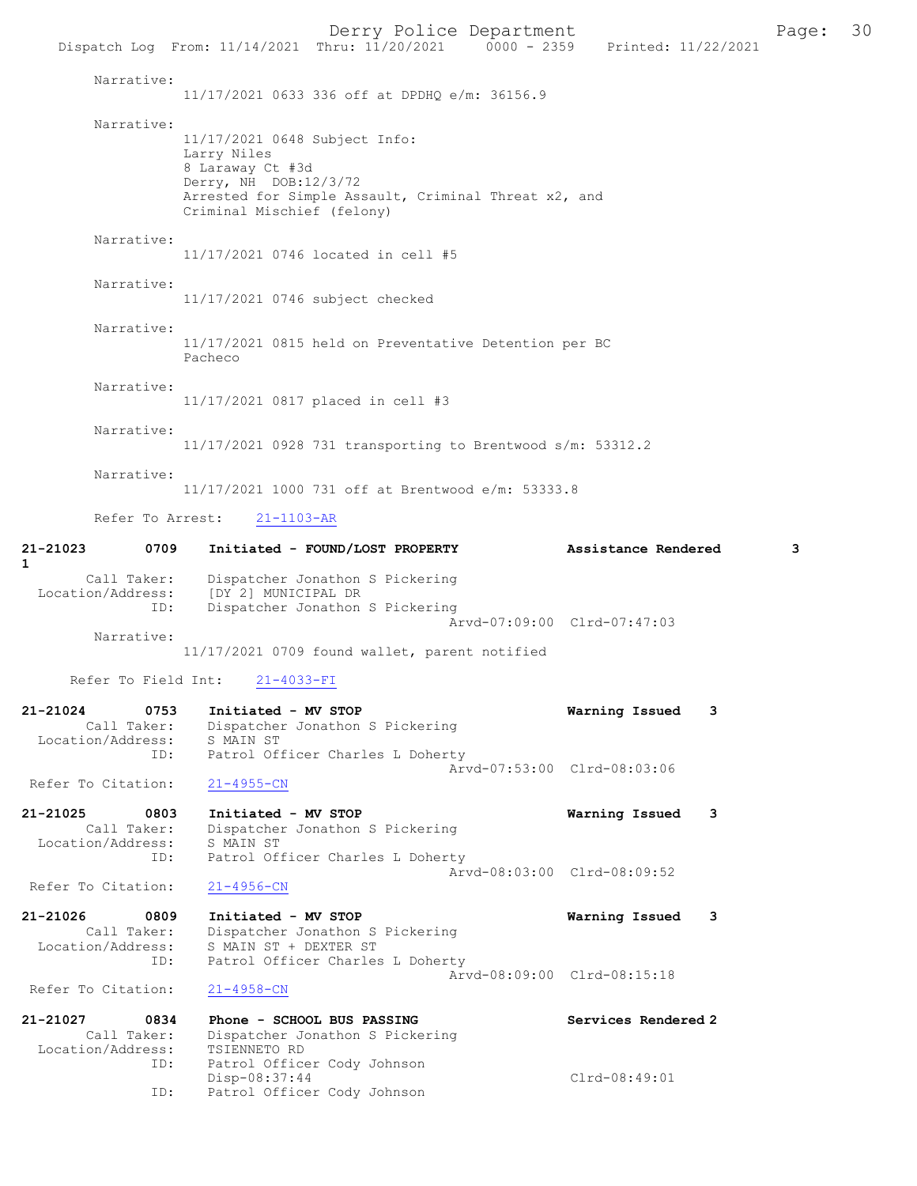Narrative:
11/17/2021 0633 336 off at DPDHQ e/m: 36156.9

Narrative:
11/17/2021 0648 Subject Info:
Larry Niles
8 Laraway Ct #3d
Derry, NH DOB:12/3/72
Arrested for Simple Assault, Criminal Threat x2, and
Criminal Mischief (felony)

Narrative:
11/17/2021 0746 located in cell #5

Narrative:
11/17/2021 0746 subject checked

Narrative:
11/17/2021 0815 held on Preventative Detention per BC
Pacheco

Narrative:
11/17/2021 0817 placed in cell #3

Narrative:
11/17/2021 0928 731 transporting to Brentwood s/m: 53312.2

Narrative:
11/17/2021 1000 731 off at Brentwood e/m: 53333.8

Refer To Arrest: 21-1103-AR

**21-21023 0709 Initiated - FOUND/LOST PROPERTY Assistance Rendered 3 1**
Call Taker: Dispatcher Jonathon S Pickering
Location/Address: [DY 2] MUNICIPAL DR
ID: Dispatcher Jonathon S Pickering
Arvd-07:09:00 Clrd-07:47:03
Narrative:
11/17/2021 0709 found wallet, parent notified

Refer To Field Int: 21-4033-FI

**21-21024 0753 Initiated - MV STOP Warning Issued 3**
Call Taker: Dispatcher Jonathon S Pickering
Location/Address: S MAIN ST
ID: Patrol Officer Charles L Doherty
Arvd-07:53:00 Clrd-08:03:06
Refer To Citation: 21-4955-CN

**21-21025 0803 Initiated - MV STOP Warning Issued 3**
Call Taker: Dispatcher Jonathon S Pickering
Location/Address: S MAIN ST
ID: Patrol Officer Charles L Doherty
Arvd-08:03:00 Clrd-08:09:52
Refer To Citation: 21-4956-CN

**21-21026 0809 Initiated - MV STOP Warning Issued 3**
Call Taker: Dispatcher Jonathon S Pickering
Location/Address: S MAIN ST + DEXTER ST
ID: Patrol Officer Charles L Doherty
Arvd-08:09:00 Clrd-08:15:18
Refer To Citation: 21-4958-CN

**21-21027 0834 Phone - SCHOOL BUS PASSING Services Rendered 2**
Call Taker: Dispatcher Jonathon S Pickering
Location/Address: TSIENNETO RD
ID: Patrol Officer Cody Johnson
Disp-08:37:44 Clrd-08:49:01
ID: Patrol Officer Cody Johnson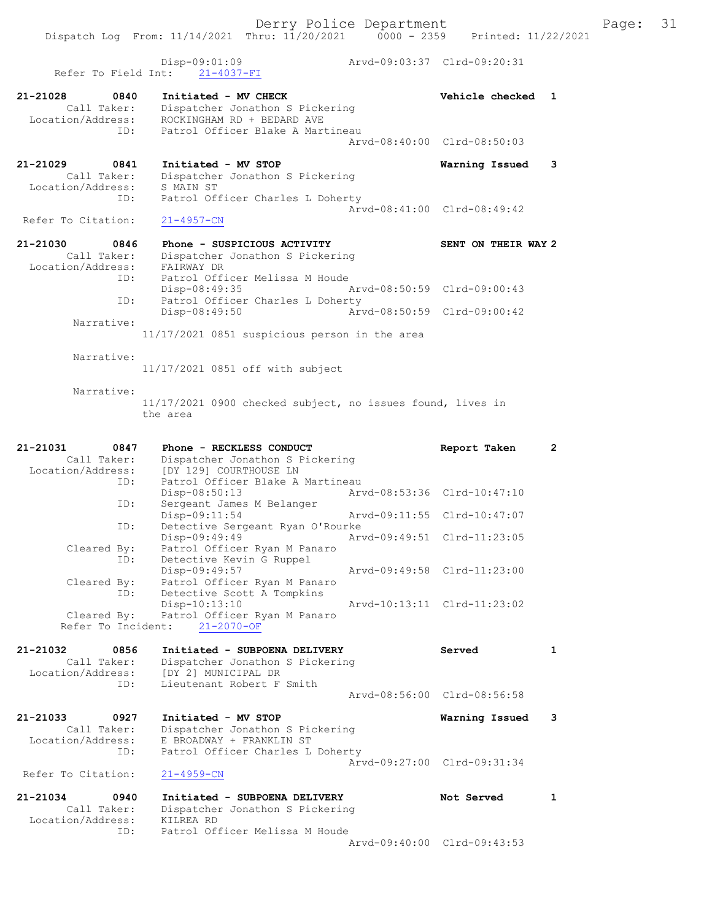```
                Disp-09:01:09                 Arvd-09:03:37  Clrd-09:20:31
    Refer To Field Int:    21-4037-FI

21-21028        0840    Initiated - MV CHECK                        Vehicle checked  1
         Call Taker:    Dispatcher Jonathon S Pickering
   Location/Address:    ROCKINGHAM RD + BEDARD AVE
                ID:     Patrol Officer Blake A Martineau
                                              Arvd-08:40:00  Clrd-08:50:03

21-21029        0841    Initiated - MV STOP                         Warning Issued   3
         Call Taker:    Dispatcher Jonathon S Pickering
   Location/Address:    S MAIN ST
                ID:     Patrol Officer Charles L Doherty
                                              Arvd-08:41:00  Clrd-08:49:42
  Refer To Citation:    21-4957-CN

21-21030        0846    Phone - SUSPICIOUS ACTIVITY                 SENT ON THEIR WAY 2
         Call Taker:    Dispatcher Jonathon S Pickering
   Location/Address:    FAIRWAY DR
                ID:     Patrol Officer Melissa M Houde
                        Disp-08:49:35         Arvd-08:50:59  Clrd-09:00:43
                ID:     Patrol Officer Charles L Doherty
                        Disp-08:49:50         Arvd-08:50:59  Clrd-09:00:42
          Narrative:
                      11/17/2021 0851 suspicious person in the area

          Narrative:
                      11/17/2021 0851 off with subject

          Narrative:
                      11/17/2021 0900 checked subject, no issues found, lives in
                      the area

21-21031        0847    Phone - RECKLESS CONDUCT                    Report Taken     2
         Call Taker:    Dispatcher Jonathon S Pickering
   Location/Address:    [DY 129] COURTHOUSE LN
                ID:     Patrol Officer Blake A Martineau
                        Disp-08:50:13         Arvd-08:53:36  Clrd-10:47:10
                ID:     Sergeant James M Belanger
                        Disp-09:11:54         Arvd-09:11:55  Clrd-10:47:07
                ID:     Detective Sergeant Ryan O'Rourke
                        Disp-09:49:49         Arvd-09:49:51  Clrd-11:23:05
         Cleared By:    Patrol Officer Ryan M Panaro
                ID:     Detective Kevin G Ruppel
                        Disp-09:49:57         Arvd-09:49:58  Clrd-11:23:00
         Cleared By:    Patrol Officer Ryan M Panaro
                ID:     Detective Scott A Tompkins
                        Disp-10:13:10         Arvd-10:13:11  Clrd-11:23:02
         Cleared By:    Patrol Officer Ryan M Panaro
      Refer To Incident:    21-2070-OF

21-21032        0856    Initiated - SUBPOENA DELIVERY               Served           1
         Call Taker:    Dispatcher Jonathon S Pickering
   Location/Address:    [DY 2] MUNICIPAL DR
                ID:     Lieutenant Robert F Smith
                                              Arvd-08:56:00  Clrd-08:56:58

21-21033        0927    Initiated - MV STOP                         Warning Issued   3
         Call Taker:    Dispatcher Jonathon S Pickering
   Location/Address:    E BROADWAY + FRANKLIN ST
                ID:     Patrol Officer Charles L Doherty
                                              Arvd-09:27:00  Clrd-09:31:34
  Refer To Citation:    21-4959-CN

21-21034        0940    Initiated - SUBPOENA DELIVERY               Not Served       1
         Call Taker:    Dispatcher Jonathon S Pickering
   Location/Address:    KILREA RD
                ID:     Patrol Officer Melissa M Houde
                                              Arvd-09:40:00  Clrd-09:43:53
```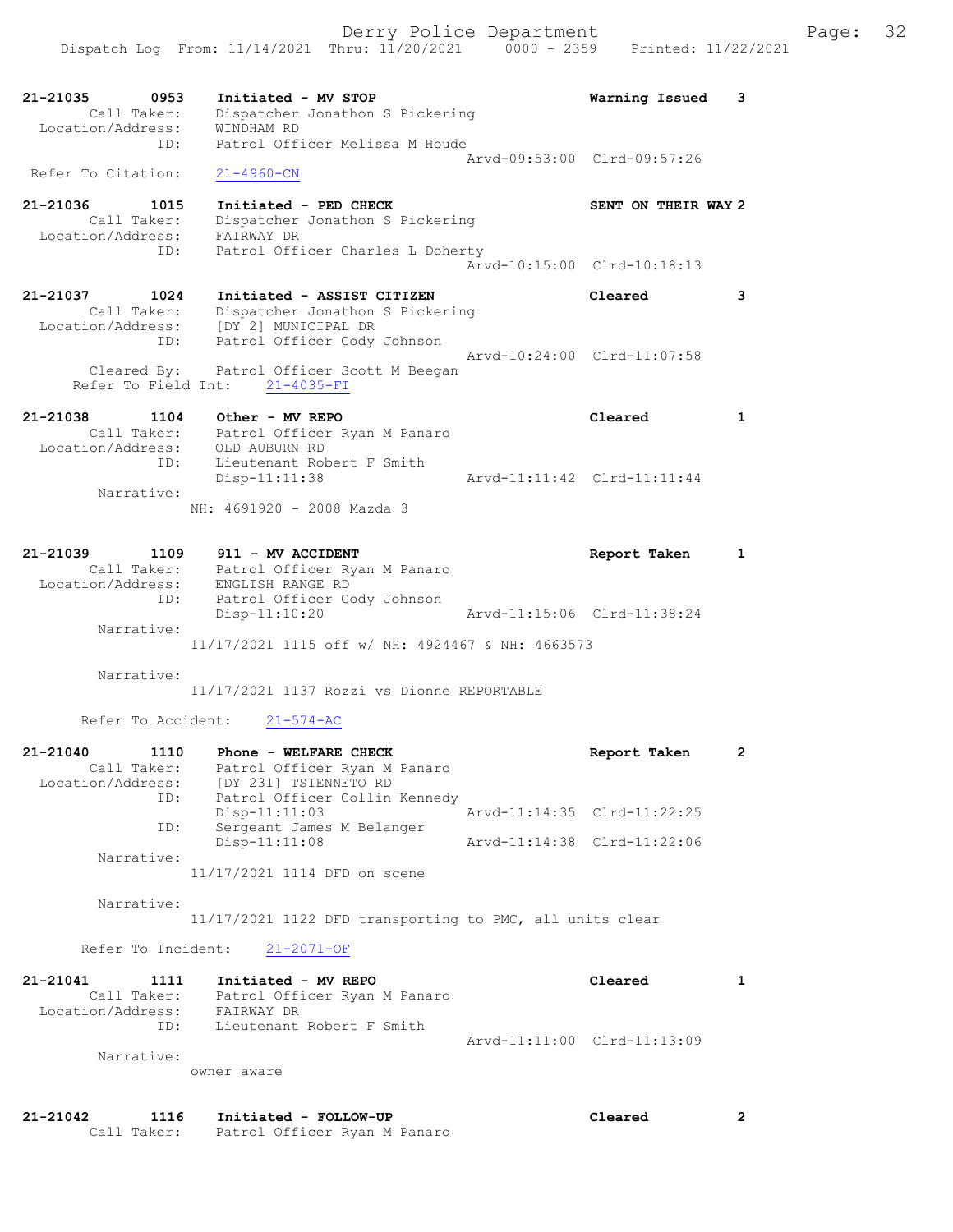```
21-21035        0953    Initiated - MV STOP                         Warning Issued    3
        Call Taker:     Dispatcher Jonathon S Pickering
  Location/Address:     WINDHAM RD
                ID:     Patrol Officer Melissa M Houde
                                                   Arvd-09:53:00  Clrd-09:57:26
  Refer To Citation:    21-4960-CN

21-21036        1015    Initiated - PED CHECK                       SENT ON THEIR WAY 2
        Call Taker:     Dispatcher Jonathon S Pickering
  Location/Address:     FAIRWAY DR
                ID:     Patrol Officer Charles L Doherty
                                                   Arvd-10:15:00  Clrd-10:18:13

21-21037        1024    Initiated - ASSIST CITIZEN                  Cleared           3
        Call Taker:     Dispatcher Jonathon S Pickering
  Location/Address:     [DY 2] MUNICIPAL DR
                ID:     Patrol Officer Cody Johnson
                                                   Arvd-10:24:00  Clrd-11:07:58
       Cleared By:      Patrol Officer Scott M Beegan
     Refer To Field Int:     21-4035-FI

21-21038        1104    Other - MV REPO                             Cleared           1
        Call Taker:     Patrol Officer Ryan M Panaro
  Location/Address:     OLD AUBURN RD
                ID:     Lieutenant Robert F Smith
                        Disp-11:11:38              Arvd-11:11:42  Clrd-11:11:44
         Narrative:
                    NH: 4691920 - 2008 Mazda 3

21-21039        1109    911 - MV ACCIDENT                           Report Taken      1
        Call Taker:     Patrol Officer Ryan M Panaro
  Location/Address:     ENGLISH RANGE RD
                ID:     Patrol Officer Cody Johnson
                        Disp-11:10:20              Arvd-11:15:06  Clrd-11:38:24
         Narrative:
                    11/17/2021 1115 off w/ NH: 4924467 & NH: 4663573

         Narrative:
                    11/17/2021 1137 Rozzi vs Dionne REPORTABLE

      Refer To Accident:     21-574-AC

21-21040        1110    Phone - WELFARE CHECK                       Report Taken      2
        Call Taker:     Patrol Officer Ryan M Panaro
  Location/Address:     [DY 231] TSIENNETO RD
                ID:     Patrol Officer Collin Kennedy
                        Disp-11:11:03              Arvd-11:14:35  Clrd-11:22:25
                ID:     Sergeant James M Belanger
                        Disp-11:11:08              Arvd-11:14:38  Clrd-11:22:06
         Narrative:
                    11/17/2021 1114 DFD on scene

         Narrative:
                    11/17/2021 1122 DFD transporting to PMC, all units clear

      Refer To Incident:     21-2071-OF

21-21041        1111    Initiated - MV REPO                         Cleared           1
        Call Taker:     Patrol Officer Ryan M Panaro
  Location/Address:     FAIRWAY DR
                ID:     Lieutenant Robert F Smith
                                                   Arvd-11:11:00  Clrd-11:13:09
         Narrative:
                    owner aware

21-21042        1116    Initiated - FOLLOW-UP                       Cleared           2
        Call Taker:     Patrol Officer Ryan M Panaro
```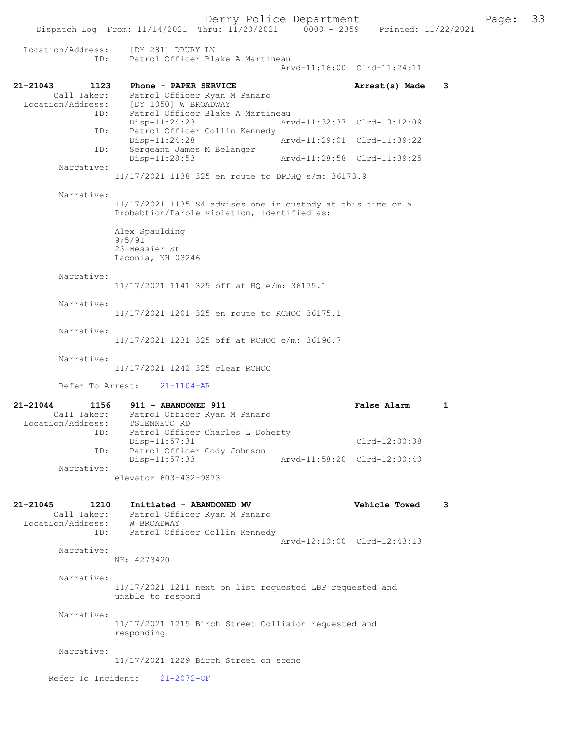Location/Address: [DY 281] DRURY LN
ID: Patrol Officer Blake A Martineau
Arvd-11:16:00 Clrd-11:24:11

**21-21043 1123 Phone - PAPER SERVICE** — **Arrest(s) Made 3**

Call Taker: Patrol Officer Ryan M Panaro
Location/Address: [DY 1050] W BROADWAY
ID: Patrol Officer Blake A Martineau
Disp-11:24:23 Arvd-11:32:37 Clrd-13:12:09
ID: Patrol Officer Collin Kennedy
Disp-11:24:28 Arvd-11:29:01 Clrd-11:39:22
ID: Sergeant James M Belanger
Disp-11:28:53 Arvd-11:28:58 Clrd-11:39:25

Narrative:
11/17/2021 1138 325 en route to DPDHQ s/m: 36173.9

Narrative:
11/17/2021 1135 S4 advises one in custody at this time on a Probabtion/Parole violation, identified as:

Alex Spaulding
9/5/91
23 Messier St
Laconia, NH 03246

Narrative:
11/17/2021 1141 325 off at HQ e/m: 36175.1

Narrative:
11/17/2021 1201 325 en route to RCHOC 36175.1

Narrative:
11/17/2021 1231 325 off at RCHOC e/m: 36196.7

Narrative:
11/17/2021 1242 325 clear RCHOC

Refer To Arrest: 21-1104-AR

**21-21044 1156 911 - ABANDONED 911** — **False Alarm 1**

Call Taker: Patrol Officer Ryan M Panaro
Location/Address: TSIENNETO RD
ID: Patrol Officer Charles L Doherty
Disp-11:57:31 Clrd-12:00:38
ID: Patrol Officer Cody Johnson
Disp-11:57:33 Arvd-11:58:20 Clrd-12:00:40

Narrative:
elevator 603-432-9873

**21-21045 1210 Initiated - ABANDONED MV** — **Vehicle Towed 3**

Call Taker: Patrol Officer Ryan M Panaro
Location/Address: W BROADWAY
ID: Patrol Officer Collin Kennedy
Arvd-12:10:00 Clrd-12:43:13

Narrative:
NH: 4273420

Narrative:
11/17/2021 1211 next on list requested LBP requested and unable to respond

Narrative:
11/17/2021 1215 Birch Street Collision requested and responding

Narrative:
11/17/2021 1229 Birch Street on scene

Refer To Incident: 21-2072-OF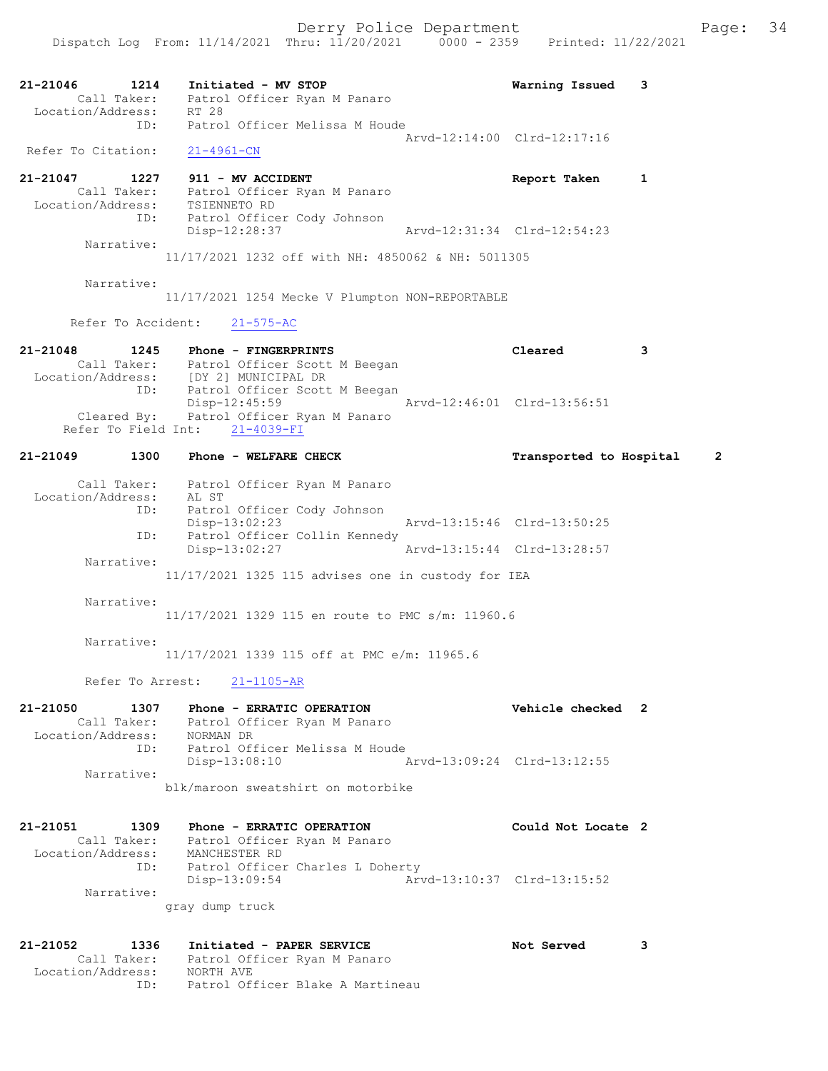21-21046 1214 Initiated - MV STOP Warning Issued 3
Call Taker: Patrol Officer Ryan M Panaro
Location/Address: RT 28
ID: Patrol Officer Melissa M Houde
Arvd-12:14:00 Clrd-12:17:16
Refer To Citation: 21-4961-CN

21-21047 1227 911 - MV ACCIDENT Report Taken 1
Call Taker: Patrol Officer Ryan M Panaro
Location/Address: TSIENNETO RD
ID: Patrol Officer Cody Johnson
Disp-12:28:37 Arvd-12:31:34 Clrd-12:54:23
Narrative:
11/17/2021 1232 off with NH: 4850062 & NH: 5011305

Narrative:
11/17/2021 1254 Mecke V Plumpton NON-REPORTABLE

Refer To Accident: 21-575-AC

21-21048 1245 Phone - FINGERPRINTS Cleared 3
Call Taker: Patrol Officer Scott M Beegan
Location/Address: [DY 2] MUNICIPAL DR
ID: Patrol Officer Scott M Beegan
Disp-12:45:59 Arvd-12:46:01 Clrd-13:56:51
Cleared By: Patrol Officer Ryan M Panaro
Refer To Field Int: 21-4039-FI

21-21049 1300 Phone - WELFARE CHECK Transported to Hospital 2

Call Taker: Patrol Officer Ryan M Panaro
Location/Address: AL ST
ID: Patrol Officer Cody Johnson
Disp-13:02:23 Arvd-13:15:46 Clrd-13:50:25
ID: Patrol Officer Collin Kennedy
Disp-13:02:27 Arvd-13:15:44 Clrd-13:28:57
Narrative:
11/17/2021 1325 115 advises one in custody for IEA

Narrative:
11/17/2021 1329 115 en route to PMC s/m: 11960.6

Narrative:
11/17/2021 1339 115 off at PMC e/m: 11965.6

Refer To Arrest: 21-1105-AR

21-21050 1307 Phone - ERRATIC OPERATION Vehicle checked 2
Call Taker: Patrol Officer Ryan M Panaro
Location/Address: NORMAN DR
ID: Patrol Officer Melissa M Houde
Disp-13:08:10 Arvd-13:09:24 Clrd-13:12:55
Narrative:
blk/maroon sweatshirt on motorbike

21-21051 1309 Phone - ERRATIC OPERATION Could Not Locate 2
Call Taker: Patrol Officer Ryan M Panaro
Location/Address: MANCHESTER RD
ID: Patrol Officer Charles L Doherty
Disp-13:09:54 Arvd-13:10:37 Clrd-13:15:52
Narrative:
gray dump truck

21-21052 1336 Initiated - PAPER SERVICE Not Served 3
Call Taker: Patrol Officer Ryan M Panaro
Location/Address: NORTH AVE
ID: Patrol Officer Blake A Martineau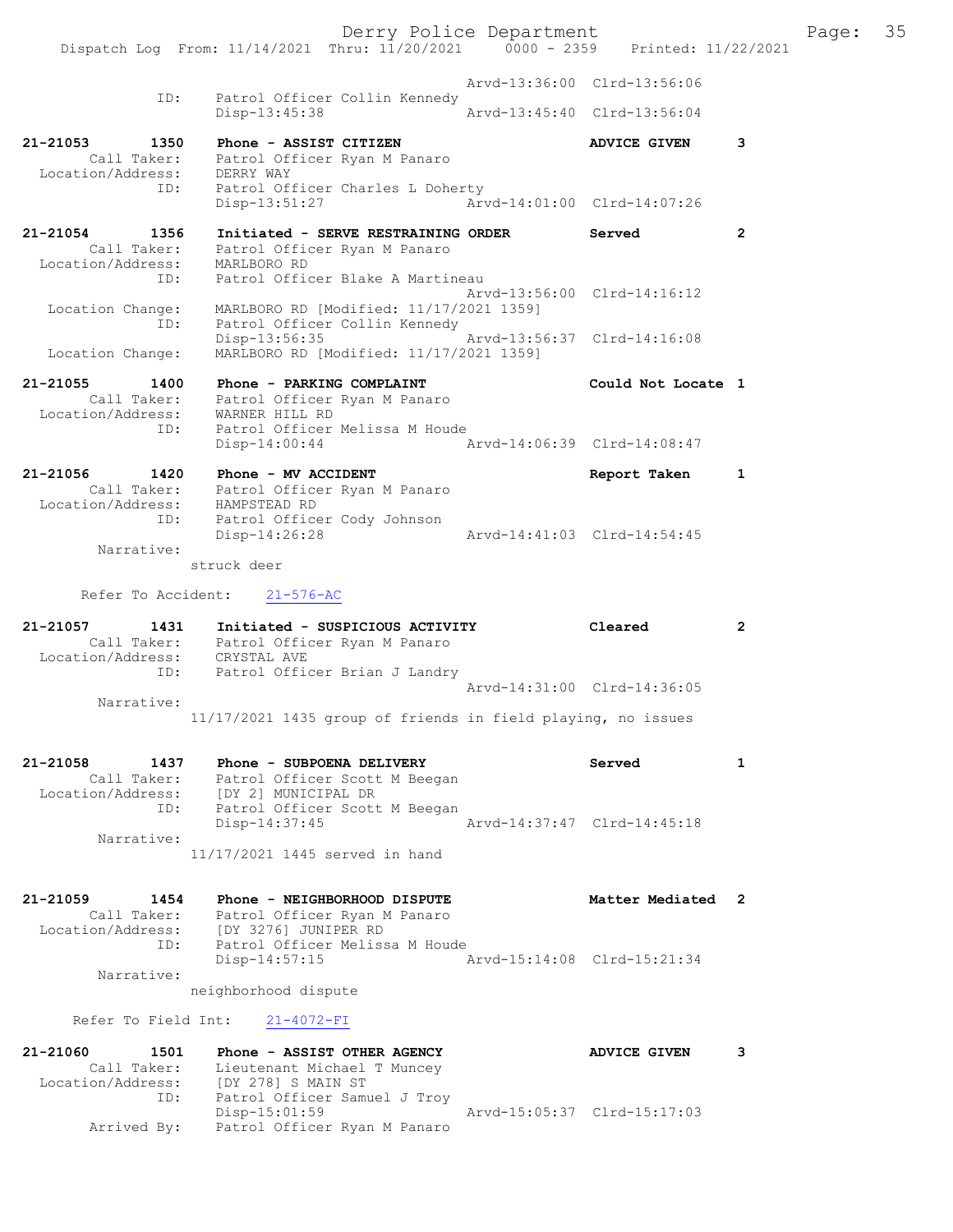```
                                                Arvd-13:36:00  Clrd-13:56:06
             ID:     Patrol Officer Collin Kennedy
                     Disp-13:45:38              Arvd-13:45:40  Clrd-13:56:04

21-21053       1350  Phone - ASSIST CITIZEN                    ADVICE GIVEN      3
        Call Taker:  Patrol Officer Ryan M Panaro
  Location/Address:  DERRY WAY
                ID:  Patrol Officer Charles L Doherty
                     Disp-13:51:27              Arvd-14:01:00  Clrd-14:07:26

21-21054       1356  Initiated - SERVE RESTRAINING ORDER       Served            2
        Call Taker:  Patrol Officer Ryan M Panaro
  Location/Address:  MARLBORO RD
                ID:  Patrol Officer Blake A Martineau
                                                Arvd-13:56:00  Clrd-14:16:12
   Location Change:  MARLBORO RD [Modified: 11/17/2021 1359]
                ID:  Patrol Officer Collin Kennedy
                     Disp-13:56:35              Arvd-13:56:37  Clrd-14:16:08
   Location Change:  MARLBORO RD [Modified: 11/17/2021 1359]

21-21055       1400  Phone - PARKING COMPLAINT                 Could Not Locate 1
        Call Taker:  Patrol Officer Ryan M Panaro
  Location/Address:  WARNER HILL RD
                ID:  Patrol Officer Melissa M Houde
                     Disp-14:00:44              Arvd-14:06:39  Clrd-14:08:47

21-21056       1420  Phone - MV ACCIDENT                       Report Taken      1
        Call Taker:  Patrol Officer Ryan M Panaro
  Location/Address:  HAMPSTEAD RD
                ID:  Patrol Officer Cody Johnson
                     Disp-14:26:28              Arvd-14:41:03  Clrd-14:54:45
         Narrative:
                   struck deer

       Refer To Accident:    21-576-AC

21-21057       1431  Initiated - SUSPICIOUS ACTIVITY           Cleared           2
        Call Taker:  Patrol Officer Ryan M Panaro
  Location/Address:  CRYSTAL AVE
                ID:  Patrol Officer Brian J Landry
                                                Arvd-14:31:00  Clrd-14:36:05
         Narrative:
                   11/17/2021 1435 group of friends in field playing, no issues

21-21058       1437  Phone - SUBPOENA DELIVERY                 Served            1
        Call Taker:  Patrol Officer Scott M Beegan
  Location/Address:  [DY 2] MUNICIPAL DR
                ID:  Patrol Officer Scott M Beegan
                     Disp-14:37:45              Arvd-14:37:47  Clrd-14:45:18
         Narrative:
                   11/17/2021 1445 served in hand

21-21059       1454  Phone - NEIGHBORHOOD DISPUTE              Matter Mediated  2
        Call Taker:  Patrol Officer Ryan M Panaro
  Location/Address:  [DY 3276] JUNIPER RD
                ID:  Patrol Officer Melissa M Houde
                     Disp-14:57:15              Arvd-15:14:08  Clrd-15:21:34
         Narrative:
                   neighborhood dispute

      Refer To Field Int:    21-4072-FI

21-21060       1501  Phone - ASSIST OTHER AGENCY               ADVICE GIVEN      3
        Call Taker:  Lieutenant Michael T Muncey
  Location/Address:  [DY 278] S MAIN ST
                ID:  Patrol Officer Samuel J Troy
                     Disp-15:01:59              Arvd-15:05:37  Clrd-15:17:03
       Arrived By:   Patrol Officer Ryan M Panaro
```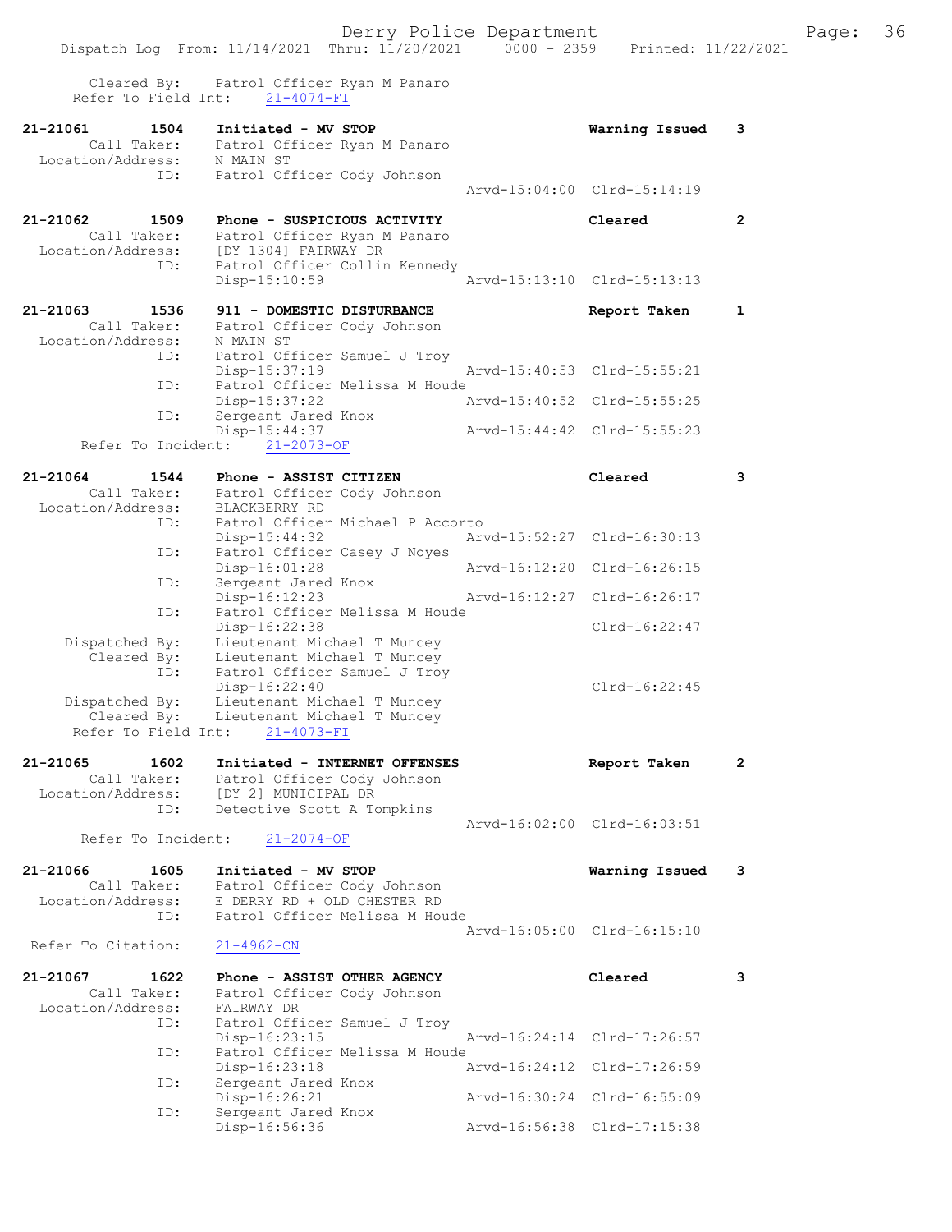Cleared By: Patrol Officer Ryan M Panaro
Refer To Field Int: 21-4074-FI

21-21061 1504 Initiated - MV STOP Warning Issued 3
Call Taker: Patrol Officer Ryan M Panaro
Location/Address: N MAIN ST
ID: Patrol Officer Cody Johnson
Arvd-15:04:00 Clrd-15:14:19

21-21062 1509 Phone - SUSPICIOUS ACTIVITY Cleared 2
Call Taker: Patrol Officer Ryan M Panaro
Location/Address: [DY 1304] FAIRWAY DR
ID: Patrol Officer Collin Kennedy
Disp-15:10:59 Arvd-15:13:10 Clrd-15:13:13

21-21063 1536 911 - DOMESTIC DISTURBANCE Report Taken 1
Call Taker: Patrol Officer Cody Johnson
Location/Address: N MAIN ST
ID: Patrol Officer Samuel J Troy
Disp-15:37:19 Arvd-15:40:53 Clrd-15:55:21
ID: Patrol Officer Melissa M Houde
Disp-15:37:22 Arvd-15:40:52 Clrd-15:55:25
ID: Sergeant Jared Knox
Disp-15:44:37 Arvd-15:44:42 Clrd-15:55:23
Refer To Incident: 21-2073-OF

21-21064 1544 Phone - ASSIST CITIZEN Cleared 3
Call Taker: Patrol Officer Cody Johnson
Location/Address: BLACKBERRY RD
ID: Patrol Officer Michael P Accorto
Disp-15:44:32 Arvd-15:52:27 Clrd-16:30:13
ID: Patrol Officer Casey J Noyes
Disp-16:01:28 Arvd-16:12:20 Clrd-16:26:15
ID: Sergeant Jared Knox
Disp-16:12:23 Arvd-16:12:27 Clrd-16:26:17
ID: Patrol Officer Melissa M Houde
Disp-16:22:38 Clrd-16:22:47
Dispatched By: Lieutenant Michael T Muncey
Cleared By: Lieutenant Michael T Muncey
ID: Patrol Officer Samuel J Troy
Disp-16:22:40 Clrd-16:22:45
Dispatched By: Lieutenant Michael T Muncey
Cleared By: Lieutenant Michael T Muncey
Refer To Field Int: 21-4073-FI

21-21065 1602 Initiated - INTERNET OFFENSES Report Taken 2
Call Taker: Patrol Officer Cody Johnson
Location/Address: [DY 2] MUNICIPAL DR
ID: Detective Scott A Tompkins
Arvd-16:02:00 Clrd-16:03:51
Refer To Incident: 21-2074-OF

21-21066 1605 Initiated - MV STOP Warning Issued 3
Call Taker: Patrol Officer Cody Johnson
Location/Address: E DERRY RD + OLD CHESTER RD
ID: Patrol Officer Melissa M Houde
Arvd-16:05:00 Clrd-16:15:10
Refer To Citation: 21-4962-CN

21-21067 1622 Phone - ASSIST OTHER AGENCY Cleared 3
Call Taker: Patrol Officer Cody Johnson
Location/Address: FAIRWAY DR
ID: Patrol Officer Samuel J Troy
Disp-16:23:15 Arvd-16:24:14 Clrd-17:26:57
ID: Patrol Officer Melissa M Houde
Disp-16:23:18 Arvd-16:24:12 Clrd-17:26:59
ID: Sergeant Jared Knox
Disp-16:26:21 Arvd-16:30:24 Clrd-16:55:09
ID: Sergeant Jared Knox
Disp-16:56:36 Arvd-16:56:38 Clrd-17:15:38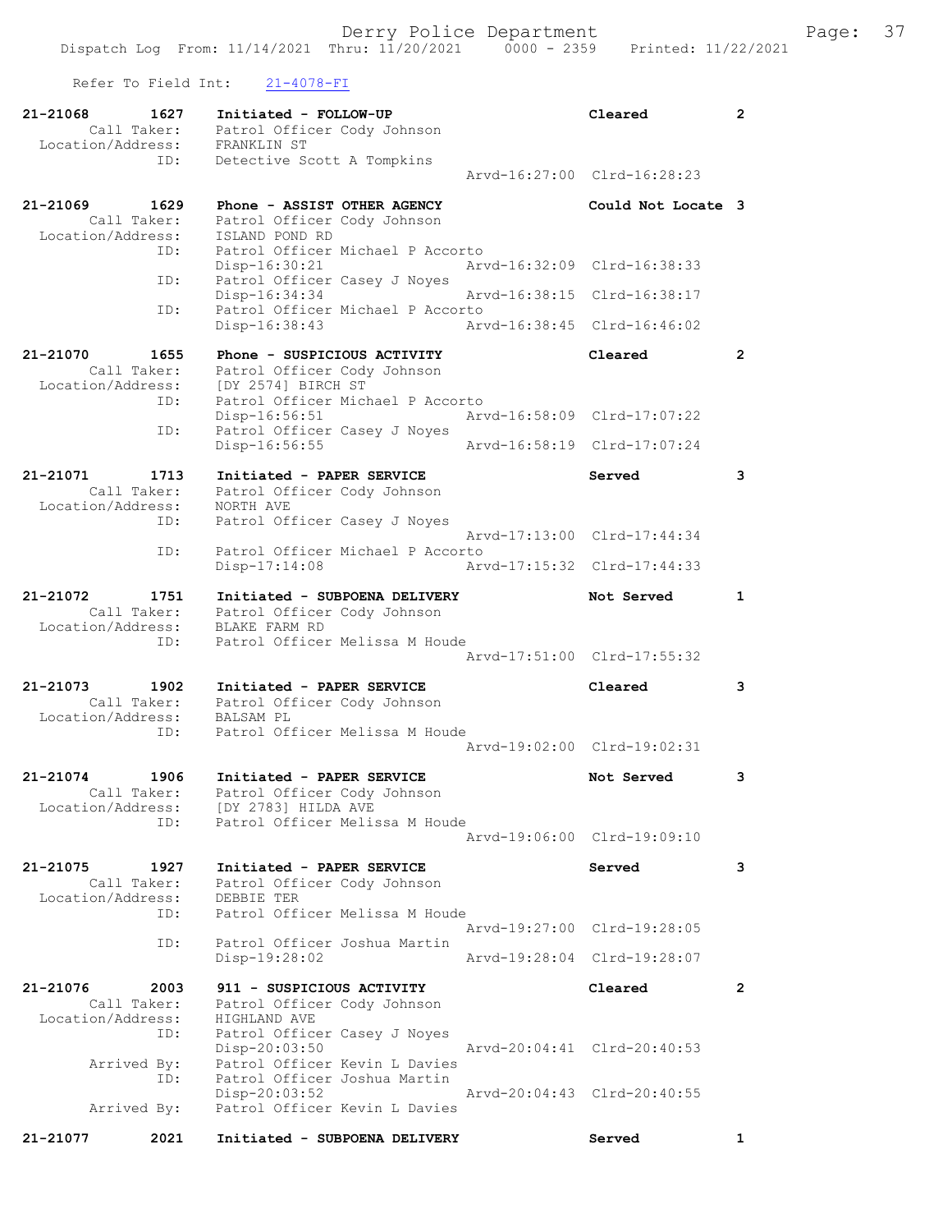Refer To Field Int: 21-4078-FI

```
21-21068        1627    Initiated - FOLLOW-UP                        Cleared          2
        Call Taker:     Patrol Officer Cody Johnson
  Location/Address:     FRANKLIN ST
               ID:      Detective Scott A Tompkins
                                                   Arvd-16:27:00  Clrd-16:28:23

21-21069        1629    Phone - ASSIST OTHER AGENCY                  Could Not Locate 3
        Call Taker:     Patrol Officer Cody Johnson
  Location/Address:     ISLAND POND RD
               ID:      Patrol Officer Michael P Accorto
                        Disp-16:30:21              Arvd-16:32:09  Clrd-16:38:33
               ID:      Patrol Officer Casey J Noyes
                        Disp-16:34:34              Arvd-16:38:15  Clrd-16:38:17
               ID:      Patrol Officer Michael P Accorto
                        Disp-16:38:43              Arvd-16:38:45  Clrd-16:46:02

21-21070        1655    Phone - SUSPICIOUS ACTIVITY                  Cleared          2
        Call Taker:     Patrol Officer Cody Johnson
  Location/Address:     [DY 2574] BIRCH ST
               ID:      Patrol Officer Michael P Accorto
                        Disp-16:56:51              Arvd-16:58:09  Clrd-17:07:22
               ID:      Patrol Officer Casey J Noyes
                        Disp-16:56:55              Arvd-16:58:19  Clrd-17:07:24

21-21071        1713    Initiated - PAPER SERVICE                    Served           3
        Call Taker:     Patrol Officer Cody Johnson
  Location/Address:     NORTH AVE
               ID:      Patrol Officer Casey J Noyes
                                                   Arvd-17:13:00  Clrd-17:44:34
               ID:      Patrol Officer Michael P Accorto
                        Disp-17:14:08              Arvd-17:15:32  Clrd-17:44:33

21-21072        1751    Initiated - SUBPOENA DELIVERY                Not Served       1
        Call Taker:     Patrol Officer Cody Johnson
  Location/Address:     BLAKE FARM RD
               ID:      Patrol Officer Melissa M Houde
                                                   Arvd-17:51:00  Clrd-17:55:32

21-21073        1902    Initiated - PAPER SERVICE                    Cleared          3
        Call Taker:     Patrol Officer Cody Johnson
  Location/Address:     BALSAM PL
               ID:      Patrol Officer Melissa M Houde
                                                   Arvd-19:02:00  Clrd-19:02:31

21-21074        1906    Initiated - PAPER SERVICE                    Not Served       3
        Call Taker:     Patrol Officer Cody Johnson
  Location/Address:     [DY 2783] HILDA AVE
               ID:      Patrol Officer Melissa M Houde
                                                   Arvd-19:06:00  Clrd-19:09:10

21-21075        1927    Initiated - PAPER SERVICE                    Served           3
        Call Taker:     Patrol Officer Cody Johnson
  Location/Address:     DEBBIE TER
               ID:      Patrol Officer Melissa M Houde
                                                   Arvd-19:27:00  Clrd-19:28:05
               ID:      Patrol Officer Joshua Martin
                        Disp-19:28:02              Arvd-19:28:04  Clrd-19:28:07

21-21076        2003    911 - SUSPICIOUS ACTIVITY                    Cleared          2
        Call Taker:     Patrol Officer Cody Johnson
  Location/Address:     HIGHLAND AVE
               ID:      Patrol Officer Casey J Noyes
                        Disp-20:03:50              Arvd-20:04:41  Clrd-20:40:53
       Arrived By:      Patrol Officer Kevin L Davies
               ID:      Patrol Officer Joshua Martin
                        Disp-20:03:52              Arvd-20:04:43  Clrd-20:40:55
       Arrived By:      Patrol Officer Kevin L Davies

21-21077        2021    Initiated - SUBPOENA DELIVERY                Served           1
```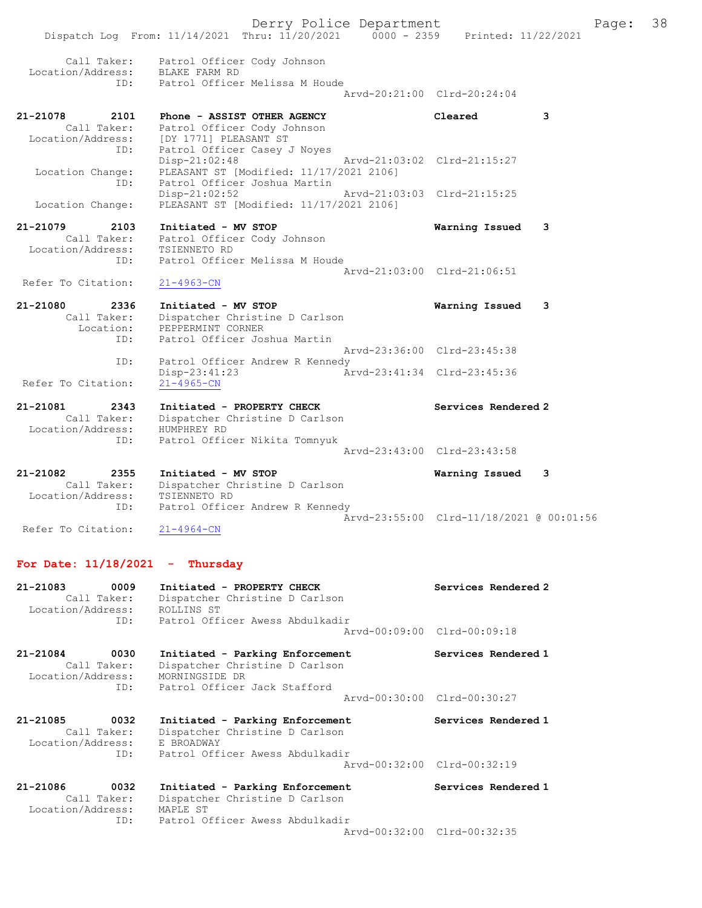Call Taker: Patrol Officer Cody Johnson
Location/Address: BLAKE FARM RD
ID: Patrol Officer Melissa M Houde
Arvd-20:21:00 Clrd-20:24:04

**21-21078 2101 Phone - ASSIST OTHER AGENCY — Cleared — 3**
Call Taker: Patrol Officer Cody Johnson
Location/Address: [DY 1771] PLEASANT ST
ID: Patrol Officer Casey J Noyes
Disp-21:02:48 Arvd-21:03:02 Clrd-21:15:27
Location Change: PLEASANT ST [Modified: 11/17/2021 2106]
ID: Patrol Officer Joshua Martin
Disp-21:02:52 Arvd-21:03:03 Clrd-21:15:25
Location Change: PLEASANT ST [Modified: 11/17/2021 2106]

**21-21079 2103 Initiated - MV STOP — Warning Issued — 3**
Call Taker: Patrol Officer Cody Johnson
Location/Address: TSIENNETO RD
ID: Patrol Officer Melissa M Houde
Arvd-21:03:00 Clrd-21:06:51
Refer To Citation: 21-4963-CN

**21-21080 2336 Initiated - MV STOP — Warning Issued — 3**
Call Taker: Dispatcher Christine D Carlson
Location: PEPPERMINT CORNER
ID: Patrol Officer Joshua Martin
Arvd-23:36:00 Clrd-23:45:38
ID: Patrol Officer Andrew R Kennedy
Disp-23:41:23 Arvd-23:41:34 Clrd-23:45:36
Refer To Citation: 21-4965-CN

**21-21081 2343 Initiated - PROPERTY CHECK — Services Rendered — 2**
Call Taker: Dispatcher Christine D Carlson
Location/Address: HUMPHREY RD
ID: Patrol Officer Nikita Tomnyuk
Arvd-23:43:00 Clrd-23:43:58

**21-21082 2355 Initiated - MV STOP — Warning Issued — 3**
Call Taker: Dispatcher Christine D Carlson
Location/Address: TSIENNETO RD
ID: Patrol Officer Andrew R Kennedy
Arvd-23:55:00 Clrd-11/18/2021 @ 00:01:56
Refer To Citation: 21-4964-CN

## For Date: 11/18/2021 - Thursday

**21-21083 0009 Initiated - PROPERTY CHECK — Services Rendered — 2**
Call Taker: Dispatcher Christine D Carlson
Location/Address: ROLLINS ST
ID: Patrol Officer Awess Abdulkadir
Arvd-00:09:00 Clrd-00:09:18

**21-21084 0030 Initiated - Parking Enforcement — Services Rendered — 1**
Call Taker: Dispatcher Christine D Carlson
Location/Address: MORNINGSIDE DR
ID: Patrol Officer Jack Stafford
Arvd-00:30:00 Clrd-00:30:27

**21-21085 0032 Initiated - Parking Enforcement — Services Rendered — 1**
Call Taker: Dispatcher Christine D Carlson
Location/Address: E BROADWAY
ID: Patrol Officer Awess Abdulkadir
Arvd-00:32:00 Clrd-00:32:19

**21-21086 0032 Initiated - Parking Enforcement — Services Rendered — 1**
Call Taker: Dispatcher Christine D Carlson
Location/Address: MAPLE ST
ID: Patrol Officer Awess Abdulkadir
Arvd-00:32:00 Clrd-00:32:35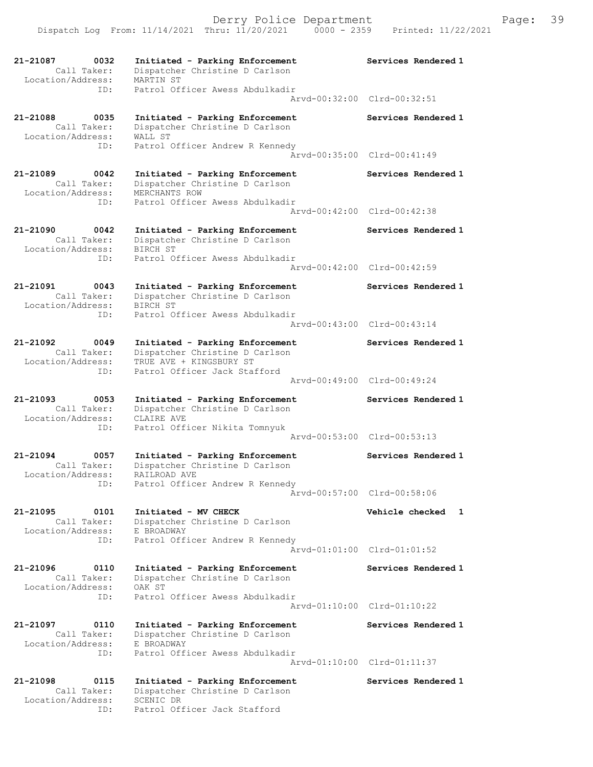21-21087 0032 Initiated - Parking Enforcement Services Rendered 1
Call Taker: Dispatcher Christine D Carlson
Location/Address: MARTIN ST
ID: Patrol Officer Awess Abdulkadir
Arvd-00:32:00 Clrd-00:32:51

21-21088 0035 Initiated - Parking Enforcement Services Rendered 1
Call Taker: Dispatcher Christine D Carlson
Location/Address: WALL ST
ID: Patrol Officer Andrew R Kennedy
Arvd-00:35:00 Clrd-00:41:49

21-21089 0042 Initiated - Parking Enforcement Services Rendered 1
Call Taker: Dispatcher Christine D Carlson
Location/Address: MERCHANTS ROW
ID: Patrol Officer Awess Abdulkadir
Arvd-00:42:00 Clrd-00:42:38

21-21090 0042 Initiated - Parking Enforcement Services Rendered 1
Call Taker: Dispatcher Christine D Carlson
Location/Address: BIRCH ST
ID: Patrol Officer Awess Abdulkadir
Arvd-00:42:00 Clrd-00:42:59

21-21091 0043 Initiated - Parking Enforcement Services Rendered 1
Call Taker: Dispatcher Christine D Carlson
Location/Address: BIRCH ST
ID: Patrol Officer Awess Abdulkadir
Arvd-00:43:00 Clrd-00:43:14

21-21092 0049 Initiated - Parking Enforcement Services Rendered 1
Call Taker: Dispatcher Christine D Carlson
Location/Address: TRUE AVE + KINGSBURY ST
ID: Patrol Officer Jack Stafford
Arvd-00:49:00 Clrd-00:49:24

21-21093 0053 Initiated - Parking Enforcement Services Rendered 1
Call Taker: Dispatcher Christine D Carlson
Location/Address: CLAIRE AVE
ID: Patrol Officer Nikita Tomnyuk
Arvd-00:53:00 Clrd-00:53:13

21-21094 0057 Initiated - Parking Enforcement Services Rendered 1
Call Taker: Dispatcher Christine D Carlson
Location/Address: RAILROAD AVE
ID: Patrol Officer Andrew R Kennedy
Arvd-00:57:00 Clrd-00:58:06

21-21095 0101 Initiated - MV CHECK Vehicle checked 1
Call Taker: Dispatcher Christine D Carlson
Location/Address: E BROADWAY
ID: Patrol Officer Andrew R Kennedy
Arvd-01:01:00 Clrd-01:01:52

21-21096 0110 Initiated - Parking Enforcement Services Rendered 1
Call Taker: Dispatcher Christine D Carlson
Location/Address: OAK ST
ID: Patrol Officer Awess Abdulkadir
Arvd-01:10:00 Clrd-01:10:22

21-21097 0110 Initiated - Parking Enforcement Services Rendered 1
Call Taker: Dispatcher Christine D Carlson
Location/Address: E BROADWAY
ID: Patrol Officer Awess Abdulkadir
Arvd-01:10:00 Clrd-01:11:37

21-21098 0115 Initiated - Parking Enforcement Services Rendered 1
Call Taker: Dispatcher Christine D Carlson
Location/Address: SCENIC DR
ID: Patrol Officer Jack Stafford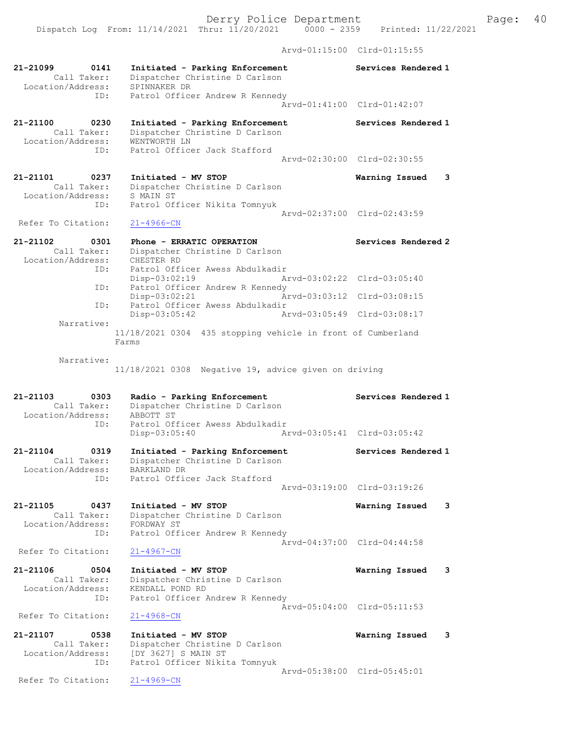Arvd-01:15:00 Clrd-01:15:55

```
21-21099        0141    Initiated - Parking Enforcement              Services Rendered 1
         Call Taker:    Dispatcher Christine D Carlson
   Location/Address:    SPINNAKER DR
                 ID:    Patrol Officer Andrew R Kennedy
                                                   Arvd-01:41:00  Clrd-01:42:07

21-21100        0230    Initiated - Parking Enforcement              Services Rendered 1
         Call Taker:    Dispatcher Christine D Carlson
   Location/Address:    WENTWORTH LN
                 ID:    Patrol Officer Jack Stafford
                                                   Arvd-02:30:00  Clrd-02:30:55

21-21101        0237    Initiated - MV STOP                          Warning Issued    3
         Call Taker:    Dispatcher Christine D Carlson
   Location/Address:    S MAIN ST
                 ID:    Patrol Officer Nikita Tomnyuk
                                                   Arvd-02:37:00  Clrd-02:43:59
  Refer To Citation:    21-4966-CN

21-21102        0301    Phone - ERRATIC OPERATION                    Services Rendered 2
         Call Taker:    Dispatcher Christine D Carlson
   Location/Address:    CHESTER RD
                 ID:    Patrol Officer Awess Abdulkadir
                        Disp-03:02:19              Arvd-03:02:22  Clrd-03:05:40
                 ID:    Patrol Officer Andrew R Kennedy
                        Disp-03:02:21              Arvd-03:03:12  Clrd-03:08:15
                 ID:    Patrol Officer Awess Abdulkadir
                        Disp-03:05:42              Arvd-03:05:49  Clrd-03:08:17
          Narrative:
                       11/18/2021 0304  435 stopping vehicle in front of Cumberland
                       Farms

          Narrative:
                       11/18/2021 0308  Negative 19, advice given on driving

21-21103        0303    Radio - Parking Enforcement                  Services Rendered 1
         Call Taker:    Dispatcher Christine D Carlson
   Location/Address:    ABBOTT ST
                 ID:    Patrol Officer Awess Abdulkadir
                        Disp-03:05:40              Arvd-03:05:41  Clrd-03:05:42

21-21104        0319    Initiated - Parking Enforcement              Services Rendered 1
         Call Taker:    Dispatcher Christine D Carlson
   Location/Address:    BARKLAND DR
                 ID:    Patrol Officer Jack Stafford
                                                   Arvd-03:19:00  Clrd-03:19:26

21-21105        0437    Initiated - MV STOP                          Warning Issued    3
         Call Taker:    Dispatcher Christine D Carlson
   Location/Address:    FORDWAY ST
                 ID:    Patrol Officer Andrew R Kennedy
                                                   Arvd-04:37:00  Clrd-04:44:58
  Refer To Citation:    21-4967-CN

21-21106        0504    Initiated - MV STOP                          Warning Issued    3
         Call Taker:    Dispatcher Christine D Carlson
   Location/Address:    KENDALL POND RD
                 ID:    Patrol Officer Andrew R Kennedy
                                                   Arvd-05:04:00  Clrd-05:11:53
  Refer To Citation:    21-4968-CN

21-21107        0538    Initiated - MV STOP                          Warning Issued    3
         Call Taker:    Dispatcher Christine D Carlson
   Location/Address:    [DY 3627] S MAIN ST
                 ID:    Patrol Officer Nikita Tomnyuk
                                                   Arvd-05:38:00  Clrd-05:45:01
  Refer To Citation:    21-4969-CN
```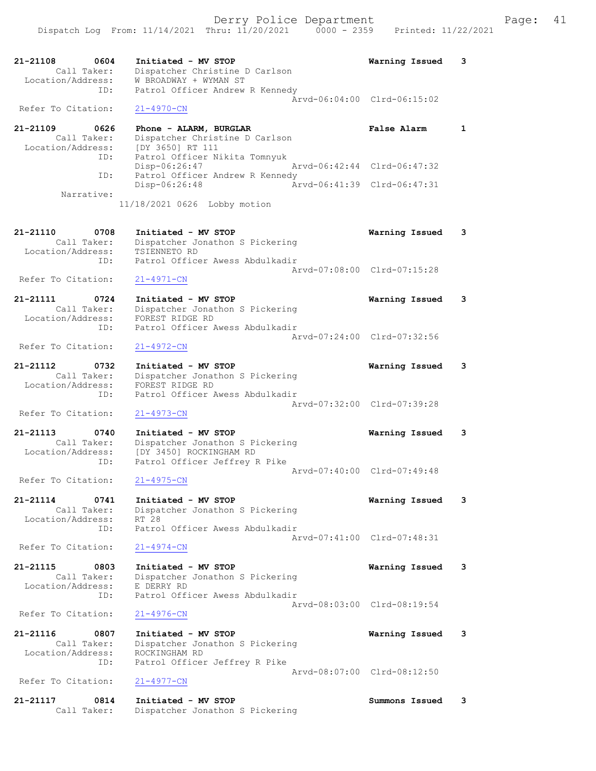21-21108 0604 Initiated - MV STOP Warning Issued 3
Call Taker: Dispatcher Christine D Carlson
Location/Address: W BROADWAY + WYMAN ST
ID: Patrol Officer Andrew R Kennedy
Arvd-06:04:00 Clrd-06:15:02
Refer To Citation: 21-4970-CN

21-21109 0626 Phone - ALARM, BURGLAR False Alarm 1
Call Taker: Dispatcher Christine D Carlson
Location/Address: [DY 3650] RT 111
ID: Patrol Officer Nikita Tomnyuk
Disp-06:26:47 Arvd-06:42:44 Clrd-06:47:32
ID: Patrol Officer Andrew R Kennedy
Disp-06:26:48 Arvd-06:41:39 Clrd-06:47:31
Narrative:
11/18/2021 0626 Lobby motion

21-21110 0708 Initiated - MV STOP Warning Issued 3
Call Taker: Dispatcher Jonathon S Pickering
Location/Address: TSIENNETO RD
ID: Patrol Officer Awess Abdulkadir
Arvd-07:08:00 Clrd-07:15:28
Refer To Citation: 21-4971-CN

21-21111 0724 Initiated - MV STOP Warning Issued 3
Call Taker: Dispatcher Jonathon S Pickering
Location/Address: FOREST RIDGE RD
ID: Patrol Officer Awess Abdulkadir
Arvd-07:24:00 Clrd-07:32:56
Refer To Citation: 21-4972-CN

21-21112 0732 Initiated - MV STOP Warning Issued 3
Call Taker: Dispatcher Jonathon S Pickering
Location/Address: FOREST RIDGE RD
ID: Patrol Officer Awess Abdulkadir
Arvd-07:32:00 Clrd-07:39:28
Refer To Citation: 21-4973-CN

21-21113 0740 Initiated - MV STOP Warning Issued 3
Call Taker: Dispatcher Jonathon S Pickering
Location/Address: [DY 3450] ROCKINGHAM RD
ID: Patrol Officer Jeffrey R Pike
Arvd-07:40:00 Clrd-07:49:48
Refer To Citation: 21-4975-CN

21-21114 0741 Initiated - MV STOP Warning Issued 3
Call Taker: Dispatcher Jonathon S Pickering
Location/Address: RT 28
ID: Patrol Officer Awess Abdulkadir
Arvd-07:41:00 Clrd-07:48:31
Refer To Citation: 21-4974-CN

21-21115 0803 Initiated - MV STOP Warning Issued 3
Call Taker: Dispatcher Jonathon S Pickering
Location/Address: E DERRY RD
ID: Patrol Officer Awess Abdulkadir
Arvd-08:03:00 Clrd-08:19:54
Refer To Citation: 21-4976-CN

21-21116 0807 Initiated - MV STOP Warning Issued 3
Call Taker: Dispatcher Jonathon S Pickering
Location/Address: ROCKINGHAM RD
ID: Patrol Officer Jeffrey R Pike
Arvd-08:07:00 Clrd-08:12:50
Refer To Citation: 21-4977-CN

21-21117 0814 Initiated - MV STOP Summons Issued 3
Call Taker: Dispatcher Jonathon S Pickering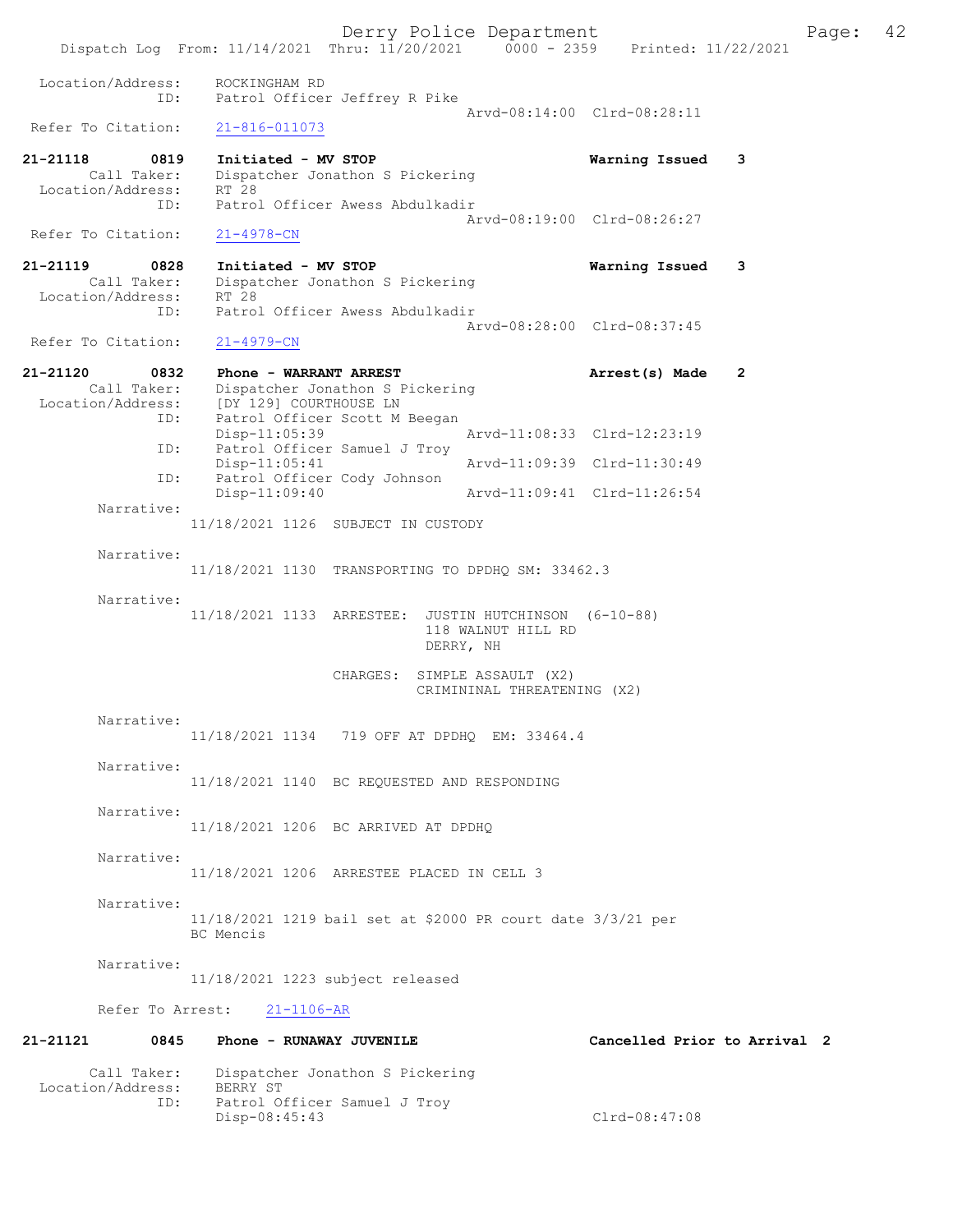Location/Address: ROCKINGHAM RD
ID: Patrol Officer Jeffrey R Pike
Arvd-08:14:00 Clrd-08:28:11
Refer To Citation: 21-816-011073

**21-21118 0819 Initiated - MV STOP** Warning Issued 3
Call Taker: Dispatcher Jonathon S Pickering
Location/Address: RT 28
ID: Patrol Officer Awess Abdulkadir
Arvd-08:19:00 Clrd-08:26:27
Refer To Citation: 21-4978-CN

**21-21119 0828 Initiated - MV STOP** Warning Issued 3
Call Taker: Dispatcher Jonathon S Pickering
Location/Address: RT 28
ID: Patrol Officer Awess Abdulkadir
Arvd-08:28:00 Clrd-08:37:45
Refer To Citation: 21-4979-CN

**21-21120 0832 Phone - WARRANT ARREST** Arrest(s) Made 2
Call Taker: Dispatcher Jonathon S Pickering
Location/Address: [DY 129] COURTHOUSE LN
ID: Patrol Officer Scott M Beegan
Disp-11:05:39 Arvd-11:08:33 Clrd-12:23:19
ID: Patrol Officer Samuel J Troy
Disp-11:05:41 Arvd-11:09:39 Clrd-11:30:49
ID: Patrol Officer Cody Johnson
Disp-11:09:40 Arvd-11:09:41 Clrd-11:26:54

Narrative:
11/18/2021 1126 SUBJECT IN CUSTODY

Narrative:
11/18/2021 1130 TRANSPORTING TO DPDHQ SM: 33462.3

Narrative:
11/18/2021 1133 ARRESTEE: JUSTIN HUTCHINSON (6-10-88)
118 WALNUT HILL RD
DERRY, NH

CHARGES: SIMPLE ASSAULT (X2)
CRIMININAL THREATENING (X2)

Narrative:
11/18/2021 1134 719 OFF AT DPDHQ EM: 33464.4

Narrative:
11/18/2021 1140 BC REQUESTED AND RESPONDING

Narrative:
11/18/2021 1206 BC ARRIVED AT DPDHQ

Narrative:
11/18/2021 1206 ARRESTEE PLACED IN CELL 3

Narrative:
11/18/2021 1219 bail set at $2000 PR court date 3/3/21 per BC Mencis

Narrative:
11/18/2021 1223 subject released

Refer To Arrest: 21-1106-AR

**21-21121 0845 Phone - RUNAWAY JUVENILE** Cancelled Prior to Arrival 2
Call Taker: Dispatcher Jonathon S Pickering
Location/Address: BERRY ST
ID: Patrol Officer Samuel J Troy
Disp-08:45:43 Clrd-08:47:08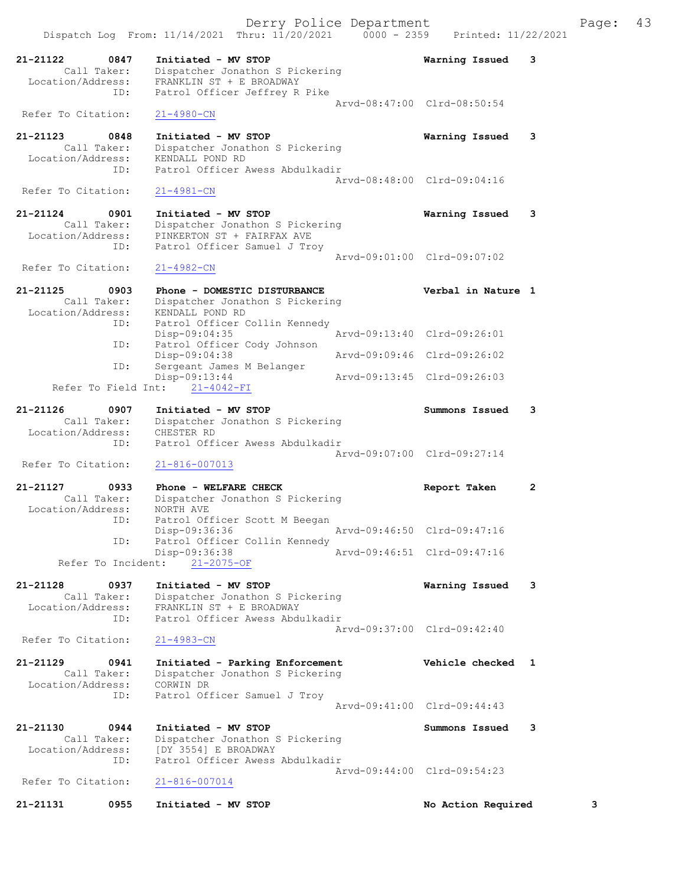```
21-21122        0847    Initiated - MV STOP                         Warning Issued    3
        Call Taker:     Dispatcher Jonathon S Pickering
  Location/Address:     FRANKLIN ST + E BROADWAY
                ID:     Patrol Officer Jeffrey R Pike
                                                    Arvd-08:47:00  Clrd-08:50:54
  Refer To Citation:    21-4980-CN

21-21123        0848    Initiated - MV STOP                         Warning Issued    3
        Call Taker:     Dispatcher Jonathon S Pickering
  Location/Address:     KENDALL POND RD
                ID:     Patrol Officer Awess Abdulkadir
                                                    Arvd-08:48:00  Clrd-09:04:16
  Refer To Citation:    21-4981-CN

21-21124        0901    Initiated - MV STOP                         Warning Issued    3
        Call Taker:     Dispatcher Jonathon S Pickering
  Location/Address:     PINKERTON ST + FAIRFAX AVE
                ID:     Patrol Officer Samuel J Troy
                                                    Arvd-09:01:00  Clrd-09:07:02
  Refer To Citation:    21-4982-CN

21-21125        0903    Phone - DOMESTIC DISTURBANCE                Verbal in Nature 1
        Call Taker:     Dispatcher Jonathon S Pickering
  Location/Address:     KENDALL POND RD
                ID:     Patrol Officer Collin Kennedy
                        Disp-09:04:35               Arvd-09:13:40  Clrd-09:26:01
                ID:     Patrol Officer Cody Johnson
                        Disp-09:04:38               Arvd-09:09:46  Clrd-09:26:02
                ID:     Sergeant James M Belanger
                        Disp-09:13:44               Arvd-09:13:45  Clrd-09:26:03
       Refer To Field Int:    21-4042-FI

21-21126        0907    Initiated - MV STOP                         Summons Issued    3
        Call Taker:     Dispatcher Jonathon S Pickering
  Location/Address:     CHESTER RD
                ID:     Patrol Officer Awess Abdulkadir
                                                    Arvd-09:07:00  Clrd-09:27:14
  Refer To Citation:    21-816-007013

21-21127        0933    Phone - WELFARE CHECK                       Report Taken      2
        Call Taker:     Dispatcher Jonathon S Pickering
  Location/Address:     NORTH AVE
                ID:     Patrol Officer Scott M Beegan
                        Disp-09:36:36               Arvd-09:46:50  Clrd-09:47:16
                ID:     Patrol Officer Collin Kennedy
                        Disp-09:36:38               Arvd-09:46:51  Clrd-09:47:16
        Refer To Incident:    21-2075-OF

21-21128        0937    Initiated - MV STOP                         Warning Issued    3
        Call Taker:     Dispatcher Jonathon S Pickering
  Location/Address:     FRANKLIN ST + E BROADWAY
                ID:     Patrol Officer Awess Abdulkadir
                                                    Arvd-09:37:00  Clrd-09:42:40
  Refer To Citation:    21-4983-CN

21-21129        0941    Initiated - Parking Enforcement             Vehicle checked   1
        Call Taker:     Dispatcher Jonathon S Pickering
  Location/Address:     CORWIN DR
                ID:     Patrol Officer Samuel J Troy
                                                    Arvd-09:41:00  Clrd-09:44:43

21-21130        0944    Initiated - MV STOP                         Summons Issued    3
        Call Taker:     Dispatcher Jonathon S Pickering
  Location/Address:     [DY 3554] E BROADWAY
                ID:     Patrol Officer Awess Abdulkadir
                                                    Arvd-09:44:00  Clrd-09:54:23
  Refer To Citation:    21-816-007014

21-21131        0955    Initiated - MV STOP                         No Action Required        3
```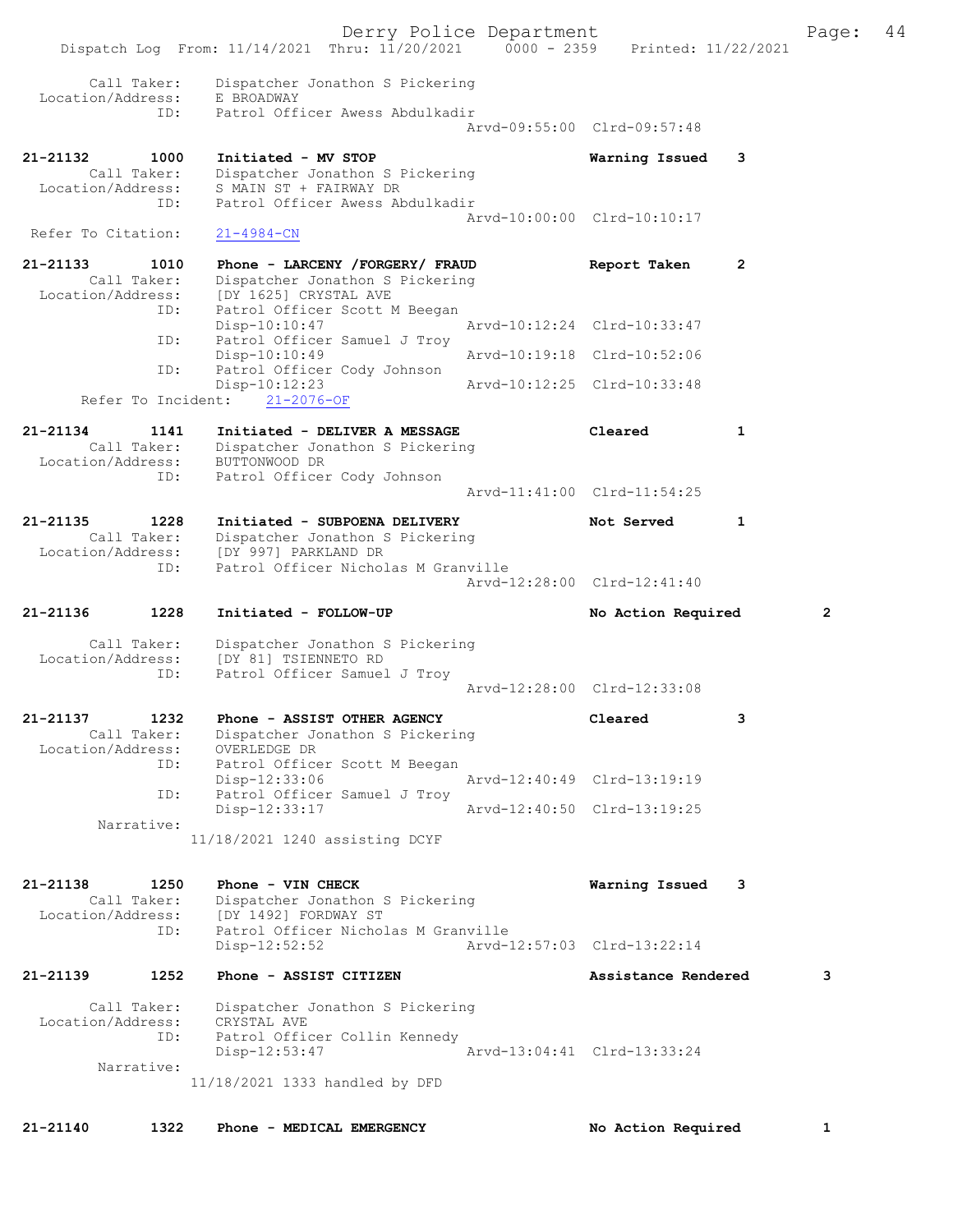Call Taker: Dispatcher Jonathon S Pickering
Location/Address: E BROADWAY
ID: Patrol Officer Awess Abdulkadir
Arvd-09:55:00 Clrd-09:57:48

**21-21132 1000 Initiated - MV STOP** Warning Issued 3
Call Taker: Dispatcher Jonathon S Pickering
Location/Address: S MAIN ST + FAIRWAY DR
ID: Patrol Officer Awess Abdulkadir
Arvd-10:00:00 Clrd-10:10:17
Refer To Citation: 21-4984-CN

**21-21133 1010 Phone - LARCENY /FORGERY/ FRAUD** Report Taken 2
Call Taker: Dispatcher Jonathon S Pickering
Location/Address: [DY 1625] CRYSTAL AVE
ID: Patrol Officer Scott M Beegan
Disp-10:10:47 Arvd-10:12:24 Clrd-10:33:47
ID: Patrol Officer Samuel J Troy
Disp-10:10:49 Arvd-10:19:18 Clrd-10:52:06
ID: Patrol Officer Cody Johnson
Disp-10:12:23 Arvd-10:12:25 Clrd-10:33:48
Refer To Incident: 21-2076-OF

**21-21134 1141 Initiated - DELIVER A MESSAGE** Cleared 1
Call Taker: Dispatcher Jonathon S Pickering
Location/Address: BUTTONWOOD DR
ID: Patrol Officer Cody Johnson
Arvd-11:41:00 Clrd-11:54:25

**21-21135 1228 Initiated - SUBPOENA DELIVERY** Not Served 1
Call Taker: Dispatcher Jonathon S Pickering
Location/Address: [DY 997] PARKLAND DR
ID: Patrol Officer Nicholas M Granville
Arvd-12:28:00 Clrd-12:41:40

**21-21136 1228 Initiated - FOLLOW-UP** No Action Required 2
Call Taker: Dispatcher Jonathon S Pickering
Location/Address: [DY 81] TSIENNETO RD
ID: Patrol Officer Samuel J Troy
Arvd-12:28:00 Clrd-12:33:08

**21-21137 1232 Phone - ASSIST OTHER AGENCY** Cleared 3
Call Taker: Dispatcher Jonathon S Pickering
Location/Address: OVERLEDGE DR
ID: Patrol Officer Scott M Beegan
Disp-12:33:06 Arvd-12:40:49 Clrd-13:19:19
ID: Patrol Officer Samuel J Troy
Disp-12:33:17 Arvd-12:40:50 Clrd-13:19:25
Narrative:
11/18/2021 1240 assisting DCYF

**21-21138 1250 Phone - VIN CHECK** Warning Issued 3
Call Taker: Dispatcher Jonathon S Pickering
Location/Address: [DY 1492] FORDWAY ST
ID: Patrol Officer Nicholas M Granville
Disp-12:52:52 Arvd-12:57:03 Clrd-13:22:14

**21-21139 1252 Phone - ASSIST CITIZEN** Assistance Rendered 3
Call Taker: Dispatcher Jonathon S Pickering
Location/Address: CRYSTAL AVE
ID: Patrol Officer Collin Kennedy
Disp-12:53:47 Arvd-13:04:41 Clrd-13:33:24
Narrative:
11/18/2021 1333 handled by DFD

**21-21140 1322 Phone - MEDICAL EMERGENCY** No Action Required 1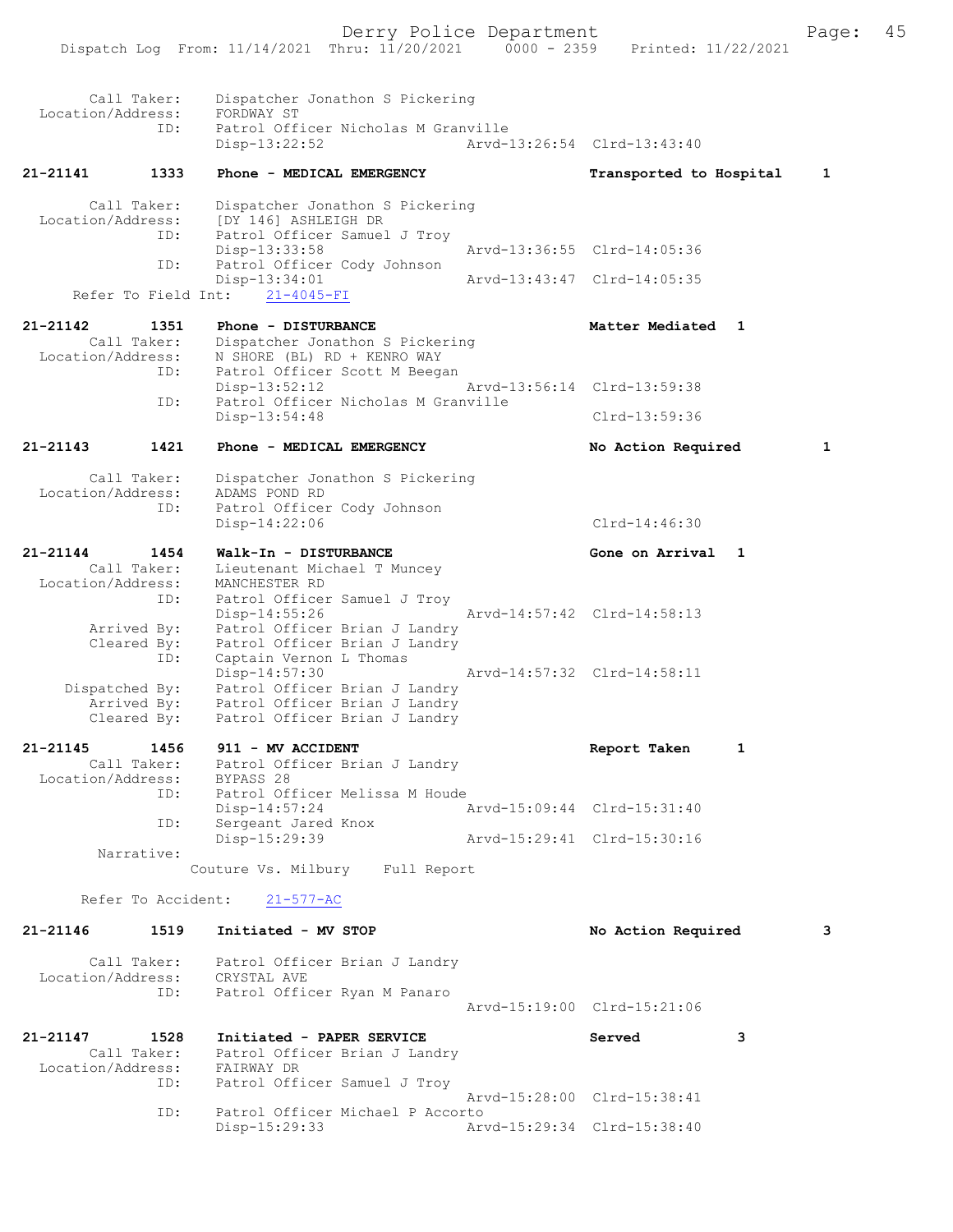```
 Call Taker:    Dispatcher Jonathon S Pickering
 Location/Address:    FORDWAY ST
              ID:    Patrol Officer Nicholas M Granville
                     Disp-13:22:52                Arvd-13:26:54  Clrd-13:43:40

21-21141        1333    Phone - MEDICAL EMERGENCY                 Transported to Hospital    1

     Call Taker:    Dispatcher Jonathon S Pickering
 Location/Address:    [DY 146] ASHLEIGH DR
              ID:    Patrol Officer Samuel J Troy
                     Disp-13:33:58                Arvd-13:36:55  Clrd-14:05:36
              ID:    Patrol Officer Cody Johnson
                     Disp-13:34:01                Arvd-13:43:47  Clrd-14:05:35
   Refer To Field Int:    21-4045-FI

21-21142        1351    Phone - DISTURBANCE                       Matter Mediated  1
     Call Taker:    Dispatcher Jonathon S Pickering
 Location/Address:    N SHORE (BL) RD + KENRO WAY
              ID:    Patrol Officer Scott M Beegan
                     Disp-13:52:12                Arvd-13:56:14  Clrd-13:59:38
              ID:    Patrol Officer Nicholas M Granville
                     Disp-13:54:48                               Clrd-13:59:36

21-21143        1421    Phone - MEDICAL EMERGENCY                 No Action Required         1

     Call Taker:    Dispatcher Jonathon S Pickering
 Location/Address:    ADAMS POND RD
              ID:    Patrol Officer Cody Johnson
                     Disp-14:22:06                               Clrd-14:46:30

21-21144        1454    Walk-In - DISTURBANCE                     Gone on Arrival  1
     Call Taker:    Lieutenant Michael T Muncey
 Location/Address:    MANCHESTER RD
              ID:    Patrol Officer Samuel J Troy
                     Disp-14:55:26                Arvd-14:57:42  Clrd-14:58:13
      Arrived By:    Patrol Officer Brian J Landry
      Cleared By:    Patrol Officer Brian J Landry
              ID:    Captain Vernon L Thomas
                     Disp-14:57:30                Arvd-14:57:32  Clrd-14:58:11
   Dispatched By:    Patrol Officer Brian J Landry
      Arrived By:    Patrol Officer Brian J Landry
      Cleared By:    Patrol Officer Brian J Landry

21-21145        1456    911 - MV ACCIDENT                         Report Taken       1
     Call Taker:    Patrol Officer Brian J Landry
 Location/Address:    BYPASS 28
              ID:    Patrol Officer Melissa M Houde
                     Disp-14:57:24                Arvd-15:09:44  Clrd-15:31:40
              ID:    Sergeant Jared Knox
                     Disp-15:29:39                Arvd-15:29:41  Clrd-15:30:16
      Narrative:
                  Couture Vs. Milbury    Full Report

   Refer To Accident:    21-577-AC

21-21146        1519    Initiated - MV STOP                       No Action Required         3

     Call Taker:    Patrol Officer Brian J Landry
 Location/Address:    CRYSTAL AVE
              ID:    Patrol Officer Ryan M Panaro
                                                  Arvd-15:19:00  Clrd-15:21:06

21-21147        1528    Initiated - PAPER SERVICE                 Served             3
     Call Taker:    Patrol Officer Brian J Landry
 Location/Address:    FAIRWAY DR
              ID:    Patrol Officer Samuel J Troy
                                                  Arvd-15:28:00  Clrd-15:38:41
              ID:    Patrol Officer Michael P Accorto
                     Disp-15:29:33                Arvd-15:29:34  Clrd-15:38:40
```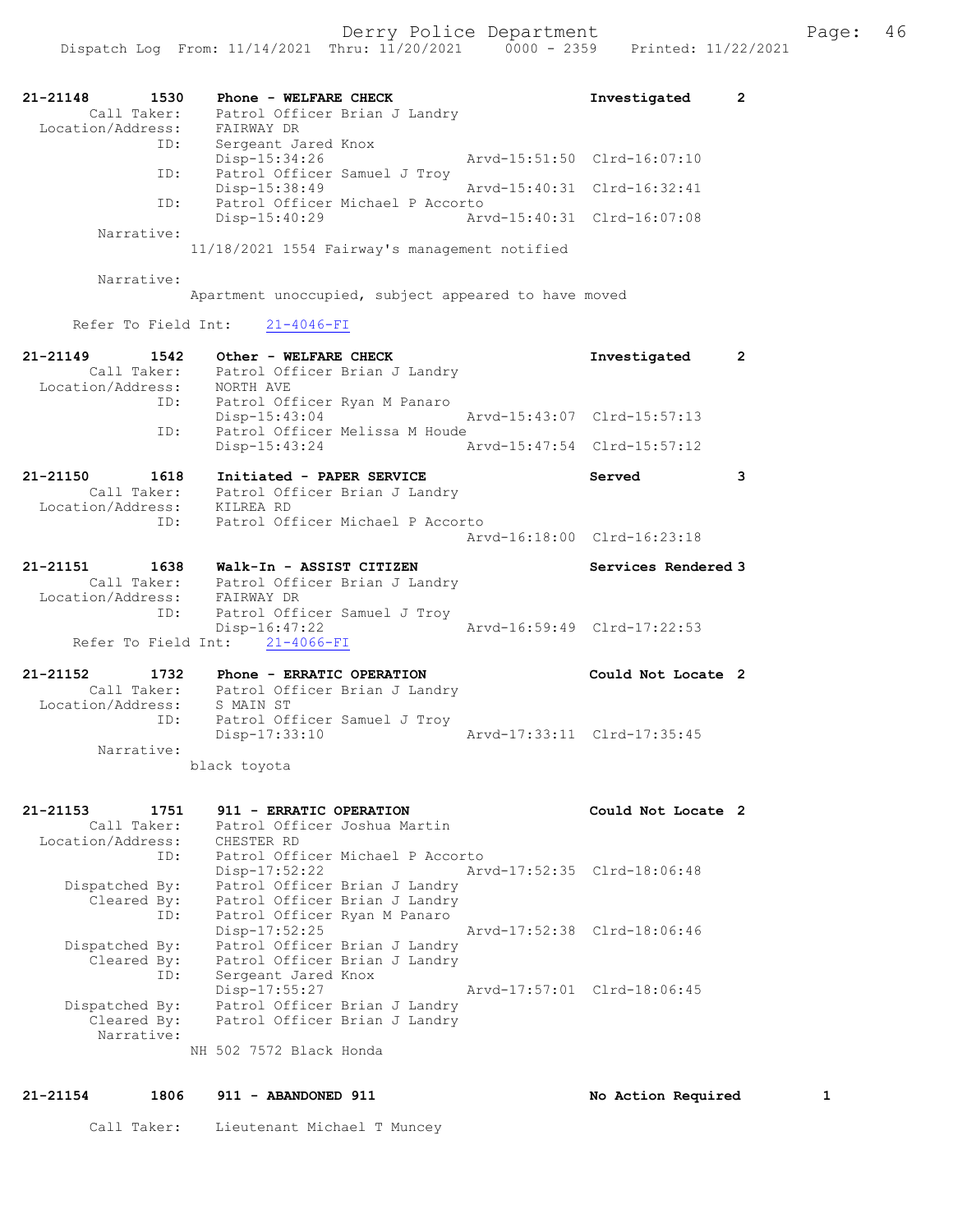```
21-21148        1530    Phone - WELFARE CHECK                     Investigated      2
         Call Taker:     Patrol Officer Brian J Landry
  Location/Address:     FAIRWAY DR
                 ID:     Sergeant Jared Knox
                         Disp-15:34:26                 Arvd-15:51:50  Clrd-16:07:10
                 ID:     Patrol Officer Samuel J Troy
                         Disp-15:38:49                 Arvd-15:40:31  Clrd-16:32:41
                 ID:     Patrol Officer Michael P Accorto
                         Disp-15:40:29                 Arvd-15:40:31  Clrd-16:07:08
          Narrative:
                       11/18/2021 1554 Fairway's management notified

          Narrative:
                       Apartment unoccupied, subject appeared to have moved

       Refer To Field Int:     21-4046-FI

21-21149        1542    Other - WELFARE CHECK                     Investigated      2
         Call Taker:     Patrol Officer Brian J Landry
  Location/Address:     NORTH AVE
                 ID:     Patrol Officer Ryan M Panaro
                         Disp-15:43:04                 Arvd-15:43:07  Clrd-15:57:13
                 ID:     Patrol Officer Melissa M Houde
                         Disp-15:43:24                 Arvd-15:47:54  Clrd-15:57:12

21-21150        1618    Initiated - PAPER SERVICE                 Served            3
         Call Taker:     Patrol Officer Brian J Landry
  Location/Address:     KILREA RD
                 ID:     Patrol Officer Michael P Accorto
                                                       Arvd-16:18:00  Clrd-16:23:18

21-21151        1638    Walk-In - ASSIST CITIZEN                  Services Rendered 3
         Call Taker:     Patrol Officer Brian J Landry
  Location/Address:     FAIRWAY DR
                 ID:     Patrol Officer Samuel J Troy
                         Disp-16:47:22                 Arvd-16:59:49  Clrd-17:22:53
       Refer To Field Int:     21-4066-FI

21-21152        1732    Phone - ERRATIC OPERATION                 Could Not Locate  2
         Call Taker:     Patrol Officer Brian J Landry
  Location/Address:     S MAIN ST
                 ID:     Patrol Officer Samuel J Troy
                         Disp-17:33:10                 Arvd-17:33:11  Clrd-17:35:45
          Narrative:
                       black toyota

21-21153        1751    911 - ERRATIC OPERATION                   Could Not Locate  2
         Call Taker:     Patrol Officer Joshua Martin
  Location/Address:     CHESTER RD
                 ID:     Patrol Officer Michael P Accorto
                         Disp-17:52:22                 Arvd-17:52:35  Clrd-18:06:48
      Dispatched By:     Patrol Officer Brian J Landry
         Cleared By:     Patrol Officer Brian J Landry
                 ID:     Patrol Officer Ryan M Panaro
                         Disp-17:52:25                 Arvd-17:52:38  Clrd-18:06:46
      Dispatched By:     Patrol Officer Brian J Landry
         Cleared By:     Patrol Officer Brian J Landry
                 ID:     Sergeant Jared Knox
                         Disp-17:55:27                 Arvd-17:57:01  Clrd-18:06:45
      Dispatched By:     Patrol Officer Brian J Landry
         Cleared By:     Patrol Officer Brian J Landry
          Narrative:
                       NH 502 7572 Black Honda

21-21154        1806    911 - ABANDONED 911                       No Action Required      1

         Call Taker:     Lieutenant Michael T Muncey
```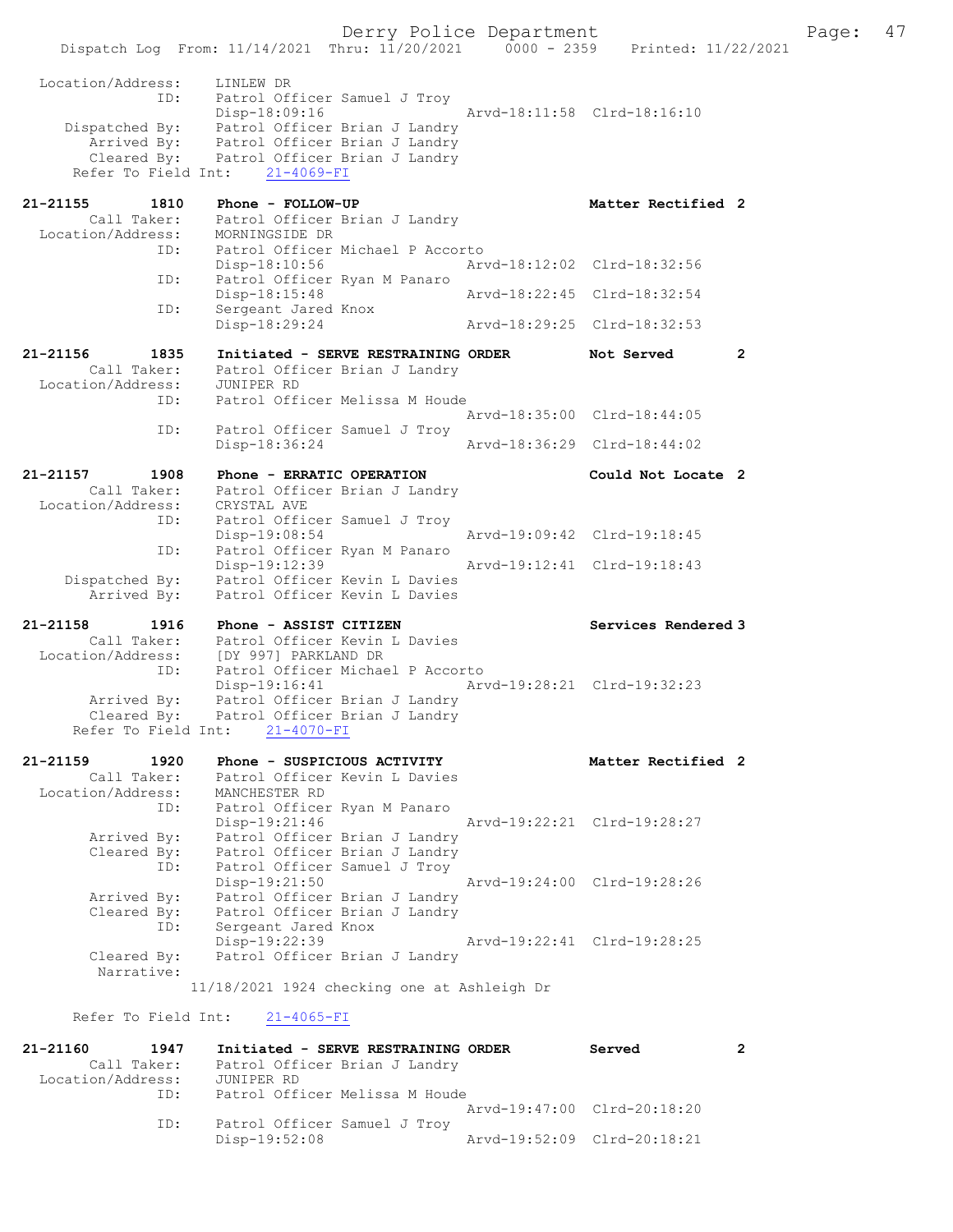```
 Location/Address:     LINLEW DR
                ID:    Patrol Officer Samuel J Troy
                       Disp-18:09:16                 Arvd-18:11:58  Clrd-18:16:10
     Dispatched By:    Patrol Officer Brian J Landry
        Arrived By:    Patrol Officer Brian J Landry
        Cleared By:    Patrol Officer Brian J Landry
    Refer To Field Int:    21-4069-FI

21-21155       1810    Phone - FOLLOW-UP                             Matter Rectified 2
        Call Taker:    Patrol Officer Brian J Landry
  Location/Address:    MORNINGSIDE DR
                ID:    Patrol Officer Michael P Accorto
                       Disp-18:10:56                 Arvd-18:12:02  Clrd-18:32:56
                ID:    Patrol Officer Ryan M Panaro
                       Disp-18:15:48                 Arvd-18:22:45  Clrd-18:32:54
                ID:    Sergeant Jared Knox
                       Disp-18:29:24                 Arvd-18:29:25  Clrd-18:32:53

21-21156       1835    Initiated - SERVE RESTRAINING ORDER           Not Served       2
        Call Taker:    Patrol Officer Brian J Landry
  Location/Address:    JUNIPER RD
                ID:    Patrol Officer Melissa M Houde
                                                     Arvd-18:35:00  Clrd-18:44:05
                ID:    Patrol Officer Samuel J Troy
                       Disp-18:36:24                 Arvd-18:36:29  Clrd-18:44:02

21-21157       1908    Phone - ERRATIC OPERATION                     Could Not Locate 2
        Call Taker:    Patrol Officer Brian J Landry
  Location/Address:    CRYSTAL AVE
                ID:    Patrol Officer Samuel J Troy
                       Disp-19:08:54                 Arvd-19:09:42  Clrd-19:18:45
                ID:    Patrol Officer Ryan M Panaro
                       Disp-19:12:39                 Arvd-19:12:41  Clrd-19:18:43
     Dispatched By:    Patrol Officer Kevin L Davies
        Arrived By:    Patrol Officer Kevin L Davies

21-21158       1916    Phone - ASSIST CITIZEN                        Services Rendered 3
        Call Taker:    Patrol Officer Kevin L Davies
  Location/Address:    [DY 997] PARKLAND DR
                ID:    Patrol Officer Michael P Accorto
                       Disp-19:16:41                 Arvd-19:28:21  Clrd-19:32:23
        Arrived By:    Patrol Officer Brian J Landry
        Cleared By:    Patrol Officer Brian J Landry
    Refer To Field Int:    21-4070-FI

21-21159       1920    Phone - SUSPICIOUS ACTIVITY                   Matter Rectified 2
        Call Taker:    Patrol Officer Kevin L Davies
  Location/Address:    MANCHESTER RD
                ID:    Patrol Officer Ryan M Panaro
                       Disp-19:21:46                 Arvd-19:22:21  Clrd-19:28:27
        Arrived By:    Patrol Officer Brian J Landry
        Cleared By:    Patrol Officer Brian J Landry
                ID:    Patrol Officer Samuel J Troy
                       Disp-19:21:50                 Arvd-19:24:00  Clrd-19:28:26
        Arrived By:    Patrol Officer Brian J Landry
        Cleared By:    Patrol Officer Brian J Landry
                ID:    Sergeant Jared Knox
                       Disp-19:22:39                 Arvd-19:22:41  Clrd-19:28:25
        Cleared By:    Patrol Officer Brian J Landry
         Narrative:
                   11/18/2021 1924 checking one at Ashleigh Dr

    Refer To Field Int:    21-4065-FI

21-21160       1947    Initiated - SERVE RESTRAINING ORDER           Served           2
        Call Taker:    Patrol Officer Brian J Landry
  Location/Address:    JUNIPER RD
                ID:    Patrol Officer Melissa M Houde
                                                     Arvd-19:47:00  Clrd-20:18:20
                ID:    Patrol Officer Samuel J Troy
                       Disp-19:52:08                 Arvd-19:52:09  Clrd-20:18:21
```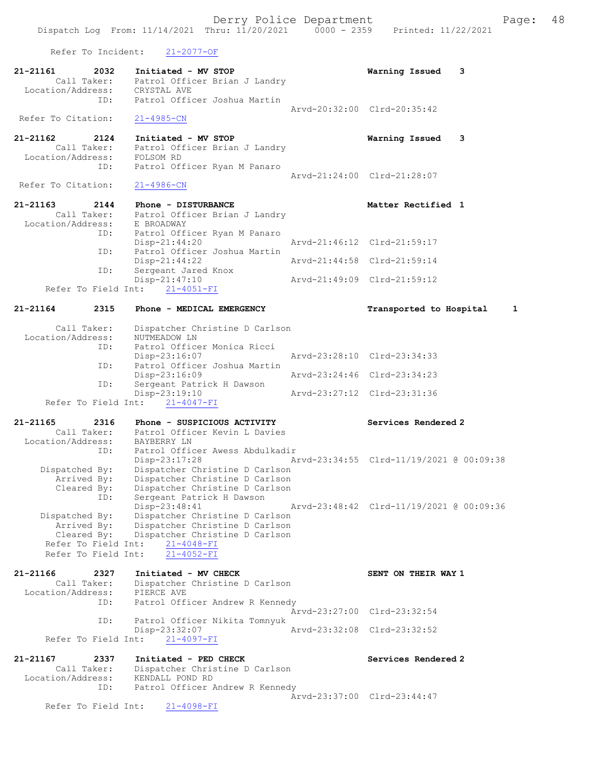Refer To Incident: 21-2077-OF

```
21-21161        2032    Initiated - MV STOP                         Warning Issued    3
         Call Taker:    Patrol Officer Brian J Landry
   Location/Address:    CRYSTAL AVE
                 ID:    Patrol Officer Joshua Martin
                                                    Arvd-20:32:00  Clrd-20:35:42
  Refer To Citation:    21-4985-CN

21-21162        2124    Initiated - MV STOP                         Warning Issued    3
         Call Taker:    Patrol Officer Brian J Landry
   Location/Address:    FOLSOM RD
                 ID:    Patrol Officer Ryan M Panaro
                                                    Arvd-21:24:00  Clrd-21:28:07
  Refer To Citation:    21-4986-CN

21-21163        2144    Phone - DISTURBANCE                         Matter Rectified 1
         Call Taker:    Patrol Officer Brian J Landry
   Location/Address:    E BROADWAY
                 ID:    Patrol Officer Ryan M Panaro
                        Disp-21:44:20               Arvd-21:46:12  Clrd-21:59:17
                 ID:    Patrol Officer Joshua Martin
                        Disp-21:44:22               Arvd-21:44:58  Clrd-21:59:14
                 ID:    Sergeant Jared Knox
                        Disp-21:47:10               Arvd-21:49:09  Clrd-21:59:12
      Refer To Field Int:    21-4051-FI

21-21164        2315    Phone - MEDICAL EMERGENCY                   Transported to Hospital     1

         Call Taker:    Dispatcher Christine D Carlson
   Location/Address:    NUTMEADOW LN
                 ID:    Patrol Officer Monica Ricci
                        Disp-23:16:07               Arvd-23:28:10  Clrd-23:34:33
                 ID:    Patrol Officer Joshua Martin
                        Disp-23:16:09               Arvd-23:24:46  Clrd-23:34:23
                 ID:    Sergeant Patrick H Dawson
                        Disp-23:19:10               Arvd-23:27:12  Clrd-23:31:36
      Refer To Field Int:    21-4047-FI

21-21165        2316    Phone - SUSPICIOUS ACTIVITY                 Services Rendered 2
         Call Taker:    Patrol Officer Kevin L Davies
   Location/Address:    BAYBERRY LN
                 ID:    Patrol Officer Awess Abdulkadir
                        Disp-23:17:28               Arvd-23:34:55  Clrd-11/19/2021 @ 00:09:38
      Dispatched By:    Dispatcher Christine D Carlson
         Arrived By:    Dispatcher Christine D Carlson
         Cleared By:    Dispatcher Christine D Carlson
                 ID:    Sergeant Patrick H Dawson
                        Disp-23:48:41               Arvd-23:48:42  Clrd-11/19/2021 @ 00:09:36
      Dispatched By:    Dispatcher Christine D Carlson
         Arrived By:    Dispatcher Christine D Carlson
         Cleared By:    Dispatcher Christine D Carlson
      Refer To Field Int:    21-4048-FI
      Refer To Field Int:    21-4052-FI

21-21166        2327    Initiated - MV CHECK                        SENT ON THEIR WAY 1
         Call Taker:    Dispatcher Christine D Carlson
   Location/Address:    PIERCE AVE
                 ID:    Patrol Officer Andrew R Kennedy
                                                    Arvd-23:27:00  Clrd-23:32:54
                 ID:    Patrol Officer Nikita Tomnyuk
                        Disp-23:32:07               Arvd-23:32:08  Clrd-23:32:52
      Refer To Field Int:    21-4097-FI

21-21167        2337    Initiated - PED CHECK                       Services Rendered 2
         Call Taker:    Dispatcher Christine D Carlson
   Location/Address:    KENDALL POND RD
                 ID:    Patrol Officer Andrew R Kennedy
                                                    Arvd-23:37:00  Clrd-23:44:47
      Refer To Field Int:    21-4098-FI
```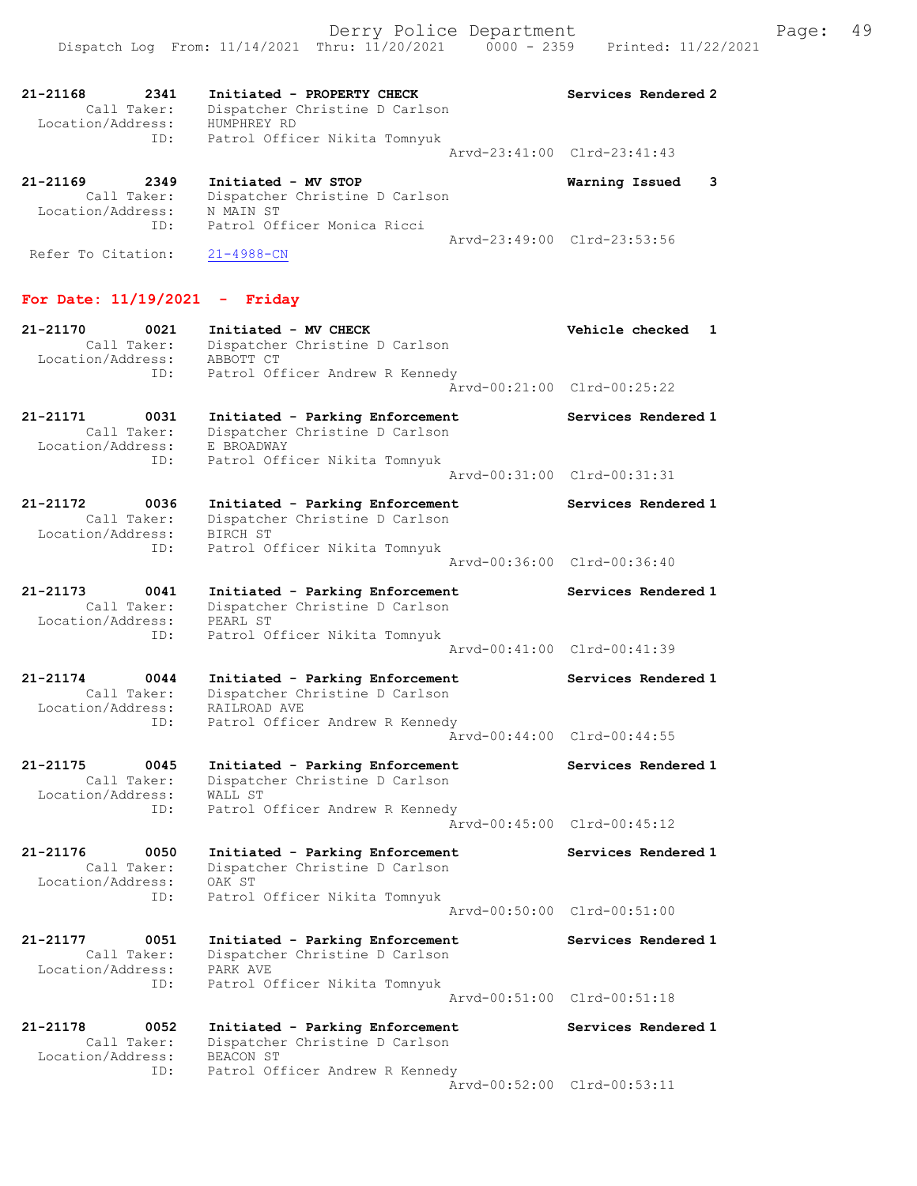```
21-21168        2341    Initiated - PROPERTY CHECK                   Services Rendered 2
         Call Taker:    Dispatcher Christine D Carlson
  Location/Address:     HUMPHREY RD
                 ID:    Patrol Officer Nikita Tomnyuk
                                                     Arvd-23:41:00  Clrd-23:41:43

21-21169        2349    Initiated - MV STOP                          Warning Issued    3
         Call Taker:    Dispatcher Christine D Carlson
  Location/Address:     N MAIN ST
                 ID:    Patrol Officer Monica Ricci
                                                     Arvd-23:49:00  Clrd-23:53:56
 Refer To Citation:     21-4988-CN
```

## For Date: 11/19/2021 - Friday

```
21-21170        0021    Initiated - MV CHECK                         Vehicle checked   1
         Call Taker:    Dispatcher Christine D Carlson
  Location/Address:     ABBOTT CT
                 ID:    Patrol Officer Andrew R Kennedy
                                                     Arvd-00:21:00  Clrd-00:25:22

21-21171        0031    Initiated - Parking Enforcement              Services Rendered 1
         Call Taker:    Dispatcher Christine D Carlson
  Location/Address:     E BROADWAY
                 ID:    Patrol Officer Nikita Tomnyuk
                                                     Arvd-00:31:00  Clrd-00:31:31

21-21172        0036    Initiated - Parking Enforcement              Services Rendered 1
         Call Taker:    Dispatcher Christine D Carlson
  Location/Address:     BIRCH ST
                 ID:    Patrol Officer Nikita Tomnyuk
                                                     Arvd-00:36:00  Clrd-00:36:40

21-21173        0041    Initiated - Parking Enforcement              Services Rendered 1
         Call Taker:    Dispatcher Christine D Carlson
  Location/Address:     PEARL ST
                 ID:    Patrol Officer Nikita Tomnyuk
                                                     Arvd-00:41:00  Clrd-00:41:39

21-21174        0044    Initiated - Parking Enforcement              Services Rendered 1
         Call Taker:    Dispatcher Christine D Carlson
  Location/Address:     RAILROAD AVE
                 ID:    Patrol Officer Andrew R Kennedy
                                                     Arvd-00:44:00  Clrd-00:44:55

21-21175        0045    Initiated - Parking Enforcement              Services Rendered 1
         Call Taker:    Dispatcher Christine D Carlson
  Location/Address:     WALL ST
                 ID:    Patrol Officer Andrew R Kennedy
                                                     Arvd-00:45:00  Clrd-00:45:12

21-21176        0050    Initiated - Parking Enforcement              Services Rendered 1
         Call Taker:    Dispatcher Christine D Carlson
  Location/Address:     OAK ST
                 ID:    Patrol Officer Nikita Tomnyuk
                                                     Arvd-00:50:00  Clrd-00:51:00

21-21177        0051    Initiated - Parking Enforcement              Services Rendered 1
         Call Taker:    Dispatcher Christine D Carlson
  Location/Address:     PARK AVE
                 ID:    Patrol Officer Nikita Tomnyuk
                                                     Arvd-00:51:00  Clrd-00:51:18

21-21178        0052    Initiated - Parking Enforcement              Services Rendered 1
         Call Taker:    Dispatcher Christine D Carlson
  Location/Address:     BEACON ST
                 ID:    Patrol Officer Andrew R Kennedy
                                                     Arvd-00:52:00  Clrd-00:53:11
```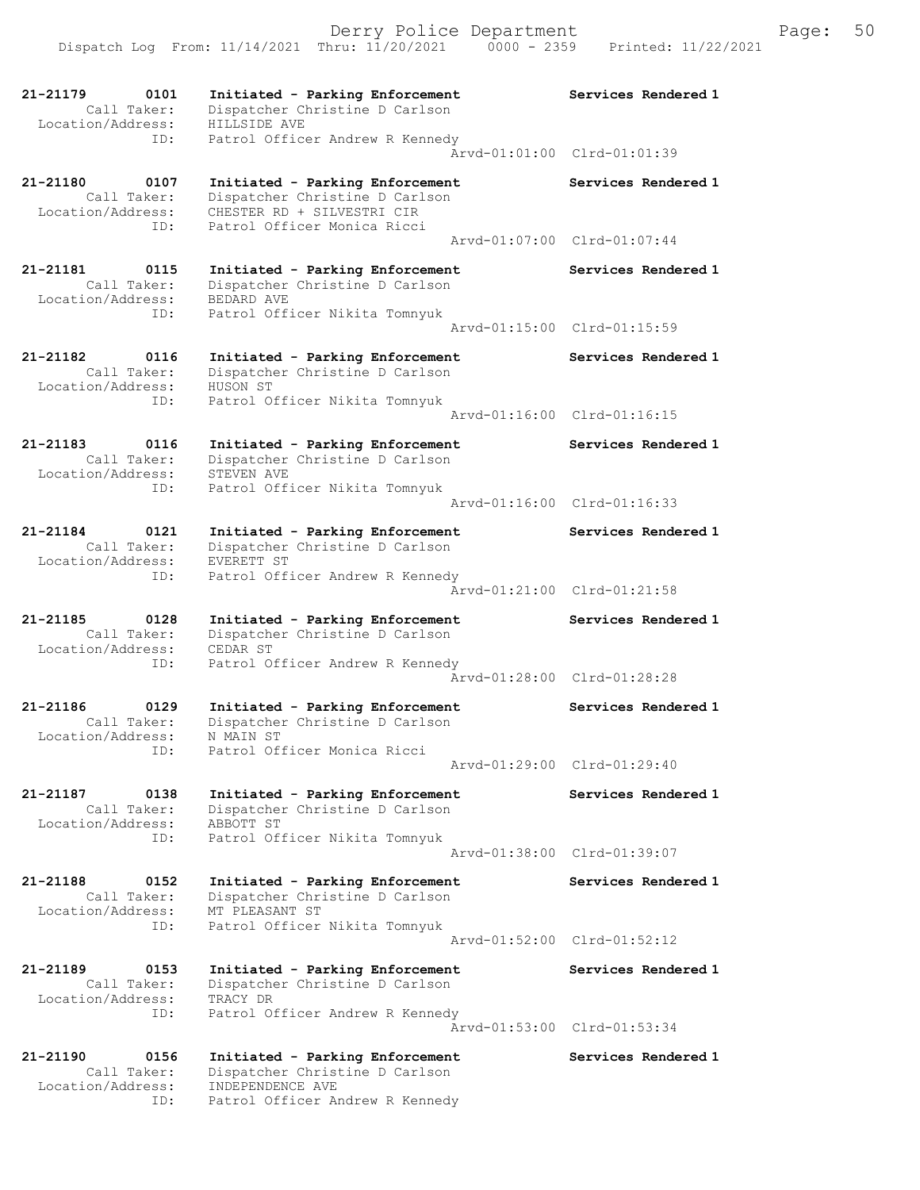21-21179 0101 Initiated - Parking Enforcement Services Rendered 1
Call Taker: Dispatcher Christine D Carlson
Location/Address: HILLSIDE AVE
ID: Patrol Officer Andrew R Kennedy
Arvd-01:01:00 Clrd-01:01:39

21-21180 0107 Initiated - Parking Enforcement Services Rendered 1
Call Taker: Dispatcher Christine D Carlson
Location/Address: CHESTER RD + SILVESTRI CIR
ID: Patrol Officer Monica Ricci
Arvd-01:07:00 Clrd-01:07:44

21-21181 0115 Initiated - Parking Enforcement Services Rendered 1
Call Taker: Dispatcher Christine D Carlson
Location/Address: BEDARD AVE
ID: Patrol Officer Nikita Tomnyuk
Arvd-01:15:00 Clrd-01:15:59

21-21182 0116 Initiated - Parking Enforcement Services Rendered 1
Call Taker: Dispatcher Christine D Carlson
Location/Address: HUSON ST
ID: Patrol Officer Nikita Tomnyuk
Arvd-01:16:00 Clrd-01:16:15

21-21183 0116 Initiated - Parking Enforcement Services Rendered 1
Call Taker: Dispatcher Christine D Carlson
Location/Address: STEVEN AVE
ID: Patrol Officer Nikita Tomnyuk
Arvd-01:16:00 Clrd-01:16:33

21-21184 0121 Initiated - Parking Enforcement Services Rendered 1
Call Taker: Dispatcher Christine D Carlson
Location/Address: EVERETT ST
ID: Patrol Officer Andrew R Kennedy
Arvd-01:21:00 Clrd-01:21:58

21-21185 0128 Initiated - Parking Enforcement Services Rendered 1
Call Taker: Dispatcher Christine D Carlson
Location/Address: CEDAR ST
ID: Patrol Officer Andrew R Kennedy
Arvd-01:28:00 Clrd-01:28:28

21-21186 0129 Initiated - Parking Enforcement Services Rendered 1
Call Taker: Dispatcher Christine D Carlson
Location/Address: N MAIN ST
ID: Patrol Officer Monica Ricci
Arvd-01:29:00 Clrd-01:29:40

21-21187 0138 Initiated - Parking Enforcement Services Rendered 1
Call Taker: Dispatcher Christine D Carlson
Location/Address: ABBOTT ST
ID: Patrol Officer Nikita Tomnyuk
Arvd-01:38:00 Clrd-01:39:07

21-21188 0152 Initiated - Parking Enforcement Services Rendered 1
Call Taker: Dispatcher Christine D Carlson
Location/Address: MT PLEASANT ST
ID: Patrol Officer Nikita Tomnyuk
Arvd-01:52:00 Clrd-01:52:12

21-21189 0153 Initiated - Parking Enforcement Services Rendered 1
Call Taker: Dispatcher Christine D Carlson
Location/Address: TRACY DR
ID: Patrol Officer Andrew R Kennedy
Arvd-01:53:00 Clrd-01:53:34

21-21190 0156 Initiated - Parking Enforcement Services Rendered 1
Call Taker: Dispatcher Christine D Carlson
Location/Address: INDEPENDENCE AVE
ID: Patrol Officer Andrew R Kennedy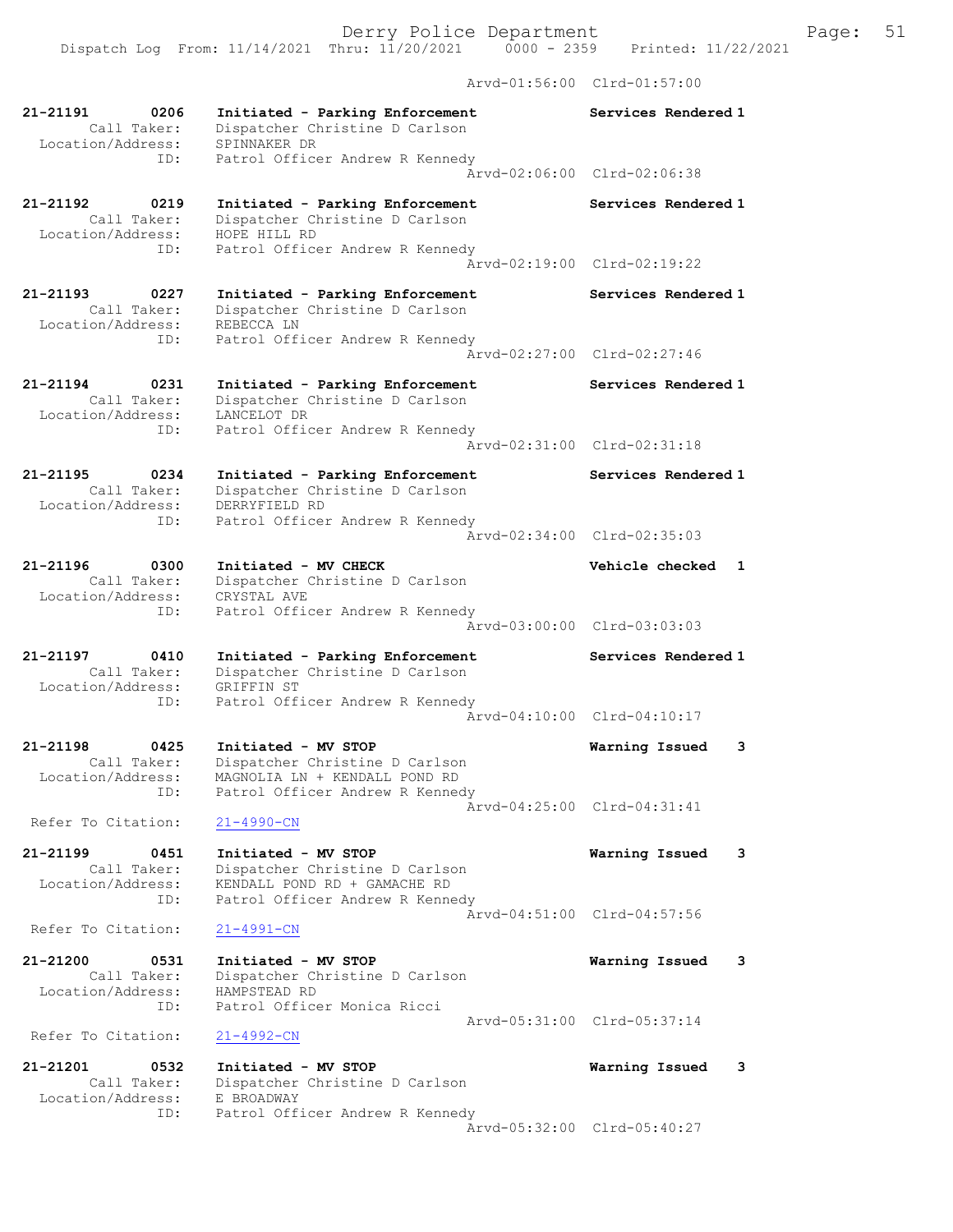Arvd-01:56:00 Clrd-01:57:00

```
21-21191        0206    Initiated - Parking Enforcement           Services Rendered 1
         Call Taker:    Dispatcher Christine D Carlson
    Location/Address:   SPINNAKER DR
                 ID:    Patrol Officer Andrew R Kennedy
                                                  Arvd-02:06:00  Clrd-02:06:38

21-21192        0219    Initiated - Parking Enforcement           Services Rendered 1
         Call Taker:    Dispatcher Christine D Carlson
    Location/Address:   HOPE HILL RD
                 ID:    Patrol Officer Andrew R Kennedy
                                                  Arvd-02:19:00  Clrd-02:19:22

21-21193        0227    Initiated - Parking Enforcement           Services Rendered 1
         Call Taker:    Dispatcher Christine D Carlson
    Location/Address:   REBECCA LN
                 ID:    Patrol Officer Andrew R Kennedy
                                                  Arvd-02:27:00  Clrd-02:27:46

21-21194        0231    Initiated - Parking Enforcement           Services Rendered 1
         Call Taker:    Dispatcher Christine D Carlson
    Location/Address:   LANCELOT DR
                 ID:    Patrol Officer Andrew R Kennedy
                                                  Arvd-02:31:00  Clrd-02:31:18

21-21195        0234    Initiated - Parking Enforcement           Services Rendered 1
         Call Taker:    Dispatcher Christine D Carlson
    Location/Address:   DERRYFIELD RD
                 ID:    Patrol Officer Andrew R Kennedy
                                                  Arvd-02:34:00  Clrd-02:35:03

21-21196        0300    Initiated - MV CHECK                      Vehicle checked  1
         Call Taker:    Dispatcher Christine D Carlson
    Location/Address:   CRYSTAL AVE
                 ID:    Patrol Officer Andrew R Kennedy
                                                  Arvd-03:00:00  Clrd-03:03:03

21-21197        0410    Initiated - Parking Enforcement           Services Rendered 1
         Call Taker:    Dispatcher Christine D Carlson
    Location/Address:   GRIFFIN ST
                 ID:    Patrol Officer Andrew R Kennedy
                                                  Arvd-04:10:00  Clrd-04:10:17

21-21198        0425    Initiated - MV STOP                       Warning Issued   3
         Call Taker:    Dispatcher Christine D Carlson
    Location/Address:   MAGNOLIA LN + KENDALL POND RD
                 ID:    Patrol Officer Andrew R Kennedy
                                                  Arvd-04:25:00  Clrd-04:31:41
  Refer To Citation:    21-4990-CN

21-21199        0451    Initiated - MV STOP                       Warning Issued   3
         Call Taker:    Dispatcher Christine D Carlson
    Location/Address:   KENDALL POND RD + GAMACHE RD
                 ID:    Patrol Officer Andrew R Kennedy
                                                  Arvd-04:51:00  Clrd-04:57:56
  Refer To Citation:    21-4991-CN

21-21200        0531    Initiated - MV STOP                       Warning Issued   3
         Call Taker:    Dispatcher Christine D Carlson
    Location/Address:   HAMPSTEAD RD
                 ID:    Patrol Officer Monica Ricci
                                                  Arvd-05:31:00  Clrd-05:37:14
  Refer To Citation:    21-4992-CN

21-21201        0532    Initiated - MV STOP                       Warning Issued   3
         Call Taker:    Dispatcher Christine D Carlson
    Location/Address:   E BROADWAY
                 ID:    Patrol Officer Andrew R Kennedy
                                                  Arvd-05:32:00  Clrd-05:40:27
```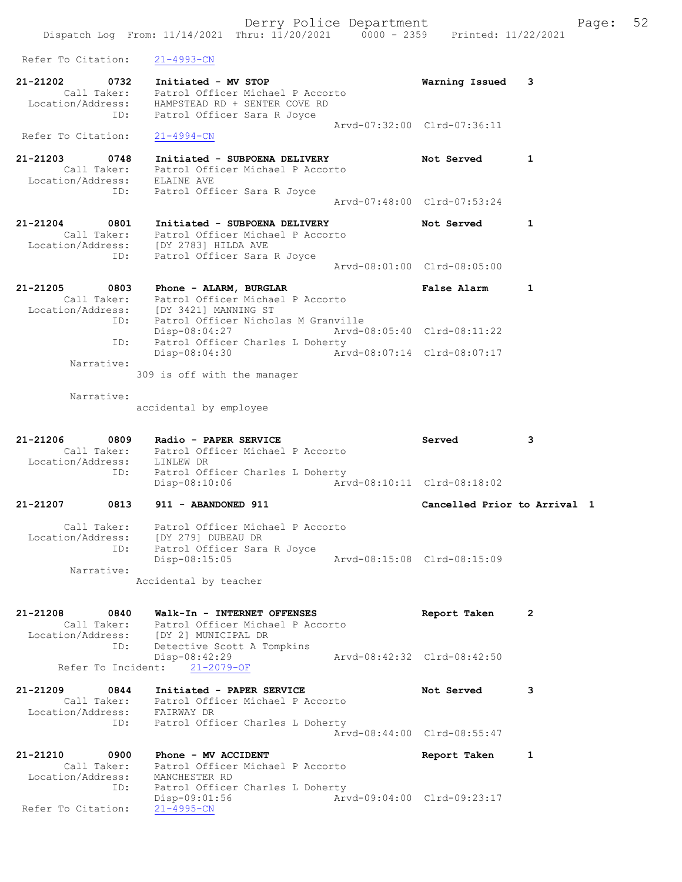Refer To Citation: 21-4993-CN

```
21-21202      0732    Initiated - MV STOP                          Warning Issued    3
        Call Taker:   Patrol Officer Michael P Accorto
  Location/Address:   HAMPSTEAD RD + SENTER COVE RD
               ID:    Patrol Officer Sara R Joyce
                                                   Arvd-07:32:00  Clrd-07:36:11
 Refer To Citation:   21-4994-CN

21-21203      0748    Initiated - SUBPOENA DELIVERY                Not Served        1
        Call Taker:   Patrol Officer Michael P Accorto
  Location/Address:   ELAINE AVE
               ID:    Patrol Officer Sara R Joyce
                                                   Arvd-07:48:00  Clrd-07:53:24

21-21204      0801    Initiated - SUBPOENA DELIVERY                Not Served        1
        Call Taker:   Patrol Officer Michael P Accorto
  Location/Address:   [DY 2783] HILDA AVE
               ID:    Patrol Officer Sara R Joyce
                                                   Arvd-08:01:00  Clrd-08:05:00

21-21205      0803    Phone - ALARM, BURGLAR                       False Alarm       1
        Call Taker:   Patrol Officer Michael P Accorto
  Location/Address:   [DY 3421] MANNING ST
               ID:    Patrol Officer Nicholas M Granville
                      Disp-08:04:27                Arvd-08:05:40  Clrd-08:11:22
               ID:    Patrol Officer Charles L Doherty
                      Disp-08:04:30                Arvd-08:07:14  Clrd-08:07:17
         Narrative:
                   309 is off with the manager

         Narrative:
                   accidental by employee

21-21206      0809    Radio - PAPER SERVICE                        Served            3
        Call Taker:   Patrol Officer Michael P Accorto
  Location/Address:   LINLEW DR
               ID:    Patrol Officer Charles L Doherty
                      Disp-08:10:06                Arvd-08:10:11  Clrd-08:18:02

21-21207      0813    911 - ABANDONED 911                          Cancelled Prior to Arrival  1

        Call Taker:   Patrol Officer Michael P Accorto
  Location/Address:   [DY 279] DUBEAU DR
               ID:    Patrol Officer Sara R Joyce
                      Disp-08:15:05                Arvd-08:15:08  Clrd-08:15:09
         Narrative:
                   Accidental by teacher

21-21208      0840    Walk-In - INTERNET OFFENSES                  Report Taken      2
        Call Taker:   Patrol Officer Michael P Accorto
  Location/Address:   [DY 2] MUNICIPAL DR
               ID:    Detective Scott A Tompkins
                      Disp-08:42:29                Arvd-08:42:32  Clrd-08:42:50
      Refer To Incident:   21-2079-OF

21-21209      0844    Initiated - PAPER SERVICE                    Not Served        3
        Call Taker:   Patrol Officer Michael P Accorto
  Location/Address:   FAIRWAY DR
               ID:    Patrol Officer Charles L Doherty
                                                   Arvd-08:44:00  Clrd-08:55:47

21-21210      0900    Phone - MV ACCIDENT                          Report Taken      1
        Call Taker:   Patrol Officer Michael P Accorto
  Location/Address:   MANCHESTER RD
               ID:    Patrol Officer Charles L Doherty
                      Disp-09:01:56                Arvd-09:04:00  Clrd-09:23:17
 Refer To Citation:   21-4995-CN
```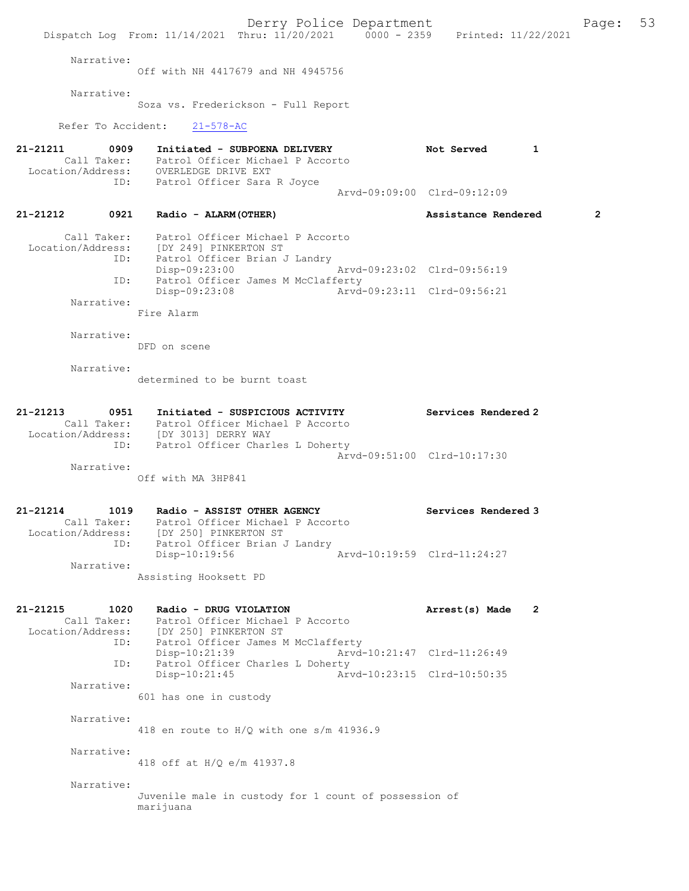Narrative:
Off with NH 4417679 and NH 4945756

Narrative:
Soza vs. Frederickson - Full Report

Refer To Accident: 21-578-AC

**21-21211 0909 Initiated - SUBPOENA DELIVERY** Not Served 1
Call Taker: Patrol Officer Michael P Accorto
Location/Address: OVERLEDGE DRIVE EXT
ID: Patrol Officer Sara R Joyce
Arvd-09:09:00 Clrd-09:12:09

**21-21212 0921 Radio - ALARM(OTHER)** Assistance Rendered 2

Call Taker: Patrol Officer Michael P Accorto
Location/Address: [DY 249] PINKERTON ST
ID: Patrol Officer Brian J Landry
Disp-09:23:00 Arvd-09:23:02 Clrd-09:56:19
ID: Patrol Officer James M McClafferty
Disp-09:23:08 Arvd-09:23:11 Clrd-09:56:21

Narrative:
Fire Alarm

Narrative:
DFD on scene

Narrative:
determined to be burnt toast

**21-21213 0951 Initiated - SUSPICIOUS ACTIVITY** Services Rendered 2
Call Taker: Patrol Officer Michael P Accorto
Location/Address: [DY 3013] DERRY WAY
ID: Patrol Officer Charles L Doherty
Arvd-09:51:00 Clrd-10:17:30

Narrative:
Off with MA 3HP841

**21-21214 1019 Radio - ASSIST OTHER AGENCY** Services Rendered 3
Call Taker: Patrol Officer Michael P Accorto
Location/Address: [DY 250] PINKERTON ST
ID: Patrol Officer Brian J Landry
Disp-10:19:56 Arvd-10:19:59 Clrd-11:24:27

Narrative:
Assisting Hooksett PD

**21-21215 1020 Radio - DRUG VIOLATION** Arrest(s) Made 2
Call Taker: Patrol Officer Michael P Accorto
Location/Address: [DY 250] PINKERTON ST
ID: Patrol Officer James M McClafferty
Disp-10:21:39 Arvd-10:21:47 Clrd-11:26:49
ID: Patrol Officer Charles L Doherty
Disp-10:21:45 Arvd-10:23:15 Clrd-10:50:35

Narrative:
601 has one in custody

Narrative:
418 en route to H/Q with one s/m 41936.9

Narrative:
418 off at H/Q e/m 41937.8

Narrative:
Juvenile male in custody for 1 count of possession of marijuana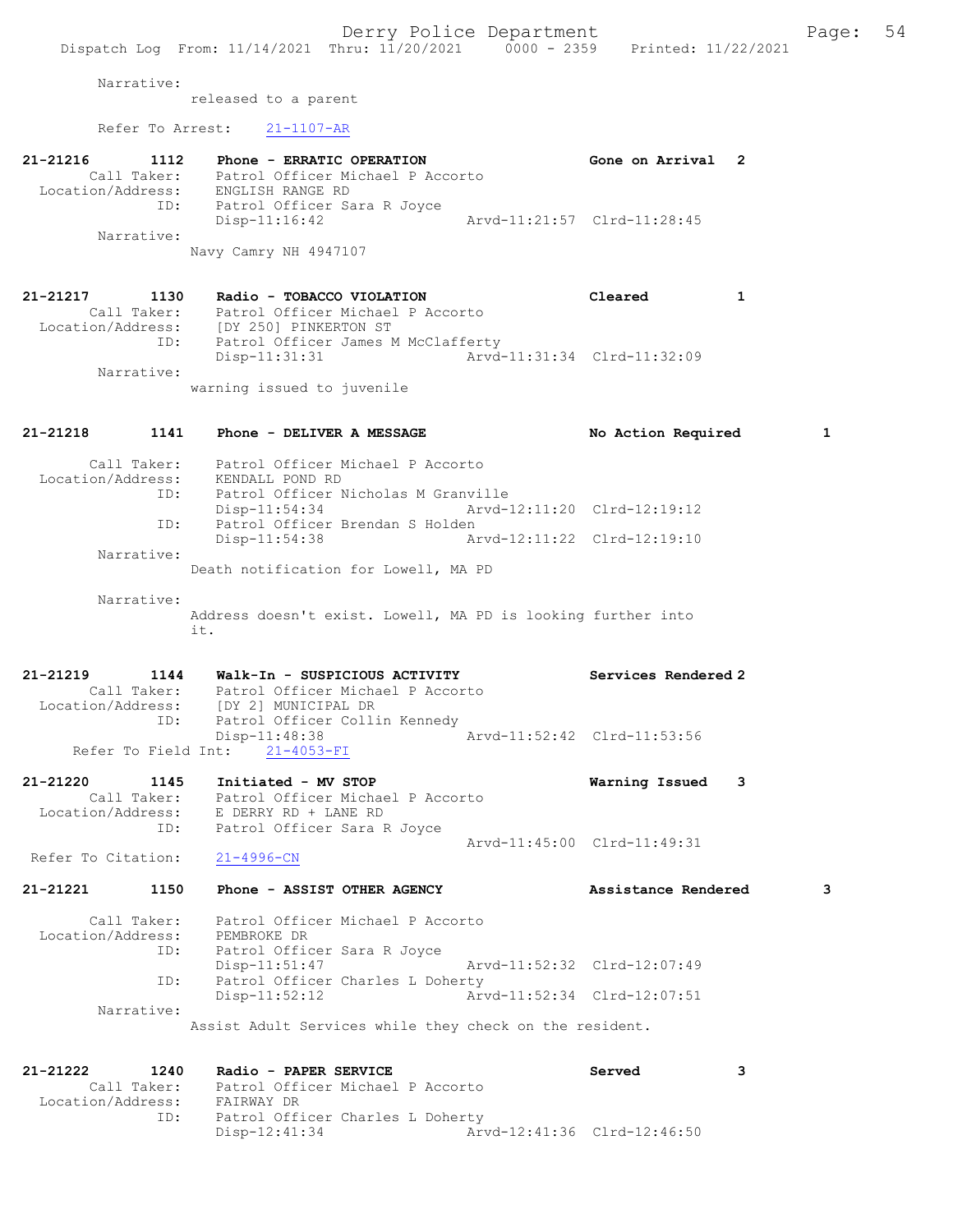Narrative:
released to a parent

Refer To Arrest: 21-1107-AR

**21-21216 1112 Phone - ERRATIC OPERATION — Gone on Arrival 2**
Call Taker: Patrol Officer Michael P Accorto
Location/Address: ENGLISH RANGE RD
ID: Patrol Officer Sara R Joyce
Disp-11:16:42 Arvd-11:21:57 Clrd-11:28:45
Narrative:
Navy Camry NH 4947107

**21-21217 1130 Radio - TOBACCO VIOLATION — Cleared 1**
Call Taker: Patrol Officer Michael P Accorto
Location/Address: [DY 250] PINKERTON ST
ID: Patrol Officer James M McClafferty
Disp-11:31:31 Arvd-11:31:34 Clrd-11:32:09
Narrative:
warning issued to juvenile

**21-21218 1141 Phone - DELIVER A MESSAGE — No Action Required 1**
Call Taker: Patrol Officer Michael P Accorto
Location/Address: KENDALL POND RD
ID: Patrol Officer Nicholas M Granville
Disp-11:54:34 Arvd-12:11:20 Clrd-12:19:12
ID: Patrol Officer Brendan S Holden
Disp-11:54:38 Arvd-12:11:22 Clrd-12:19:10
Narrative:
Death notification for Lowell, MA PD

Narrative:
Address doesn't exist. Lowell, MA PD is looking further into it.

**21-21219 1144 Walk-In - SUSPICIOUS ACTIVITY — Services Rendered 2**
Call Taker: Patrol Officer Michael P Accorto
Location/Address: [DY 2] MUNICIPAL DR
ID: Patrol Officer Collin Kennedy
Disp-11:48:38 Arvd-11:52:42 Clrd-11:53:56
Refer To Field Int: 21-4053-FI

**21-21220 1145 Initiated - MV STOP — Warning Issued 3**
Call Taker: Patrol Officer Michael P Accorto
Location/Address: E DERRY RD + LANE RD
ID: Patrol Officer Sara R Joyce
Arvd-11:45:00 Clrd-11:49:31
Refer To Citation: 21-4996-CN

**21-21221 1150 Phone - ASSIST OTHER AGENCY — Assistance Rendered 3**
Call Taker: Patrol Officer Michael P Accorto
Location/Address: PEMBROKE DR
ID: Patrol Officer Sara R Joyce
Disp-11:51:47 Arvd-11:52:32 Clrd-12:07:49
ID: Patrol Officer Charles L Doherty
Disp-11:52:12 Arvd-11:52:34 Clrd-12:07:51
Narrative:
Assist Adult Services while they check on the resident.

**21-21222 1240 Radio - PAPER SERVICE — Served 3**
Call Taker: Patrol Officer Michael P Accorto
Location/Address: FAIRWAY DR
ID: Patrol Officer Charles L Doherty
Disp-12:41:34 Arvd-12:41:36 Clrd-12:46:50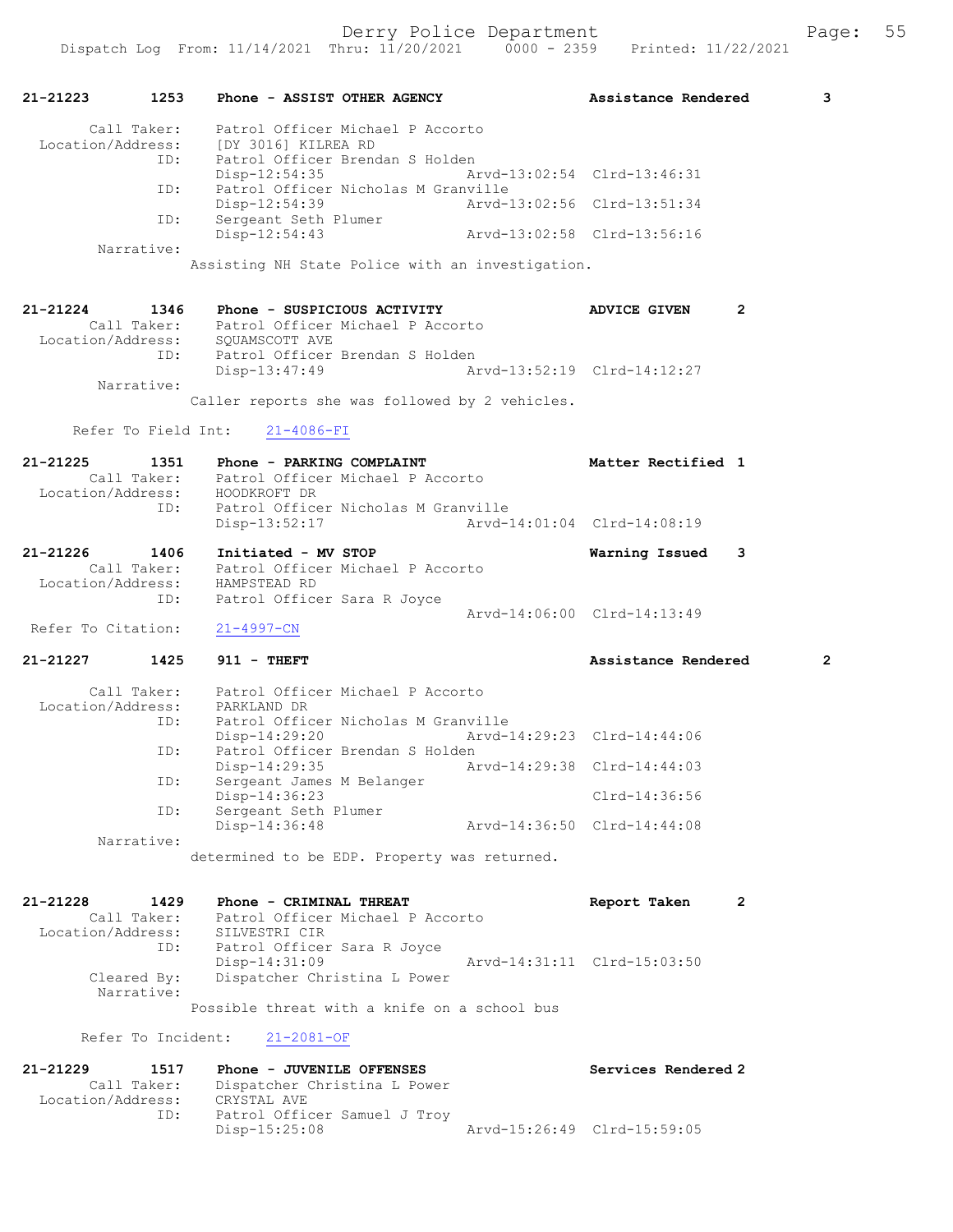**21-21223 1253 Phone - ASSIST OTHER AGENCY — Assistance Rendered 3**

Call Taker: Patrol Officer Michael P Accorto
Location/Address: [DY 3016] KILREA RD
ID: Patrol Officer Brendan S Holden
Disp-12:54:35 Arvd-13:02:54 Clrd-13:46:31
ID: Patrol Officer Nicholas M Granville
Disp-12:54:39 Arvd-13:02:56 Clrd-13:51:34
ID: Sergeant Seth Plumer
Disp-12:54:43 Arvd-13:02:58 Clrd-13:56:16
Narrative:
Assisting NH State Police with an investigation.

**21-21224 1346 Phone - SUSPICIOUS ACTIVITY — ADVICE GIVEN 2**

Call Taker: Patrol Officer Michael P Accorto
Location/Address: SQUAMSCOTT AVE
ID: Patrol Officer Brendan S Holden
Disp-13:47:49 Arvd-13:52:19 Clrd-14:12:27
Narrative:
Caller reports she was followed by 2 vehicles.

Refer To Field Int: 21-4086-FI

**21-21225 1351 Phone - PARKING COMPLAINT — Matter Rectified 1**

Call Taker: Patrol Officer Michael P Accorto
Location/Address: HOODKROFT DR
ID: Patrol Officer Nicholas M Granville
Disp-13:52:17 Arvd-14:01:04 Clrd-14:08:19

**21-21226 1406 Initiated - MV STOP — Warning Issued 3**

Call Taker: Patrol Officer Michael P Accorto
Location/Address: HAMPSTEAD RD
ID: Patrol Officer Sara R Joyce
Arvd-14:06:00 Clrd-14:13:49
Refer To Citation: 21-4997-CN

**21-21227 1425 911 - THEFT — Assistance Rendered 2**

Call Taker: Patrol Officer Michael P Accorto
Location/Address: PARKLAND DR
ID: Patrol Officer Nicholas M Granville
Disp-14:29:20 Arvd-14:29:23 Clrd-14:44:06
ID: Patrol Officer Brendan S Holden
Disp-14:29:35 Arvd-14:29:38 Clrd-14:44:03
ID: Sergeant James M Belanger
Disp-14:36:23 Clrd-14:36:56
ID: Sergeant Seth Plumer
Disp-14:36:48 Arvd-14:36:50 Clrd-14:44:08
Narrative:
determined to be EDP. Property was returned.

**21-21228 1429 Phone - CRIMINAL THREAT — Report Taken 2**

Call Taker: Patrol Officer Michael P Accorto
Location/Address: SILVESTRI CIR
ID: Patrol Officer Sara R Joyce
Disp-14:31:09 Arvd-14:31:11 Clrd-15:03:50
Cleared By: Dispatcher Christina L Power
Narrative:
Possible threat with a knife on a school bus

Refer To Incident: 21-2081-OF

**21-21229 1517 Phone - JUVENILE OFFENSES — Services Rendered 2**

Call Taker: Dispatcher Christina L Power
Location/Address: CRYSTAL AVE
ID: Patrol Officer Samuel J Troy
Disp-15:25:08 Arvd-15:26:49 Clrd-15:59:05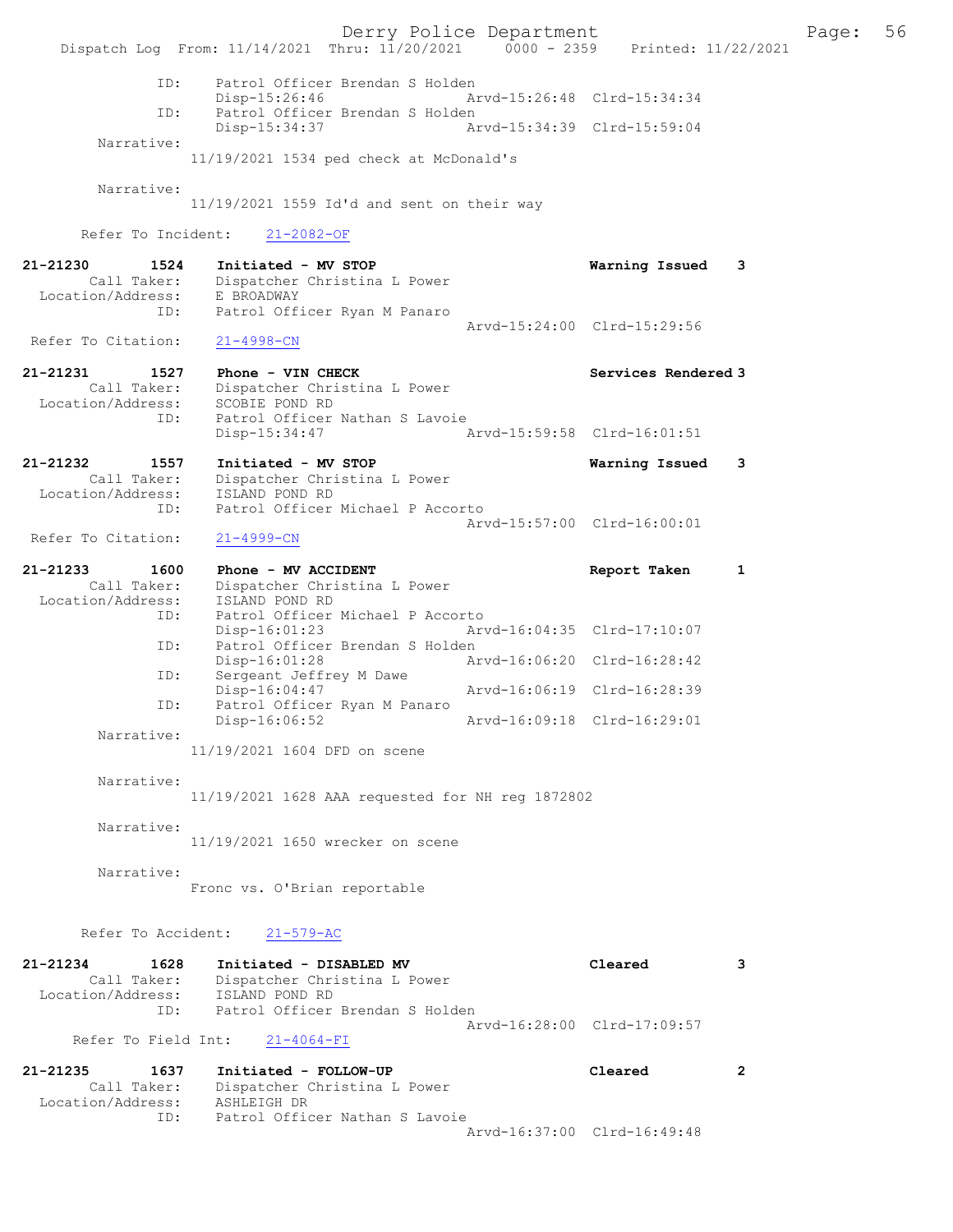```
        ID:      Patrol Officer Brendan S Holden
                 Disp-15:26:46              Arvd-15:26:48  Clrd-15:34:34
        ID:      Patrol Officer Brendan S Holden
                 Disp-15:34:37              Arvd-15:34:39  Clrd-15:59:04
   Narrative:
                 11/19/2021 1534 ped check at McDonald's

   Narrative:
                 11/19/2021 1559 Id'd and sent on their way

   Refer To Incident:    21-2082-OF

21-21230        1524     Initiated - MV STOP                    Warning Issued    3
      Call Taker:        Dispatcher Christina L Power
 Location/Address:       E BROADWAY
              ID:        Patrol Officer Ryan M Panaro
                                                    Arvd-15:24:00  Clrd-15:29:56
 Refer To Citation:      21-4998-CN

21-21231        1527     Phone - VIN CHECK                      Services Rendered 3
      Call Taker:        Dispatcher Christina L Power
 Location/Address:       SCOBIE POND RD
              ID:        Patrol Officer Nathan S Lavoie
                         Disp-15:34:47              Arvd-15:59:58  Clrd-16:01:51

21-21232        1557     Initiated - MV STOP                    Warning Issued    3
      Call Taker:        Dispatcher Christina L Power
 Location/Address:       ISLAND POND RD
              ID:        Patrol Officer Michael P Accorto
                                                    Arvd-15:57:00  Clrd-16:00:01
 Refer To Citation:      21-4999-CN

21-21233        1600     Phone - MV ACCIDENT                    Report Taken      1
      Call Taker:        Dispatcher Christina L Power
 Location/Address:       ISLAND POND RD
              ID:        Patrol Officer Michael P Accorto
                         Disp-16:01:23              Arvd-16:04:35  Clrd-17:10:07
              ID:        Patrol Officer Brendan S Holden
                         Disp-16:01:28              Arvd-16:06:20  Clrd-16:28:42
              ID:        Sergeant Jeffrey M Dawe
                         Disp-16:04:47              Arvd-16:06:19  Clrd-16:28:39
              ID:        Patrol Officer Ryan M Panaro
                         Disp-16:06:52              Arvd-16:09:18  Clrd-16:29:01
   Narrative:
                 11/19/2021 1604 DFD on scene

   Narrative:
                 11/19/2021 1628 AAA requested for NH reg 1872802

   Narrative:
                 11/19/2021 1650 wrecker on scene

   Narrative:
                 Fronc vs. O'Brian reportable

   Refer To Accident:    21-579-AC

21-21234        1628     Initiated - DISABLED MV                Cleared           3
      Call Taker:        Dispatcher Christina L Power
 Location/Address:       ISLAND POND RD
              ID:        Patrol Officer Brendan S Holden
                                                    Arvd-16:28:00  Clrd-17:09:57
   Refer To Field Int:   21-4064-FI

21-21235        1637     Initiated - FOLLOW-UP                  Cleared           2
      Call Taker:        Dispatcher Christina L Power
 Location/Address:       ASHLEIGH DR
              ID:        Patrol Officer Nathan S Lavoie
                                                    Arvd-16:37:00  Clrd-16:49:48
```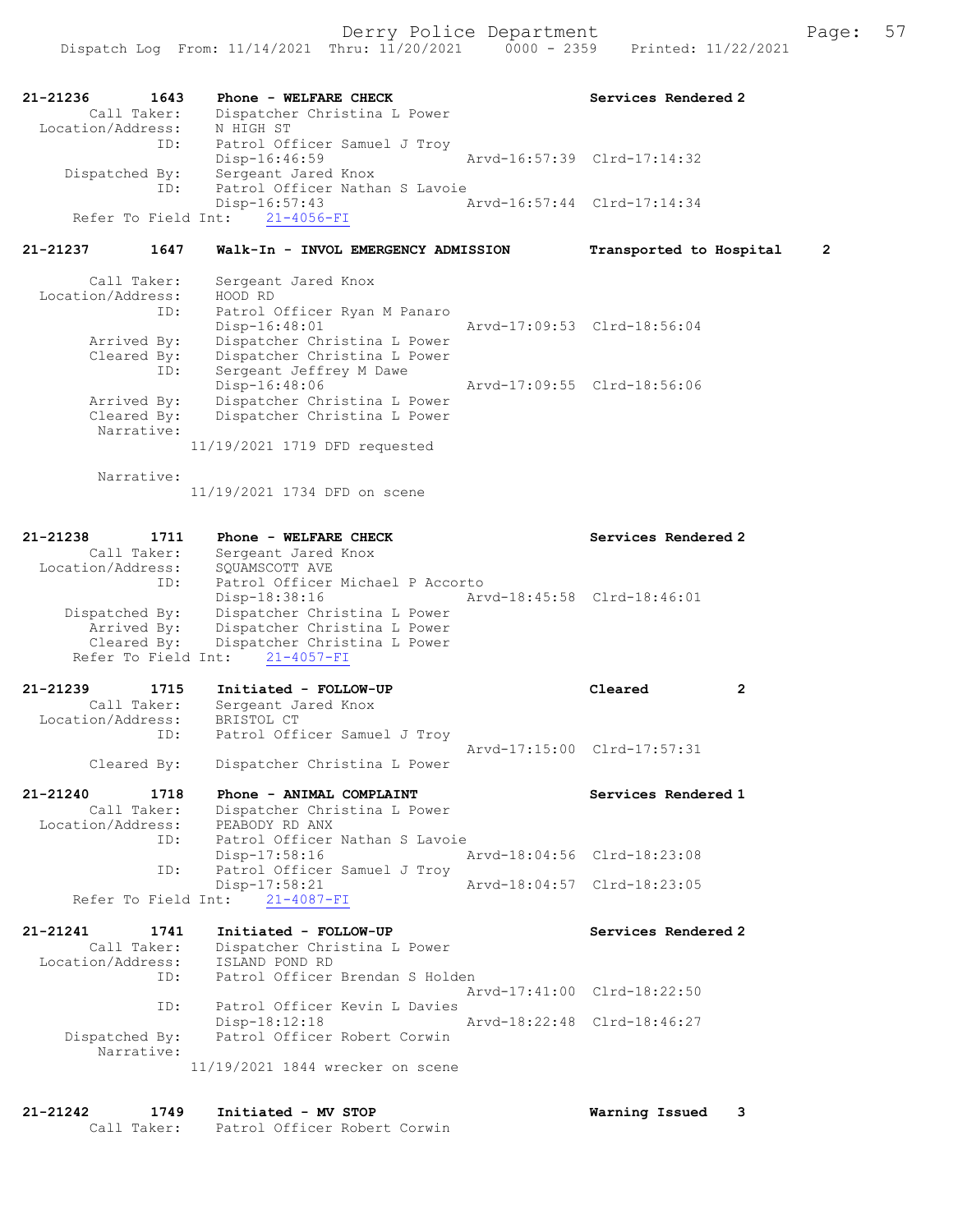Derry Police Department

Dispatch Log From: 11/14/2021 Thru: 11/20/2021 0000 - 2359 Printed: 11/22/2021

```
21-21236        1643    Phone - WELFARE CHECK                          Services Rendered 2
        Call Taker:     Dispatcher Christina L Power
  Location/Address:     N HIGH ST
                ID:     Patrol Officer Samuel J Troy
                        Disp-16:46:59                  Arvd-16:57:39  Clrd-17:14:32
     Dispatched By:     Sergeant Jared Knox
                ID:     Patrol Officer Nathan S Lavoie
                        Disp-16:57:43                  Arvd-16:57:44  Clrd-17:14:34
   Refer To Field Int:     21-4056-FI

21-21237        1647    Walk-In - INVOL EMERGENCY ADMISSION            Transported to Hospital    2

        Call Taker:     Sergeant Jared Knox
  Location/Address:     HOOD RD
                ID:     Patrol Officer Ryan M Panaro
                        Disp-16:48:01                  Arvd-17:09:53  Clrd-18:56:04
        Arrived By:     Dispatcher Christina L Power
        Cleared By:     Dispatcher Christina L Power
                ID:     Sergeant Jeffrey M Dawe
                        Disp-16:48:06                  Arvd-17:09:55  Clrd-18:56:06
        Arrived By:     Dispatcher Christina L Power
        Cleared By:     Dispatcher Christina L Power
         Narrative:
                    11/19/2021 1719 DFD requested

         Narrative:
                    11/19/2021 1734 DFD on scene


21-21238        1711    Phone - WELFARE CHECK                          Services Rendered 2
        Call Taker:     Sergeant Jared Knox
  Location/Address:     SQUAMSCOTT AVE
                ID:     Patrol Officer Michael P Accorto
                        Disp-18:38:16                  Arvd-18:45:58  Clrd-18:46:01
     Dispatched By:     Dispatcher Christina L Power
        Arrived By:     Dispatcher Christina L Power
        Cleared By:     Dispatcher Christina L Power
   Refer To Field Int:     21-4057-FI

21-21239        1715    Initiated - FOLLOW-UP                          Cleared           2
        Call Taker:     Sergeant Jared Knox
  Location/Address:     BRISTOL CT
                ID:     Patrol Officer Samuel J Troy
                                                       Arvd-17:15:00  Clrd-17:57:31
        Cleared By:     Dispatcher Christina L Power

21-21240        1718    Phone - ANIMAL COMPLAINT                       Services Rendered 1
        Call Taker:     Dispatcher Christina L Power
  Location/Address:     PEABODY RD ANX
                ID:     Patrol Officer Nathan S Lavoie
                        Disp-17:58:16                  Arvd-18:04:56  Clrd-18:23:08
                ID:     Patrol Officer Samuel J Troy
                        Disp-17:58:21                  Arvd-18:04:57  Clrd-18:23:05
   Refer To Field Int:     21-4087-FI

21-21241        1741    Initiated - FOLLOW-UP                          Services Rendered 2
        Call Taker:     Dispatcher Christina L Power
  Location/Address:     ISLAND POND RD
                ID:     Patrol Officer Brendan S Holden
                                                       Arvd-17:41:00  Clrd-18:22:50
                ID:     Patrol Officer Kevin L Davies
                        Disp-18:12:18                  Arvd-18:22:48  Clrd-18:46:27
     Dispatched By:     Patrol Officer Robert Corwin
         Narrative:
                    11/19/2021 1844 wrecker on scene


21-21242        1749    Initiated - MV STOP                            Warning Issued    3
        Call Taker:     Patrol Officer Robert Corwin
```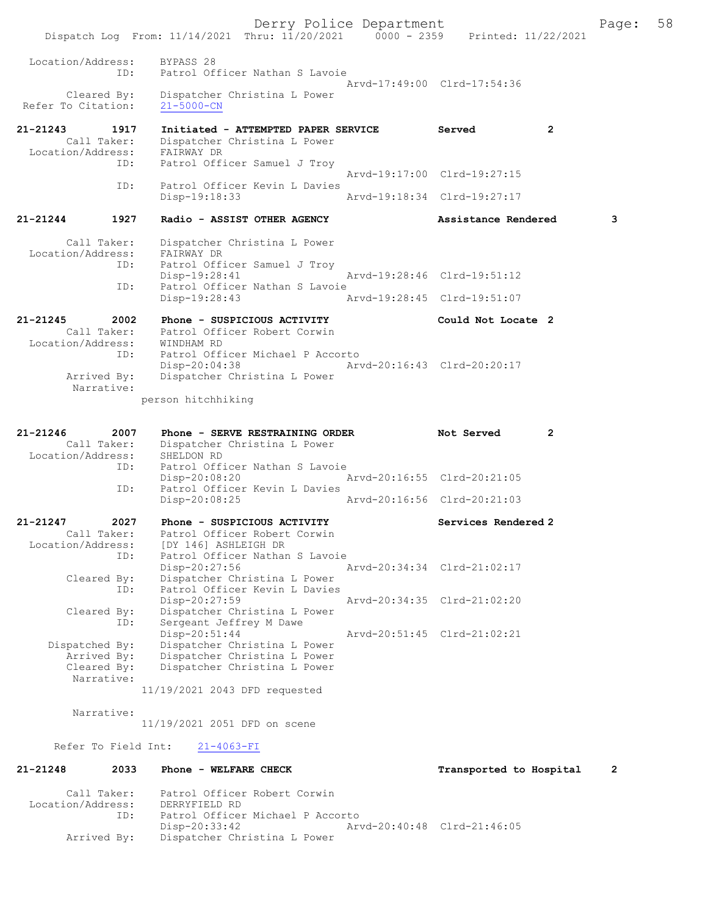Location/Address: BYPASS 28
ID: Patrol Officer Nathan S Lavoie
Arvd-17:49:00 Clrd-17:54:36
Cleared By: Dispatcher Christina L Power
Refer To Citation: 21-5000-CN

**21-21243 1917 Initiated - ATTEMPTED PAPER SERVICE Served 2**
Call Taker: Dispatcher Christina L Power
Location/Address: FAIRWAY DR
ID: Patrol Officer Samuel J Troy
Arvd-19:17:00 Clrd-19:27:15
ID: Patrol Officer Kevin L Davies
Disp-19:18:33 Arvd-19:18:34 Clrd-19:27:17

**21-21244 1927 Radio - ASSIST OTHER AGENCY Assistance Rendered 3**
Call Taker: Dispatcher Christina L Power
Location/Address: FAIRWAY DR
ID: Patrol Officer Samuel J Troy
Disp-19:28:41 Arvd-19:28:46 Clrd-19:51:12
ID: Patrol Officer Nathan S Lavoie
Disp-19:28:43 Arvd-19:28:45 Clrd-19:51:07

**21-21245 2002 Phone - SUSPICIOUS ACTIVITY Could Not Locate 2**
Call Taker: Patrol Officer Robert Corwin
Location/Address: WINDHAM RD
ID: Patrol Officer Michael P Accorto
Disp-20:04:38 Arvd-20:16:43 Clrd-20:20:17
Arrived By: Dispatcher Christina L Power
Narrative:
person hitchhiking

**21-21246 2007 Phone - SERVE RESTRAINING ORDER Not Served 2**
Call Taker: Dispatcher Christina L Power
Location/Address: SHELDON RD
ID: Patrol Officer Nathan S Lavoie
Disp-20:08:20 Arvd-20:16:55 Clrd-20:21:05
ID: Patrol Officer Kevin L Davies
Disp-20:08:25 Arvd-20:16:56 Clrd-20:21:03

**21-21247 2027 Phone - SUSPICIOUS ACTIVITY Services Rendered 2**
Call Taker: Patrol Officer Robert Corwin
Location/Address: [DY 146] ASHLEIGH DR
ID: Patrol Officer Nathan S Lavoie
Disp-20:27:56 Arvd-20:34:34 Clrd-21:02:17
Cleared By: Dispatcher Christina L Power
ID: Patrol Officer Kevin L Davies
Disp-20:27:59 Arvd-20:34:35 Clrd-21:02:20
Cleared By: Dispatcher Christina L Power
ID: Sergeant Jeffrey M Dawe
Disp-20:51:44 Arvd-20:51:45 Clrd-21:02:21
Dispatched By: Dispatcher Christina L Power
Arrived By: Dispatcher Christina L Power
Cleared By: Dispatcher Christina L Power
Narrative:
11/19/2021 2043 DFD requested

Narrative:
11/19/2021 2051 DFD on scene

Refer To Field Int: 21-4063-FI

**21-21248 2033 Phone - WELFARE CHECK Transported to Hospital 2**
Call Taker: Patrol Officer Robert Corwin
Location/Address: DERRYFIELD RD
ID: Patrol Officer Michael P Accorto
Disp-20:33:42 Arvd-20:40:48 Clrd-21:46:05
Arrived By: Dispatcher Christina L Power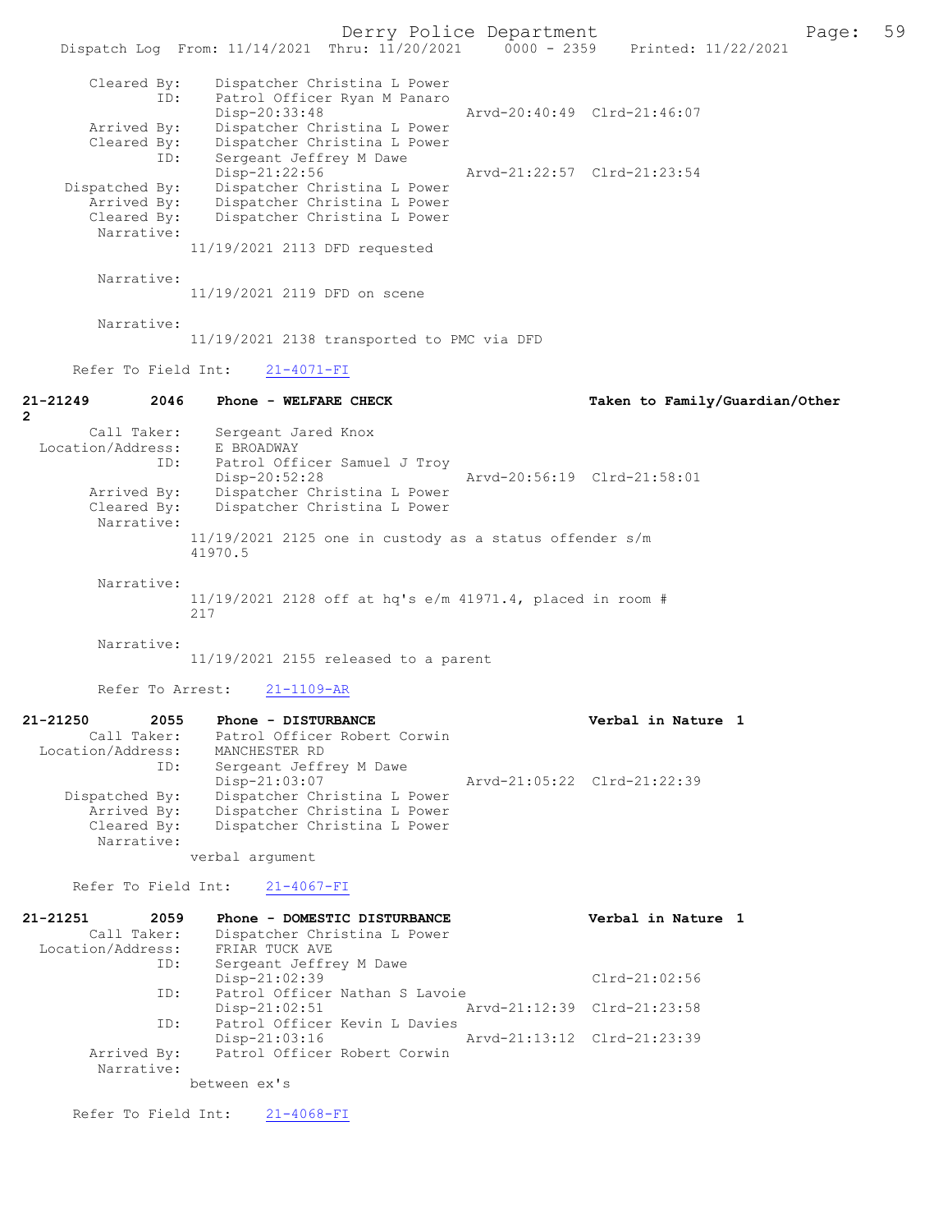```
        Cleared By:     Dispatcher Christina L Power
               ID:      Patrol Officer Ryan M Panaro
                        Disp-20:33:48                 Arvd-20:40:49  Clrd-21:46:07
        Arrived By:     Dispatcher Christina L Power
        Cleared By:     Dispatcher Christina L Power
               ID:      Sergeant Jeffrey M Dawe
                        Disp-21:22:56                 Arvd-21:22:57  Clrd-21:23:54
     Dispatched By:     Dispatcher Christina L Power
        Arrived By:     Dispatcher Christina L Power
        Cleared By:     Dispatcher Christina L Power
         Narrative:
                    11/19/2021 2113 DFD requested

         Narrative:
                    11/19/2021 2119 DFD on scene

         Narrative:
                    11/19/2021 2138 transported to PMC via DFD

      Refer To Field Int:     21-4071-FI

21-21249        2046    Phone - WELFARE CHECK                       Taken to Family/Guardian/Other
2
        Call Taker:     Sergeant Jared Knox
  Location/Address:     E BROADWAY
               ID:      Patrol Officer Samuel J Troy
                        Disp-20:52:28                 Arvd-20:56:19  Clrd-21:58:01
        Arrived By:     Dispatcher Christina L Power
        Cleared By:     Dispatcher Christina L Power
         Narrative:
                    11/19/2021 2125 one in custody as a status offender s/m
                    41970.5

         Narrative:
                    11/19/2021 2128 off at hq's e/m 41971.4, placed in room #
                    217

         Narrative:
                    11/19/2021 2155 released to a parent

         Refer To Arrest:     21-1109-AR

21-21250        2055    Phone - DISTURBANCE                         Verbal in Nature  1
        Call Taker:     Patrol Officer Robert Corwin
  Location/Address:     MANCHESTER RD
               ID:      Sergeant Jeffrey M Dawe
                        Disp-21:03:07                 Arvd-21:05:22  Clrd-21:22:39
     Dispatched By:     Dispatcher Christina L Power
        Arrived By:     Dispatcher Christina L Power
        Cleared By:     Dispatcher Christina L Power
         Narrative:
                    verbal argument

      Refer To Field Int:     21-4067-FI

21-21251        2059    Phone - DOMESTIC DISTURBANCE                Verbal in Nature  1
        Call Taker:     Dispatcher Christina L Power
  Location/Address:     FRIAR TUCK AVE
               ID:      Sergeant Jeffrey M Dawe
                        Disp-21:02:39                                Clrd-21:02:56
               ID:      Patrol Officer Nathan S Lavoie
                        Disp-21:02:51                 Arvd-21:12:39  Clrd-21:23:58
               ID:      Patrol Officer Kevin L Davies
                        Disp-21:03:16                 Arvd-21:13:12  Clrd-21:23:39
        Arrived By:     Patrol Officer Robert Corwin
         Narrative:
                    between ex's

      Refer To Field Int:     21-4068-FI
```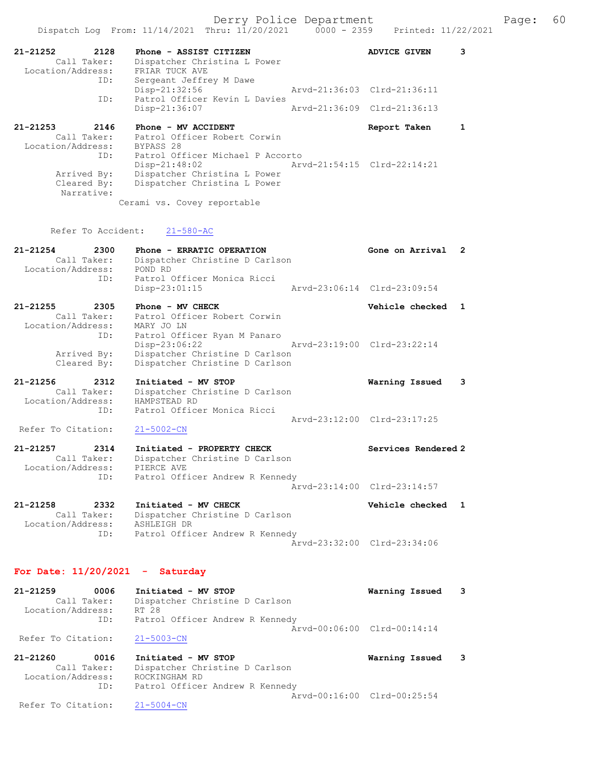Dispatch Log From: 11/14/2021 Thru: 11/20/2021 0000 - 2359 Printed: 11/22/2021

```
21-21252        2128    Phone - ASSIST CITIZEN                      ADVICE GIVEN        3
        Call Taker:     Dispatcher Christina L Power
  Location/Address:     FRIAR TUCK AVE
                ID:     Sergeant Jeffrey M Dawe
                        Disp-21:32:56                  Arvd-21:36:03  Clrd-21:36:11
                ID:     Patrol Officer Kevin L Davies
                        Disp-21:36:07                  Arvd-21:36:09  Clrd-21:36:13

21-21253        2146    Phone - MV ACCIDENT                         Report Taken        1
        Call Taker:     Patrol Officer Robert Corwin
  Location/Address:     BYPASS 28
                ID:     Patrol Officer Michael P Accorto
                        Disp-21:48:02                  Arvd-21:54:15  Clrd-22:14:21
        Arrived By:     Dispatcher Christina L Power
        Cleared By:     Dispatcher Christina L Power
         Narrative:
                      Cerami vs. Covey reportable

      Refer To Accident:    21-580-AC

21-21254        2300    Phone - ERRATIC OPERATION                   Gone on Arrival     2
        Call Taker:     Dispatcher Christine D Carlson
  Location/Address:     POND RD
                ID:     Patrol Officer Monica Ricci
                        Disp-23:01:15                  Arvd-23:06:14  Clrd-23:09:54

21-21255        2305    Phone - MV CHECK                            Vehicle checked     1
        Call Taker:     Patrol Officer Robert Corwin
  Location/Address:     MARY JO LN
                ID:     Patrol Officer Ryan M Panaro
                        Disp-23:06:22                  Arvd-23:19:00  Clrd-23:22:14
        Arrived By:     Dispatcher Christine D Carlson
        Cleared By:     Dispatcher Christine D Carlson

21-21256        2312    Initiated - MV STOP                         Warning Issued      3
        Call Taker:     Dispatcher Christine D Carlson
  Location/Address:     HAMPSTEAD RD
                ID:     Patrol Officer Monica Ricci
                                                       Arvd-23:12:00  Clrd-23:17:25
 Refer To Citation:     21-5002-CN

21-21257        2314    Initiated - PROPERTY CHECK                  Services Rendered   2
        Call Taker:     Dispatcher Christine D Carlson
  Location/Address:     PIERCE AVE
                ID:     Patrol Officer Andrew R Kennedy
                                                       Arvd-23:14:00  Clrd-23:14:57

21-21258        2332    Initiated - MV CHECK                        Vehicle checked     1
        Call Taker:     Dispatcher Christine D Carlson
  Location/Address:     ASHLEIGH DR
                ID:     Patrol Officer Andrew R Kennedy
                                                       Arvd-23:32:00  Clrd-23:34:06
```

## For Date: 11/20/2021 - Saturday

```
21-21259        0006    Initiated - MV STOP                         Warning Issued      3
        Call Taker:     Dispatcher Christine D Carlson
  Location/Address:     RT 28
                ID:     Patrol Officer Andrew R Kennedy
                                                       Arvd-00:06:00  Clrd-00:14:14
 Refer To Citation:     21-5003-CN

21-21260        0016    Initiated - MV STOP                         Warning Issued      3
        Call Taker:     Dispatcher Christine D Carlson
  Location/Address:     ROCKINGHAM RD
                ID:     Patrol Officer Andrew R Kennedy
                                                       Arvd-00:16:00  Clrd-00:25:54
 Refer To Citation:     21-5004-CN
```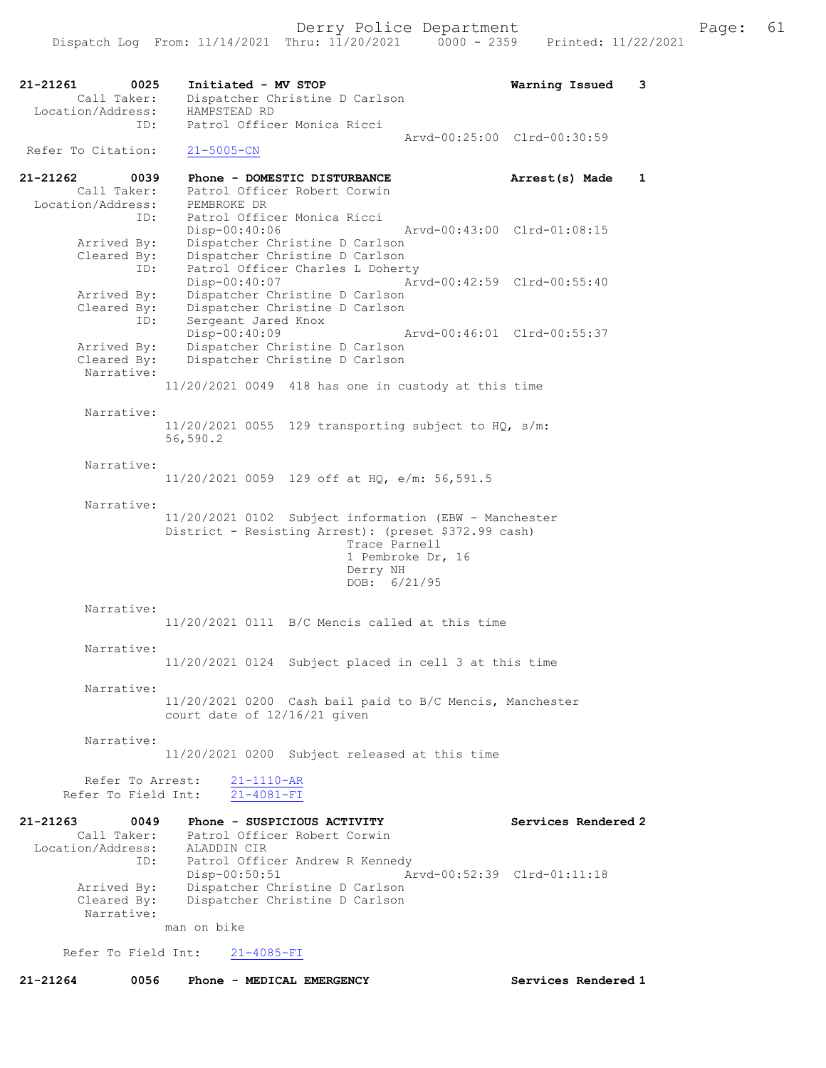21-21261 0025 **Initiated - MV STOP** **Warning Issued 3**
Call Taker: Dispatcher Christine D Carlson
Location/Address: HAMPSTEAD RD
ID: Patrol Officer Monica Ricci
Arvd-00:25:00 Clrd-00:30:59
Refer To Citation: 21-5005-CN

21-21262 0039 **Phone - DOMESTIC DISTURBANCE** **Arrest(s) Made 1**
Call Taker: Patrol Officer Robert Corwin
Location/Address: PEMBROKE DR
ID: Patrol Officer Monica Ricci
Disp-00:40:06 Arvd-00:43:00 Clrd-01:08:15
Arrived By: Dispatcher Christine D Carlson
Cleared By: Dispatcher Christine D Carlson
ID: Patrol Officer Charles L Doherty
Disp-00:40:07 Arvd-00:42:59 Clrd-00:55:40
Arrived By: Dispatcher Christine D Carlson
Cleared By: Dispatcher Christine D Carlson
ID: Sergeant Jared Knox
Disp-00:40:09 Arvd-00:46:01 Clrd-00:55:37
Arrived By: Dispatcher Christine D Carlson
Cleared By: Dispatcher Christine D Carlson
Narrative:
11/20/2021 0049 418 has one in custody at this time

Narrative:
11/20/2021 0055 129 transporting subject to HQ, s/m: 56,590.2

Narrative:
11/20/2021 0059 129 off at HQ, e/m: 56,591.5

Narrative:
11/20/2021 0102 Subject information (EBW - Manchester District - Resisting Arrest): (preset $372.99 cash)
Trace Parnell
1 Pembroke Dr, 16
Derry NH
DOB: 6/21/95

Narrative:
11/20/2021 0111 B/C Mencis called at this time

Narrative:
11/20/2021 0124 Subject placed in cell 3 at this time

Narrative:
11/20/2021 0200 Cash bail paid to B/C Mencis, Manchester court date of 12/16/21 given

Narrative:
11/20/2021 0200 Subject released at this time

Refer To Arrest: 21-1110-AR
Refer To Field Int: 21-4081-FI

21-21263 0049 **Phone - SUSPICIOUS ACTIVITY** **Services Rendered 2**
Call Taker: Patrol Officer Robert Corwin
Location/Address: ALADDIN CIR
ID: Patrol Officer Andrew R Kennedy
Disp-00:50:51 Arvd-00:52:39 Clrd-01:11:18
Arrived By: Dispatcher Christine D Carlson
Cleared By: Dispatcher Christine D Carlson
Narrative:
man on bike

Refer To Field Int: 21-4085-FI

21-21264 0056 **Phone - MEDICAL EMERGENCY** **Services Rendered 1**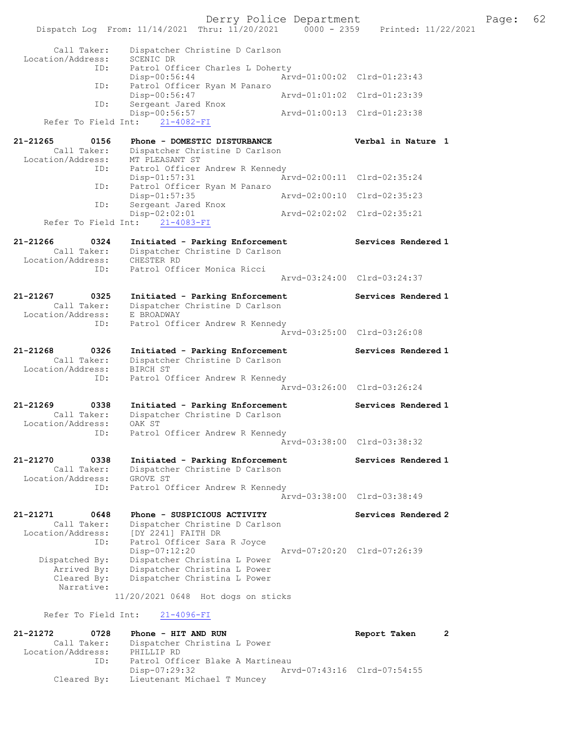```
        Call Taker:    Dispatcher Christine D Carlson
  Location/Address:    SCENIC DR
                ID:    Patrol Officer Charles L Doherty
                       Disp-00:56:44              Arvd-01:00:02  Clrd-01:23:43
                ID:    Patrol Officer Ryan M Panaro
                       Disp-00:56:47              Arvd-01:01:02  Clrd-01:23:39
                ID:    Sergeant Jared Knox
                       Disp-00:56:57              Arvd-01:00:13  Clrd-01:23:38
      Refer To Field Int:    21-4082-FI

21-21265        0156    Phone - DOMESTIC DISTURBANCE              Verbal in Nature  1
        Call Taker:    Dispatcher Christine D Carlson
  Location/Address:    MT PLEASANT ST
                ID:    Patrol Officer Andrew R Kennedy
                       Disp-01:57:31              Arvd-02:00:11  Clrd-02:35:24
                ID:    Patrol Officer Ryan M Panaro
                       Disp-01:57:35              Arvd-02:00:10  Clrd-02:35:23
                ID:    Sergeant Jared Knox
                       Disp-02:02:01              Arvd-02:02:02  Clrd-02:35:21
      Refer To Field Int:    21-4083-FI

21-21266        0324    Initiated - Parking Enforcement           Services Rendered 1
        Call Taker:    Dispatcher Christine D Carlson
  Location/Address:    CHESTER RD
                ID:    Patrol Officer Monica Ricci
                                                  Arvd-03:24:00  Clrd-03:24:37

21-21267        0325    Initiated - Parking Enforcement           Services Rendered 1
        Call Taker:    Dispatcher Christine D Carlson
  Location/Address:    E BROADWAY
                ID:    Patrol Officer Andrew R Kennedy
                                                  Arvd-03:25:00  Clrd-03:26:08

21-21268        0326    Initiated - Parking Enforcement           Services Rendered 1
        Call Taker:    Dispatcher Christine D Carlson
  Location/Address:    BIRCH ST
                ID:    Patrol Officer Andrew R Kennedy
                                                  Arvd-03:26:00  Clrd-03:26:24

21-21269        0338    Initiated - Parking Enforcement           Services Rendered 1
        Call Taker:    Dispatcher Christine D Carlson
  Location/Address:    OAK ST
                ID:    Patrol Officer Andrew R Kennedy
                                                  Arvd-03:38:00  Clrd-03:38:32

21-21270        0338    Initiated - Parking Enforcement           Services Rendered 1
        Call Taker:    Dispatcher Christine D Carlson
  Location/Address:    GROVE ST
                ID:    Patrol Officer Andrew R Kennedy
                                                  Arvd-03:38:00  Clrd-03:38:49

21-21271        0648    Phone - SUSPICIOUS ACTIVITY               Services Rendered 2
        Call Taker:    Dispatcher Christine D Carlson
  Location/Address:    [DY 2241] FAITH DR
                ID:    Patrol Officer Sara R Joyce
                       Disp-07:12:20              Arvd-07:20:20  Clrd-07:26:39
     Dispatched By:    Dispatcher Christina L Power
        Arrived By:    Dispatcher Christina L Power
        Cleared By:    Dispatcher Christina L Power
         Narrative:
                    11/20/2021 0648  Hot dogs on sticks

      Refer To Field Int:    21-4096-FI

21-21272        0728    Phone - HIT AND RUN                       Report Taken      2
        Call Taker:    Dispatcher Christina L Power
  Location/Address:    PHILLIP RD
                ID:    Patrol Officer Blake A Martineau
                       Disp-07:29:32              Arvd-07:43:16  Clrd-07:54:55
        Cleared By:    Lieutenant Michael T Muncey
```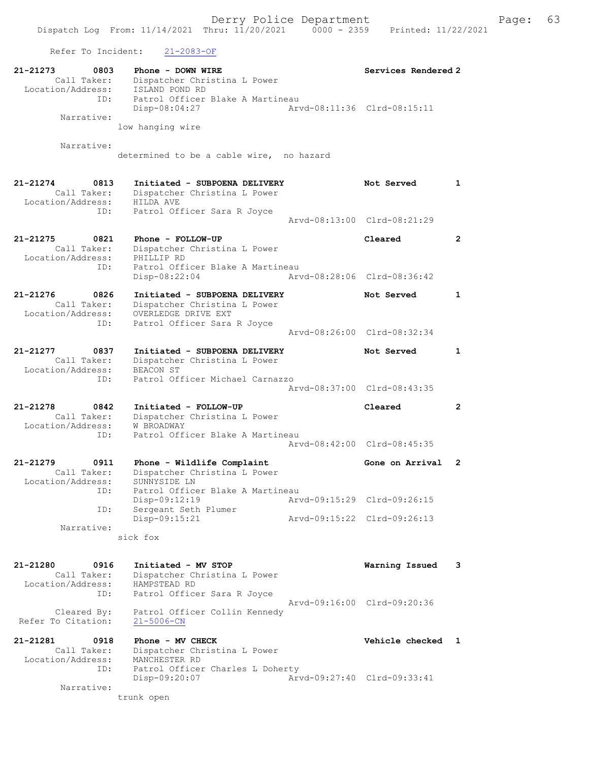Refer To Incident: 21-2083-OF

```
21-21273        0803    Phone - DOWN WIRE                          Services Rendered 2
        Call Taker:     Dispatcher Christina L Power
  Location/Address:     ISLAND POND RD
                ID:     Patrol Officer Blake A Martineau
                        Disp-08:04:27                  Arvd-08:11:36  Clrd-08:15:11
         Narrative:
                      low hanging wire

         Narrative:
                      determined to be a cable wire,  no hazard

21-21274        0813    Initiated - SUBPOENA DELIVERY              Not Served        1
        Call Taker:     Dispatcher Christina L Power
  Location/Address:     HILDA AVE
                ID:     Patrol Officer Sara R Joyce
                                                       Arvd-08:13:00  Clrd-08:21:29

21-21275        0821    Phone - FOLLOW-UP                          Cleared           2
        Call Taker:     Dispatcher Christina L Power
  Location/Address:     PHILLIP RD
                ID:     Patrol Officer Blake A Martineau
                        Disp-08:22:04                  Arvd-08:28:06  Clrd-08:36:42

21-21276        0826    Initiated - SUBPOENA DELIVERY              Not Served        1
        Call Taker:     Dispatcher Christina L Power
  Location/Address:     OVERLEDGE DRIVE EXT
                ID:     Patrol Officer Sara R Joyce
                                                       Arvd-08:26:00  Clrd-08:32:34

21-21277        0837    Initiated - SUBPOENA DELIVERY              Not Served        1
        Call Taker:     Dispatcher Christina L Power
  Location/Address:     BEACON ST
                ID:     Patrol Officer Michael Carnazzo
                                                       Arvd-08:37:00  Clrd-08:43:35

21-21278        0842    Initiated - FOLLOW-UP                      Cleared           2
        Call Taker:     Dispatcher Christina L Power
  Location/Address:     W BROADWAY
                ID:     Patrol Officer Blake A Martineau
                                                       Arvd-08:42:00  Clrd-08:45:35

21-21279        0911    Phone - Wildlife Complaint                 Gone on Arrival   2
        Call Taker:     Dispatcher Christina L Power
  Location/Address:     SUNNYSIDE LN
                ID:     Patrol Officer Blake A Martineau
                        Disp-09:12:19                  Arvd-09:15:29  Clrd-09:26:15
                ID:     Sergeant Seth Plumer
                        Disp-09:15:21                  Arvd-09:15:22  Clrd-09:26:13
         Narrative:
                      sick fox

21-21280        0916    Initiated - MV STOP                        Warning Issued    3
        Call Taker:     Dispatcher Christina L Power
  Location/Address:     HAMPSTEAD RD
                ID:     Patrol Officer Sara R Joyce
                                                       Arvd-09:16:00  Clrd-09:20:36
        Cleared By:     Patrol Officer Collin Kennedy
 Refer To Citation:     21-5006-CN

21-21281        0918    Phone - MV CHECK                           Vehicle checked   1
        Call Taker:     Dispatcher Christina L Power
  Location/Address:     MANCHESTER RD
                ID:     Patrol Officer Charles L Doherty
                        Disp-09:20:07                  Arvd-09:27:40  Clrd-09:33:41
         Narrative:
                      trunk open
```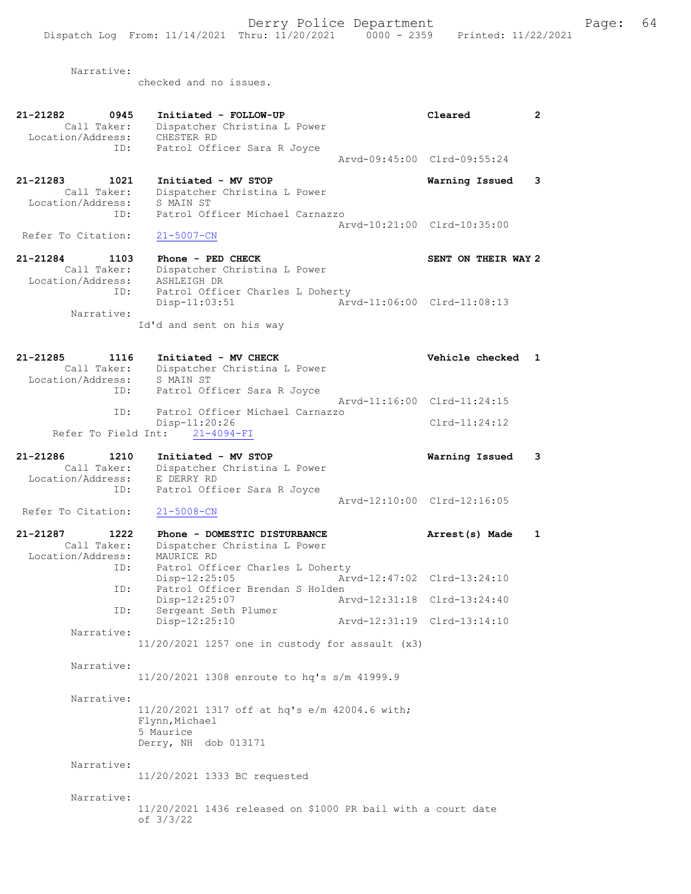Narrative:
checked and no issues.

```
21-21282       0945    Initiated - FOLLOW-UP                        Cleared          2
        Call Taker:    Dispatcher Christina L Power
  Location/Address:    CHESTER RD
               ID:     Patrol Officer Sara R Joyce
                                                   Arvd-09:45:00  Clrd-09:55:24

21-21283       1021    Initiated - MV STOP                          Warning Issued   3
        Call Taker:    Dispatcher Christina L Power
  Location/Address:    S MAIN ST
               ID:     Patrol Officer Michael Carnazzo
                                                   Arvd-10:21:00  Clrd-10:35:00
 Refer To Citation:    21-5007-CN

21-21284       1103    Phone - PED CHECK                            SENT ON THEIR WAY 2
        Call Taker:    Dispatcher Christina L Power
  Location/Address:    ASHLEIGH DR
               ID:     Patrol Officer Charles L Doherty
                       Disp-11:03:51               Arvd-11:06:00  Clrd-11:08:13
         Narrative:
                       Id'd and sent on his way

21-21285       1116    Initiated - MV CHECK                         Vehicle checked  1
        Call Taker:    Dispatcher Christina L Power
  Location/Address:    S MAIN ST
               ID:     Patrol Officer Sara R Joyce
                                                   Arvd-11:16:00  Clrd-11:24:15
               ID:     Patrol Officer Michael Carnazzo
                       Disp-11:20:26                              Clrd-11:24:12
   Refer To Field Int:    21-4094-FI

21-21286       1210    Initiated - MV STOP                          Warning Issued   3
        Call Taker:    Dispatcher Christina L Power
  Location/Address:    E DERRY RD
               ID:     Patrol Officer Sara R Joyce
                                                   Arvd-12:10:00  Clrd-12:16:05
 Refer To Citation:    21-5008-CN

21-21287       1222    Phone - DOMESTIC DISTURBANCE                 Arrest(s) Made   1
        Call Taker:    Dispatcher Christina L Power
  Location/Address:    MAURICE RD
               ID:     Patrol Officer Charles L Doherty
                       Disp-12:25:05               Arvd-12:47:02  Clrd-13:24:10
               ID:     Patrol Officer Brendan S Holden
                       Disp-12:25:07               Arvd-12:31:18  Clrd-13:24:40
               ID:     Sergeant Seth Plumer
                       Disp-12:25:10               Arvd-12:31:19  Clrd-13:14:10
         Narrative:
                       11/20/2021 1257 one in custody for assault (x3)

         Narrative:
                       11/20/2021 1308 enroute to hq's s/m 41999.9

         Narrative:
                       11/20/2021 1317 off at hq's e/m 42004.6 with;
                       Flynn,Michael
                       5 Maurice
                       Derry, NH  dob 013171

         Narrative:
                       11/20/2021 1333 BC requested

         Narrative:
                       11/20/2021 1436 released on $1000 PR bail with a court date
                       of 3/3/22
```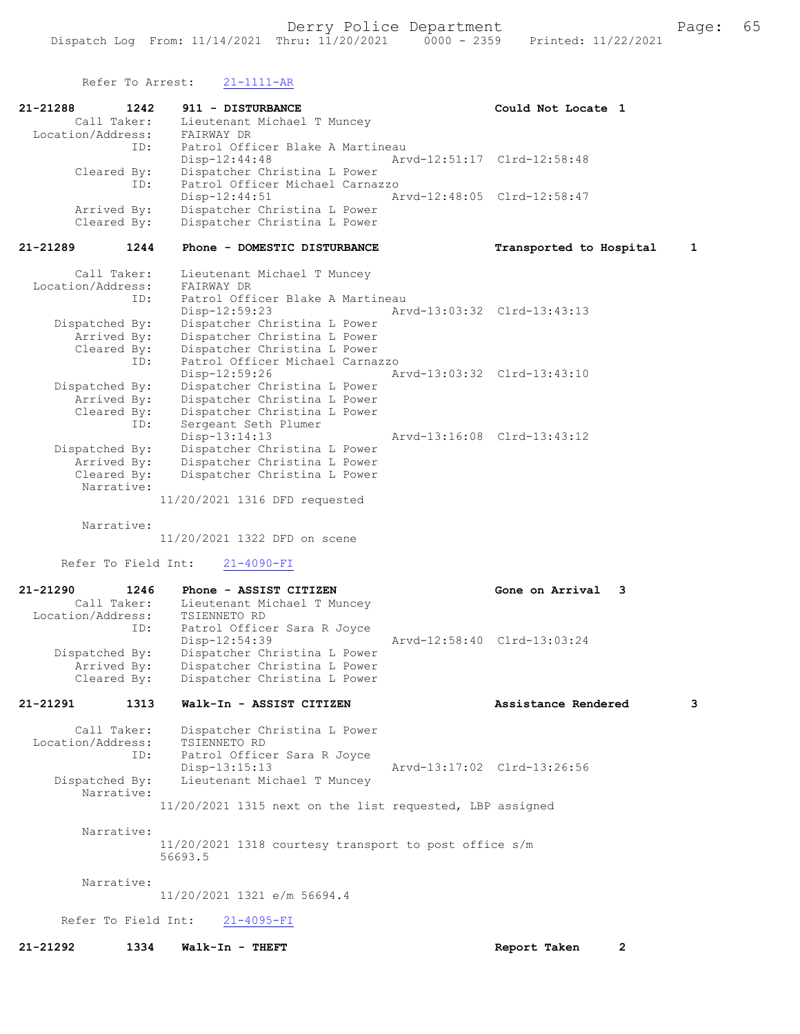Refer To Arrest: 21-1111-AR

**21-21288 1242 911 - DISTURBANCE** Could Not Locate 1

Call Taker: Lieutenant Michael T Muncey
Location/Address: FAIRWAY DR
ID: Patrol Officer Blake A Martineau
Disp-12:44:48 Arvd-12:51:17 Clrd-12:58:48
Cleared By: Dispatcher Christina L Power
ID: Patrol Officer Michael Carnazzo
Disp-12:44:51 Arvd-12:48:05 Clrd-12:58:47
Arrived By: Dispatcher Christina L Power
Cleared By: Dispatcher Christina L Power

**21-21289 1244 Phone - DOMESTIC DISTURBANCE** Transported to Hospital 1

Call Taker: Lieutenant Michael T Muncey
Location/Address: FAIRWAY DR
ID: Patrol Officer Blake A Martineau
Disp-12:59:23 Arvd-13:03:32 Clrd-13:43:13
Dispatched By: Dispatcher Christina L Power
Arrived By: Dispatcher Christina L Power
Cleared By: Dispatcher Christina L Power
ID: Patrol Officer Michael Carnazzo
Disp-12:59:26 Arvd-13:03:32 Clrd-13:43:10
Dispatched By: Dispatcher Christina L Power
Arrived By: Dispatcher Christina L Power
Cleared By: Dispatcher Christina L Power
ID: Sergeant Seth Plumer
Disp-13:14:13 Arvd-13:16:08 Clrd-13:43:12
Dispatched By: Dispatcher Christina L Power
Arrived By: Dispatcher Christina L Power
Cleared By: Dispatcher Christina L Power
Narrative:
11/20/2021 1316 DFD requested

Narrative:
11/20/2021 1322 DFD on scene

Refer To Field Int: 21-4090-FI

**21-21290 1246 Phone - ASSIST CITIZEN** Gone on Arrival 3

Call Taker: Lieutenant Michael T Muncey
Location/Address: TSIENNETO RD
ID: Patrol Officer Sara R Joyce
Disp-12:54:39 Arvd-12:58:40 Clrd-13:03:24
Dispatched By: Dispatcher Christina L Power
Arrived By: Dispatcher Christina L Power
Cleared By: Dispatcher Christina L Power

**21-21291 1313 Walk-In - ASSIST CITIZEN** Assistance Rendered 3

Call Taker: Dispatcher Christina L Power
Location/Address: TSIENNETO RD
ID: Patrol Officer Sara R Joyce
Disp-13:15:13 Arvd-13:17:02 Clrd-13:26:56
Dispatched By: Lieutenant Michael T Muncey
Narrative:
11/20/2021 1315 next on the list requested, LBP assigned

Narrative:
11/20/2021 1318 courtesy transport to post office s/m 56693.5

Narrative:
11/20/2021 1321 e/m 56694.4

Refer To Field Int: 21-4095-FI

**21-21292 1334 Walk-In - THEFT** Report Taken 2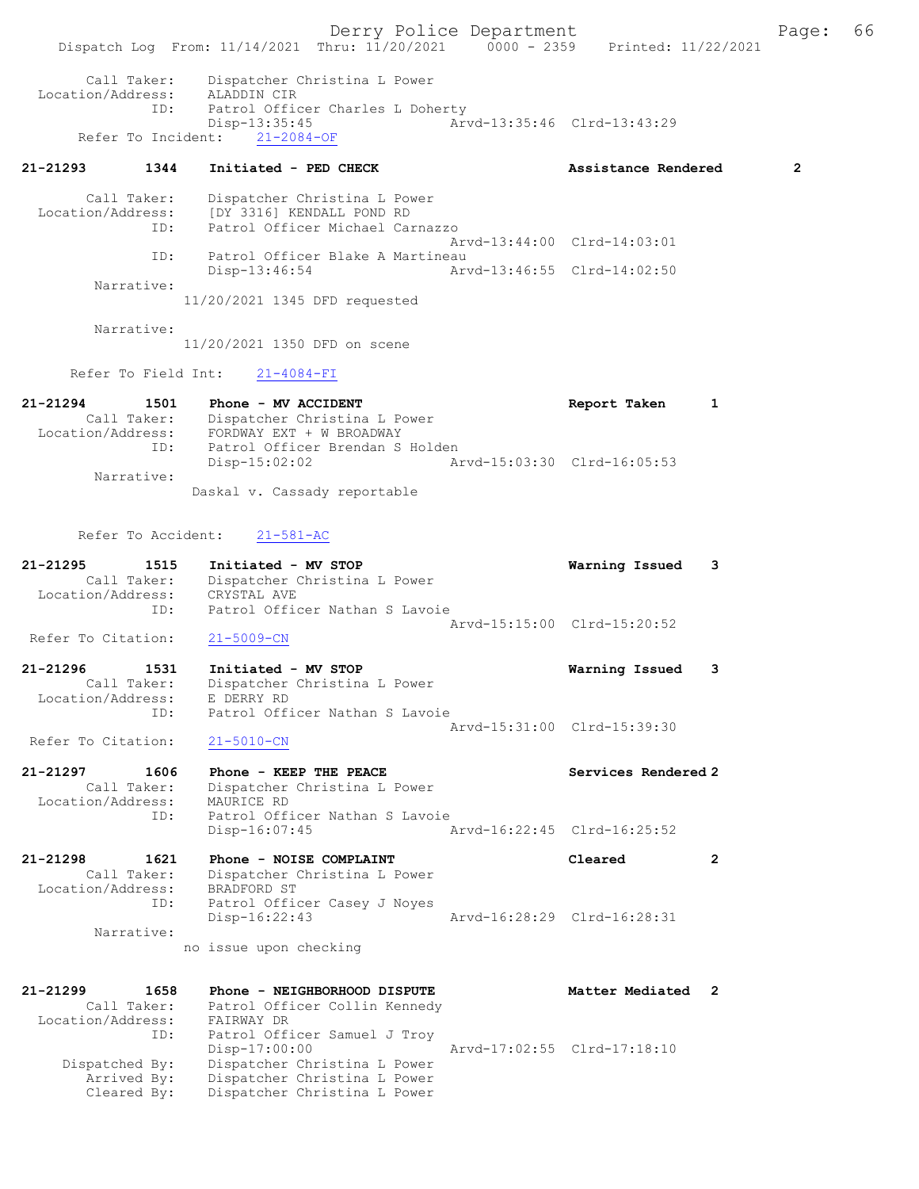```
        Call Taker:    Dispatcher Christina L Power
  Location/Address:    ALADDIN CIR
                ID:    Patrol Officer Charles L Doherty
                       Disp-13:35:45                 Arvd-13:35:46  Clrd-13:43:29
      Refer To Incident:    21-2084-OF

21-21293        1344    Initiated - PED CHECK                    Assistance Rendered        2

        Call Taker:    Dispatcher Christina L Power
  Location/Address:    [DY 3316] KENDALL POND RD
                ID:    Patrol Officer Michael Carnazzo
                                                     Arvd-13:44:00  Clrd-14:03:01
                ID:    Patrol Officer Blake A Martineau
                       Disp-13:46:54                 Arvd-13:46:55  Clrd-14:02:50
         Narrative:
                     11/20/2021 1345 DFD requested

         Narrative:
                     11/20/2021 1350 DFD on scene

      Refer To Field Int:    21-4084-FI

21-21294        1501    Phone - MV ACCIDENT                      Report Taken       1
        Call Taker:    Dispatcher Christina L Power
  Location/Address:    FORDWAY EXT + W BROADWAY
                ID:    Patrol Officer Brendan S Holden
                       Disp-15:02:02                 Arvd-15:03:30  Clrd-16:05:53
         Narrative:
                      Daskal v. Cassady reportable

      Refer To Accident:    21-581-AC

21-21295        1515    Initiated - MV STOP                      Warning Issued     3
        Call Taker:    Dispatcher Christina L Power
  Location/Address:    CRYSTAL AVE
                ID:    Patrol Officer Nathan S Lavoie
                                                     Arvd-15:15:00  Clrd-15:20:52
  Refer To Citation:    21-5009-CN

21-21296        1531    Initiated - MV STOP                      Warning Issued     3
        Call Taker:    Dispatcher Christina L Power
  Location/Address:    E DERRY RD
                ID:    Patrol Officer Nathan S Lavoie
                                                     Arvd-15:31:00  Clrd-15:39:30
  Refer To Citation:    21-5010-CN

21-21297        1606    Phone - KEEP THE PEACE                   Services Rendered 2
        Call Taker:    Dispatcher Christina L Power
  Location/Address:    MAURICE RD
                ID:    Patrol Officer Nathan S Lavoie
                       Disp-16:07:45                 Arvd-16:22:45  Clrd-16:25:52

21-21298        1621    Phone - NOISE COMPLAINT                  Cleared            2
        Call Taker:    Dispatcher Christina L Power
  Location/Address:    BRADFORD ST
                ID:    Patrol Officer Casey J Noyes
                       Disp-16:22:43                 Arvd-16:28:29  Clrd-16:28:31
         Narrative:
                     no issue upon checking

21-21299        1658    Phone - NEIGHBORHOOD DISPUTE             Matter Mediated  2
        Call Taker:    Patrol Officer Collin Kennedy
  Location/Address:    FAIRWAY DR
                ID:    Patrol Officer Samuel J Troy
                       Disp-17:00:00                 Arvd-17:02:55  Clrd-17:18:10
     Dispatched By:    Dispatcher Christina L Power
        Arrived By:    Dispatcher Christina L Power
        Cleared By:    Dispatcher Christina L Power
```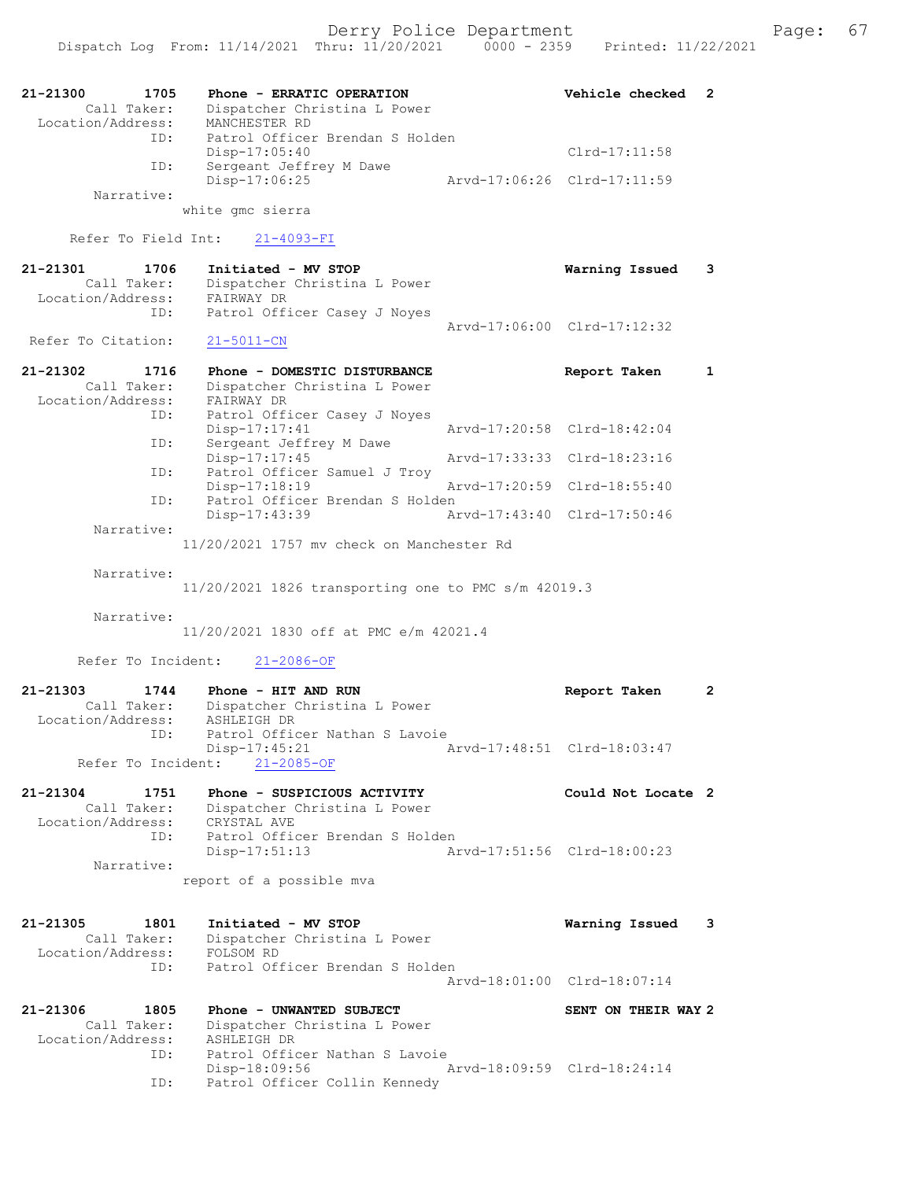```
21-21300        1705    Phone - ERRATIC OPERATION                   Vehicle checked  2
         Call Taker:    Dispatcher Christina L Power
   Location/Address:    MANCHESTER RD
                ID:     Patrol Officer Brendan S Holden
                        Disp-17:05:40                               Clrd-17:11:58
                ID:     Sergeant Jeffrey M Dawe
                        Disp-17:06:25              Arvd-17:06:26    Clrd-17:11:59
         Narrative:
                     white gmc sierra

       Refer To Field Int:     21-4093-FI

21-21301        1706    Initiated - MV STOP                         Warning Issued   3
         Call Taker:    Dispatcher Christina L Power
   Location/Address:    FAIRWAY DR
                ID:     Patrol Officer Casey J Noyes
                                                   Arvd-17:06:00    Clrd-17:12:32
  Refer To Citation:    21-5011-CN

21-21302        1716    Phone - DOMESTIC DISTURBANCE                Report Taken     1
         Call Taker:    Dispatcher Christina L Power
   Location/Address:    FAIRWAY DR
                ID:     Patrol Officer Casey J Noyes
                        Disp-17:17:41              Arvd-17:20:58    Clrd-18:42:04
                ID:     Sergeant Jeffrey M Dawe
                        Disp-17:17:45              Arvd-17:33:33    Clrd-18:23:16
                ID:     Patrol Officer Samuel J Troy
                        Disp-17:18:19              Arvd-17:20:59    Clrd-18:55:40
                ID:     Patrol Officer Brendan S Holden
                        Disp-17:43:39              Arvd-17:43:40    Clrd-17:50:46
         Narrative:
                     11/20/2021 1757 mv check on Manchester Rd

         Narrative:
                     11/20/2021 1826 transporting one to PMC s/m 42019.3

         Narrative:
                     11/20/2021 1830 off at PMC e/m 42021.4

       Refer To Incident:     21-2086-OF

21-21303        1744    Phone - HIT AND RUN                         Report Taken     2
         Call Taker:    Dispatcher Christina L Power
   Location/Address:    ASHLEIGH DR
                ID:     Patrol Officer Nathan S Lavoie
                        Disp-17:45:21              Arvd-17:48:51    Clrd-18:03:47
       Refer To Incident:     21-2085-OF

21-21304        1751    Phone - SUSPICIOUS ACTIVITY                 Could Not Locate 2
         Call Taker:    Dispatcher Christina L Power
   Location/Address:    CRYSTAL AVE
                ID:     Patrol Officer Brendan S Holden
                        Disp-17:51:13              Arvd-17:51:56    Clrd-18:00:23
         Narrative:
                     report of a possible mva

21-21305        1801    Initiated - MV STOP                         Warning Issued   3
         Call Taker:    Dispatcher Christina L Power
   Location/Address:    FOLSOM RD
                ID:     Patrol Officer Brendan S Holden
                                                   Arvd-18:01:00    Clrd-18:07:14

21-21306        1805    Phone - UNWANTED SUBJECT                    SENT ON THEIR WAY 2
         Call Taker:    Dispatcher Christina L Power
   Location/Address:    ASHLEIGH DR
                ID:     Patrol Officer Nathan S Lavoie
                        Disp-18:09:56              Arvd-18:09:59    Clrd-18:24:14
                ID:     Patrol Officer Collin Kennedy
```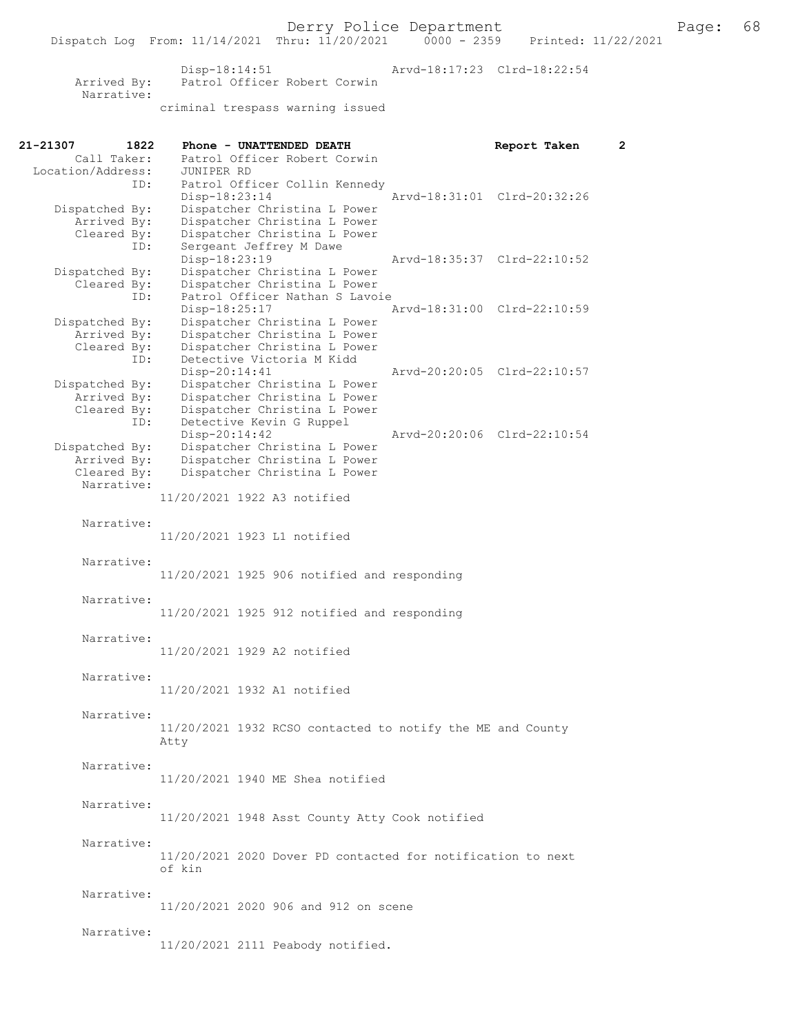```
              Disp-18:14:51                   Arvd-18:17:23  Clrd-18:22:54
      Arrived By:   Patrol Officer Robert Corwin
       Narrative:
                    criminal trespass warning issued

21-21307        1822    Phone - UNATTENDED DEATH                    Report Taken       2
        Call Taker:     Patrol Officer Robert Corwin
  Location/Address:     JUNIPER RD
                ID:     Patrol Officer Collin Kennedy
                        Disp-18:23:14                 Arvd-18:31:01  Clrd-20:32:26
    Dispatched By:      Dispatcher Christina L Power
       Arrived By:      Dispatcher Christina L Power
       Cleared By:      Dispatcher Christina L Power
               ID:      Sergeant Jeffrey M Dawe
                        Disp-18:23:19                 Arvd-18:35:37  Clrd-22:10:52
    Dispatched By:      Dispatcher Christina L Power
       Cleared By:      Dispatcher Christina L Power
               ID:      Patrol Officer Nathan S Lavoie
                        Disp-18:25:17                 Arvd-18:31:00  Clrd-22:10:59
    Dispatched By:      Dispatcher Christina L Power
       Arrived By:      Dispatcher Christina L Power
       Cleared By:      Dispatcher Christina L Power
               ID:      Detective Victoria M Kidd
                        Disp-20:14:41                 Arvd-20:20:05  Clrd-22:10:57
    Dispatched By:      Dispatcher Christina L Power
       Arrived By:      Dispatcher Christina L Power
       Cleared By:      Dispatcher Christina L Power
               ID:      Detective Kevin G Ruppel
                        Disp-20:14:42                 Arvd-20:20:06  Clrd-22:10:54
    Dispatched By:      Dispatcher Christina L Power
       Arrived By:      Dispatcher Christina L Power
       Cleared By:      Dispatcher Christina L Power
        Narrative:
                        11/20/2021 1922 A3 notified

        Narrative:
                        11/20/2021 1923 L1 notified

        Narrative:
                        11/20/2021 1925 906 notified and responding

        Narrative:
                        11/20/2021 1925 912 notified and responding

        Narrative:
                        11/20/2021 1929 A2 notified

        Narrative:
                        11/20/2021 1932 A1 notified

        Narrative:
                        11/20/2021 1932 RCSO contacted to notify the ME and County
                        Atty

        Narrative:
                        11/20/2021 1940 ME Shea notified

        Narrative:
                        11/20/2021 1948 Asst County Atty Cook notified

        Narrative:
                        11/20/2021 2020 Dover PD contacted for notification to next
                        of kin

        Narrative:
                        11/20/2021 2020 906 and 912 on scene

        Narrative:
                        11/20/2021 2111 Peabody notified.
```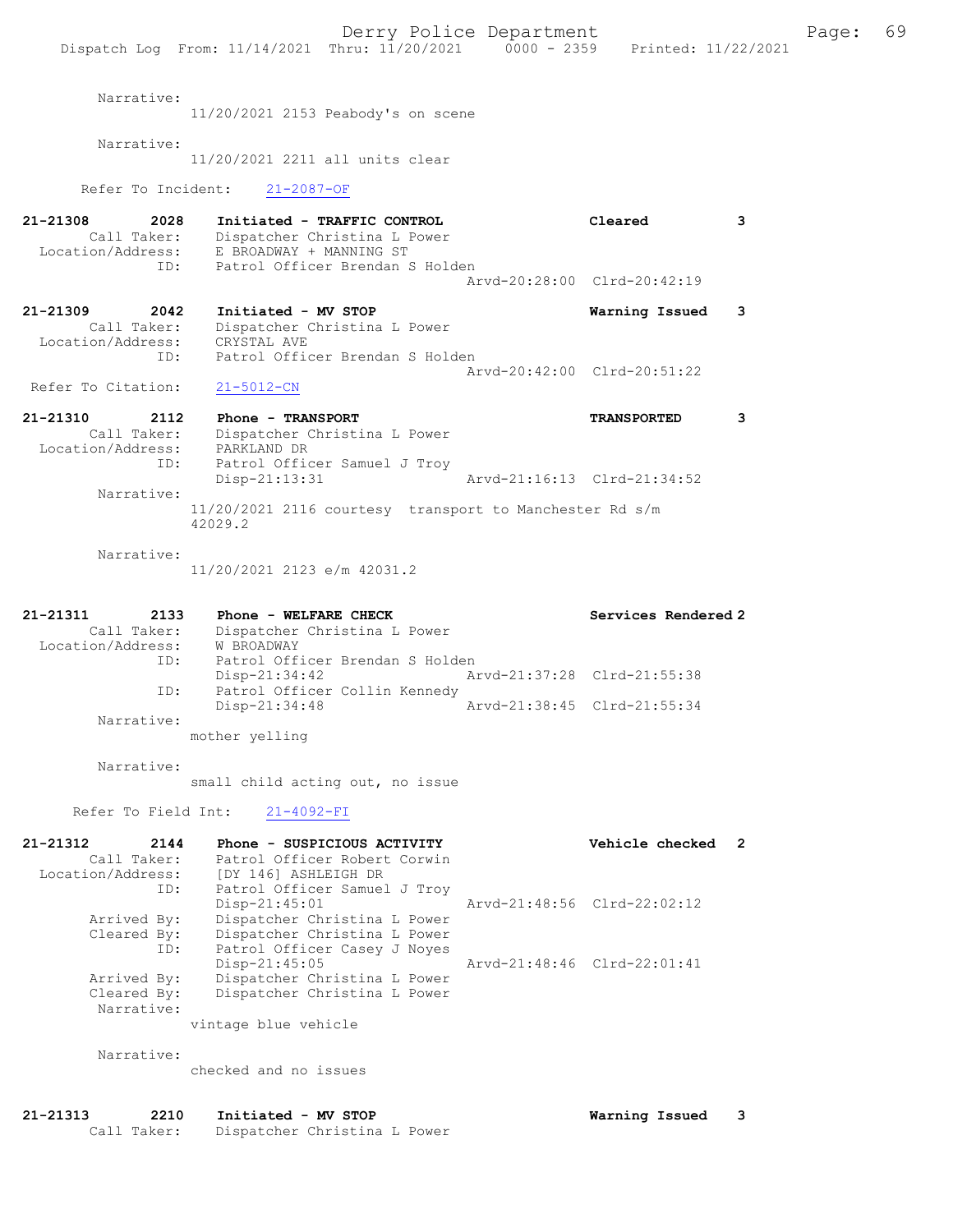Narrative:
11/20/2021 2153 Peabody's on scene

Narrative:
11/20/2021 2211 all units clear

Refer To Incident: 21-2087-OF

**21-21308 2028 Initiated - TRAFFIC CONTROL — Cleared 3**
Call Taker: Dispatcher Christina L Power
Location/Address: E BROADWAY + MANNING ST
ID: Patrol Officer Brendan S Holden
Arvd-20:28:00 Clrd-20:42:19

**21-21309 2042 Initiated - MV STOP — Warning Issued 3**
Call Taker: Dispatcher Christina L Power
Location/Address: CRYSTAL AVE
ID: Patrol Officer Brendan S Holden
Arvd-20:42:00 Clrd-20:51:22
Refer To Citation: 21-5012-CN

**21-21310 2112 Phone - TRANSPORT — TRANSPORTED 3**
Call Taker: Dispatcher Christina L Power
Location/Address: PARKLAND DR
ID: Patrol Officer Samuel J Troy
Disp-21:13:31 Arvd-21:16:13 Clrd-21:34:52
Narrative:
11/20/2021 2116 courtesy transport to Manchester Rd s/m 42029.2

Narrative:
11/20/2021 2123 e/m 42031.2

**21-21311 2133 Phone - WELFARE CHECK — Services Rendered 2**
Call Taker: Dispatcher Christina L Power
Location/Address: W BROADWAY
ID: Patrol Officer Brendan S Holden
Disp-21:34:42 Arvd-21:37:28 Clrd-21:55:38
ID: Patrol Officer Collin Kennedy
Disp-21:34:48 Arvd-21:38:45 Clrd-21:55:34
Narrative:
mother yelling

Narrative:
small child acting out, no issue

Refer To Field Int: 21-4092-FI

**21-21312 2144 Phone - SUSPICIOUS ACTIVITY — Vehicle checked 2**
Call Taker: Patrol Officer Robert Corwin
Location/Address: [DY 146] ASHLEIGH DR
ID: Patrol Officer Samuel J Troy
Disp-21:45:01 Arvd-21:48:56 Clrd-22:02:12
Arrived By: Dispatcher Christina L Power
Cleared By: Dispatcher Christina L Power
ID: Patrol Officer Casey J Noyes
Disp-21:45:05 Arvd-21:48:46 Clrd-22:01:41
Arrived By: Dispatcher Christina L Power
Cleared By: Dispatcher Christina L Power
Narrative:
vintage blue vehicle

Narrative:
checked and no issues

**21-21313 2210 Initiated - MV STOP — Warning Issued 3**
Call Taker: Dispatcher Christina L Power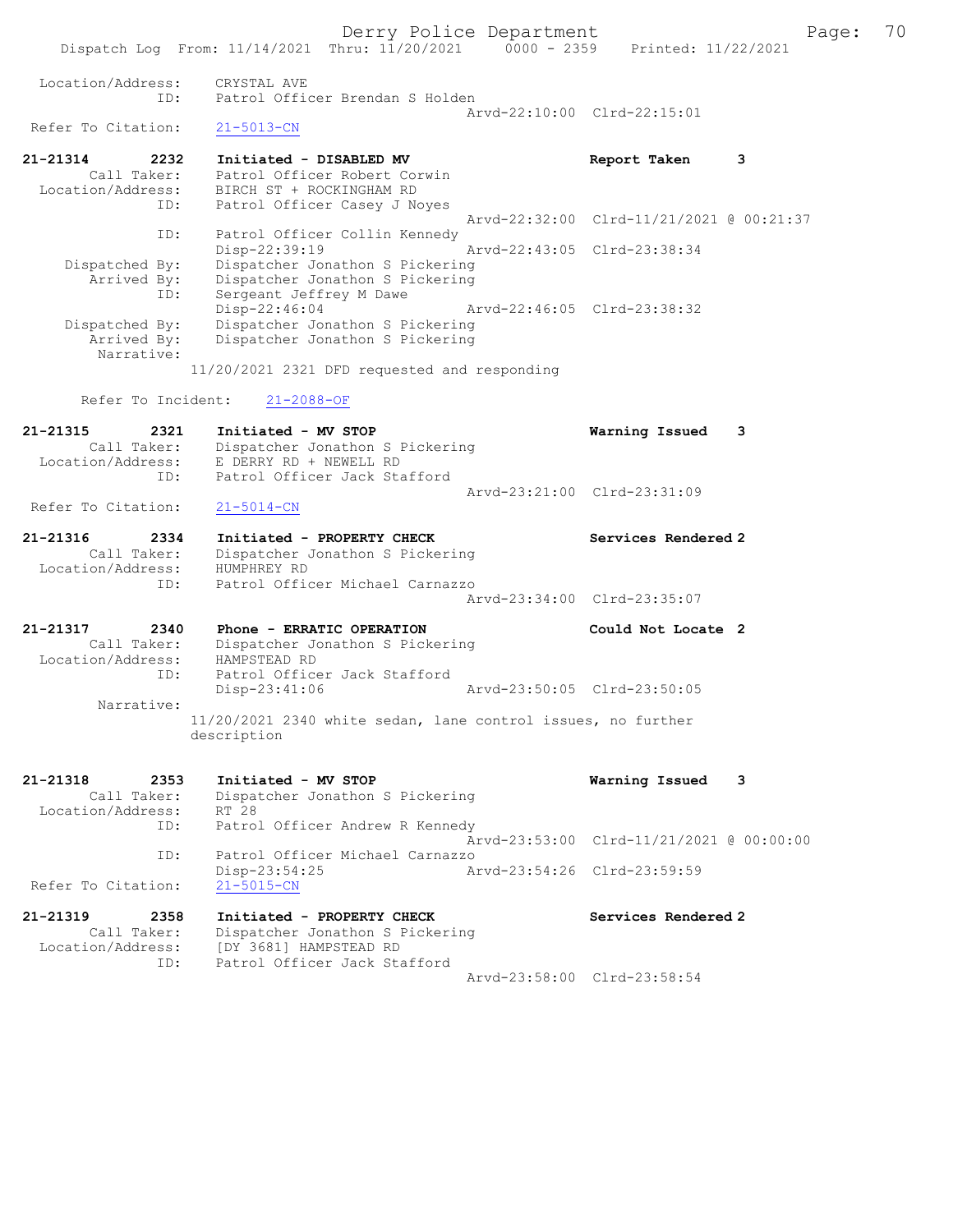```
 Location/Address:    CRYSTAL AVE
               ID:    Patrol Officer Brendan S Holden
                                                 Arvd-22:10:00  Clrd-22:15:01
 Refer To Citation:   21-5013-CN

21-21314       2232   Initiated - DISABLED MV                     Report Taken     3
        Call Taker:   Patrol Officer Robert Corwin
  Location/Address:   BIRCH ST + ROCKINGHAM RD
               ID:    Patrol Officer Casey J Noyes
                                                 Arvd-22:32:00  Clrd-11/21/2021 @ 00:21:37
               ID:    Patrol Officer Collin Kennedy
                      Disp-22:39:19              Arvd-22:43:05  Clrd-23:38:34
     Dispatched By:   Dispatcher Jonathon S Pickering
        Arrived By:   Dispatcher Jonathon S Pickering
               ID:    Sergeant Jeffrey M Dawe
                      Disp-22:46:04              Arvd-22:46:05  Clrd-23:38:32
     Dispatched By:   Dispatcher Jonathon S Pickering
        Arrived By:   Dispatcher Jonathon S Pickering
         Narrative:
                    11/20/2021 2321 DFD requested and responding

       Refer To Incident:    21-2088-OF

21-21315       2321   Initiated - MV STOP                         Warning Issued    3
        Call Taker:   Dispatcher Jonathon S Pickering
  Location/Address:   E DERRY RD + NEWELL RD
               ID:    Patrol Officer Jack Stafford
                                                 Arvd-23:21:00  Clrd-23:31:09
 Refer To Citation:   21-5014-CN

21-21316       2334   Initiated - PROPERTY CHECK                  Services Rendered 2
        Call Taker:   Dispatcher Jonathon S Pickering
  Location/Address:   HUMPHREY RD
               ID:    Patrol Officer Michael Carnazzo
                                                 Arvd-23:34:00  Clrd-23:35:07

21-21317       2340   Phone - ERRATIC OPERATION                   Could Not Locate  2
        Call Taker:   Dispatcher Jonathon S Pickering
  Location/Address:   HAMPSTEAD RD
               ID:    Patrol Officer Jack Stafford
                      Disp-23:41:06              Arvd-23:50:05  Clrd-23:50:05
         Narrative:
                    11/20/2021 2340 white sedan, lane control issues, no further
                    description

21-21318       2353   Initiated - MV STOP                         Warning Issued    3
        Call Taker:   Dispatcher Jonathon S Pickering
  Location/Address:   RT 28
               ID:    Patrol Officer Andrew R Kennedy
                                                 Arvd-23:53:00  Clrd-11/21/2021 @ 00:00:00
               ID:    Patrol Officer Michael Carnazzo
                      Disp-23:54:25              Arvd-23:54:26  Clrd-23:59:59
 Refer To Citation:   21-5015-CN

21-21319       2358   Initiated - PROPERTY CHECK                  Services Rendered 2
        Call Taker:   Dispatcher Jonathon S Pickering
  Location/Address:   [DY 3681] HAMPSTEAD RD
               ID:    Patrol Officer Jack Stafford
                                                 Arvd-23:58:00  Clrd-23:58:54
```